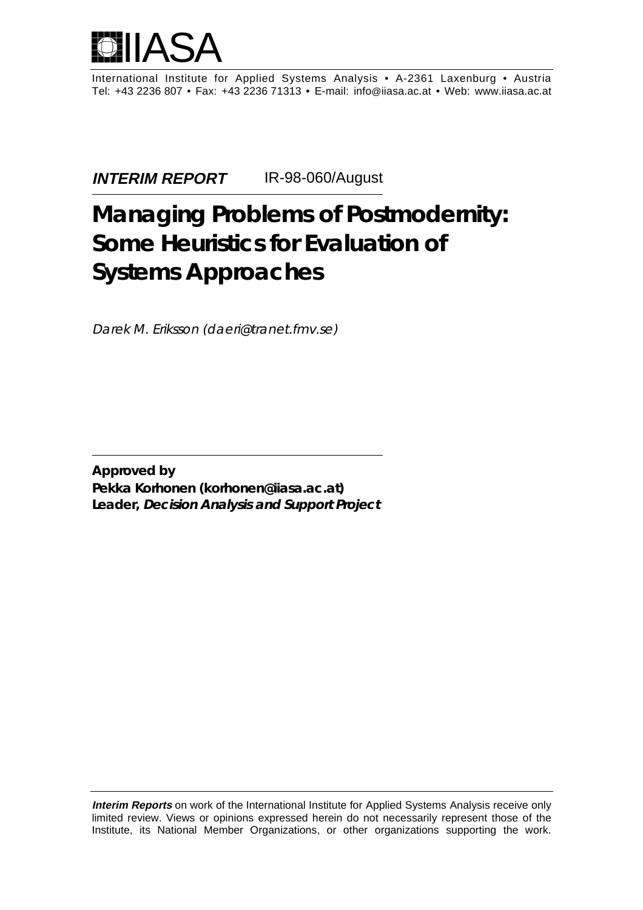# IIASA

International Institute for Applied Systems Analysis • A-2361 Laxenburg • Austria
Tel: +43 2236 807 • Fax: +43 2236 71313 • E-mail: info@iiasa.ac.at • Web: www.iiasa.ac.at

***INTERIM REPORT*** IR-98-060/August

# Managing Problems of Postmodernity: Some Heuristics for Evaluation of Systems Approaches

*Darek M. Eriksson (daeri@tranet.fmv.se)*

**Approved by**
**Pekka Korhonen (korhonen@iiasa.ac.at)**
**Leader, *Decision Analysis and Support Project***

***Interim Reports*** on work of the International Institute for Applied Systems Analysis receive only limited review. Views or opinions expressed herein do not necessarily represent those of the Institute, its National Member Organizations, or other organizations supporting the work.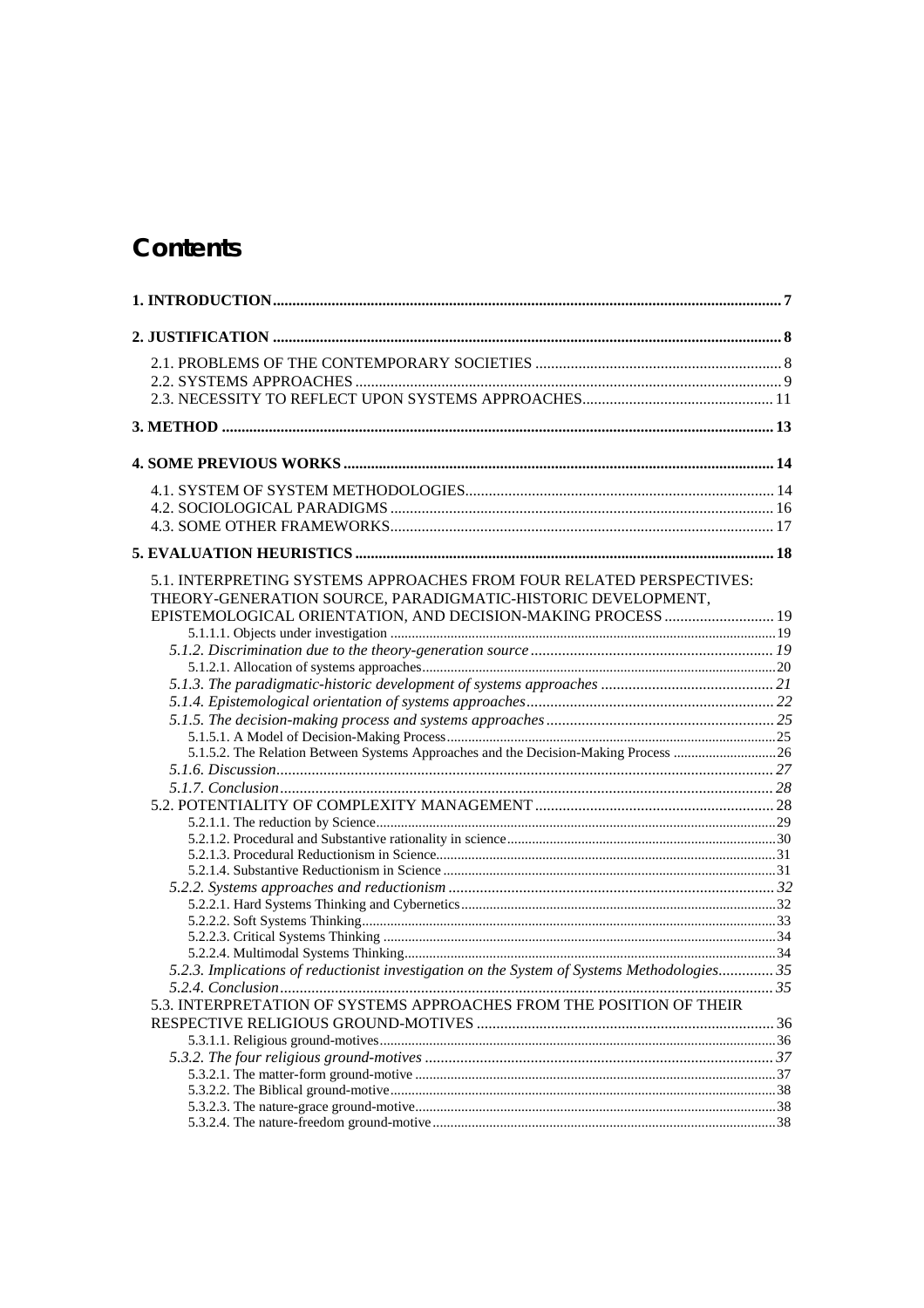# Contents

**1. INTRODUCTION** ..... 7

**2. JUSTIFICATION** ..... 8

- 2.1. PROBLEMS OF THE CONTEMPORARY SOCIETIES ..... 8
- 2.2. SYSTEMS APPROACHES ..... 9
- 2.3. NECESSITY TO REFLECT UPON SYSTEMS APPROACHES ..... 11

**3. METHOD** ..... 13

**4. SOME PREVIOUS WORKS** ..... 14

- 4.1. SYSTEM OF SYSTEM METHODOLOGIES ..... 14
- 4.2. SOCIOLOGICAL PARADIGMS ..... 16
- 4.3. SOME OTHER FRAMEWORKS ..... 17

**5. EVALUATION HEURISTICS** ..... 18

- 5.1. INTERPRETING SYSTEMS APPROACHES FROM FOUR RELATED PERSPECTIVES: THEORY-GENERATION SOURCE, PARADIGMATIC-HISTORIC DEVELOPMENT, EPISTEMOLOGICAL ORIENTATION, AND DECISION-MAKING PROCESS ..... 19
  - 5.1.1.1. Objects under investigation ..... 19
  - *5.1.2. Discrimination due to the theory-generation source* ..... 19
    - 5.1.2.1. Allocation of systems approaches ..... 20
  - *5.1.3. The paradigmatic-historic development of systems approaches* ..... 21
  - *5.1.4. Epistemological orientation of systems approaches* ..... 22
  - *5.1.5. The decision-making process and systems approaches* ..... 25
    - 5.1.5.1. A Model of Decision-Making Process ..... 25
    - 5.1.5.2. The Relation Between Systems Approaches and the Decision-Making Process ..... 26
  - *5.1.6. Discussion* ..... 27
  - *5.1.7. Conclusion* ..... 28
- 5.2. POTENTIALITY OF COMPLEXITY MANAGEMENT ..... 28
  - 5.2.1.1. The reduction by Science ..... 29
  - 5.2.1.2. Procedural and Substantive rationality in science ..... 30
  - 5.2.1.3. Procedural Reductionism in Science ..... 31
  - 5.2.1.4. Substantive Reductionism in Science ..... 31
  - *5.2.2. Systems approaches and reductionism* ..... 32
    - 5.2.2.1. Hard Systems Thinking and Cybernetics ..... 32
    - 5.2.2.2. Soft Systems Thinking ..... 33
    - 5.2.2.3. Critical Systems Thinking ..... 34
    - 5.2.2.4. Multimodal Systems Thinking ..... 34
  - *5.2.3. Implications of reductionist investigation on the System of Systems Methodologies* ..... 35
  - *5.2.4. Conclusion* ..... 35
- 5.3. INTERPRETATION OF SYSTEMS APPROACHES FROM THE POSITION OF THEIR RESPECTIVE RELIGIOUS GROUND-MOTIVES ..... 36
  - 5.3.1.1. Religious ground-motives ..... 36
  - *5.3.2. The four religious ground-motives* ..... 37
    - 5.3.2.1. The matter-form ground-motive ..... 37
    - 5.3.2.2. The Biblical ground-motive ..... 38
    - 5.3.2.3. The nature-grace ground-motive ..... 38
    - 5.3.2.4. The nature-freedom ground-motive ..... 38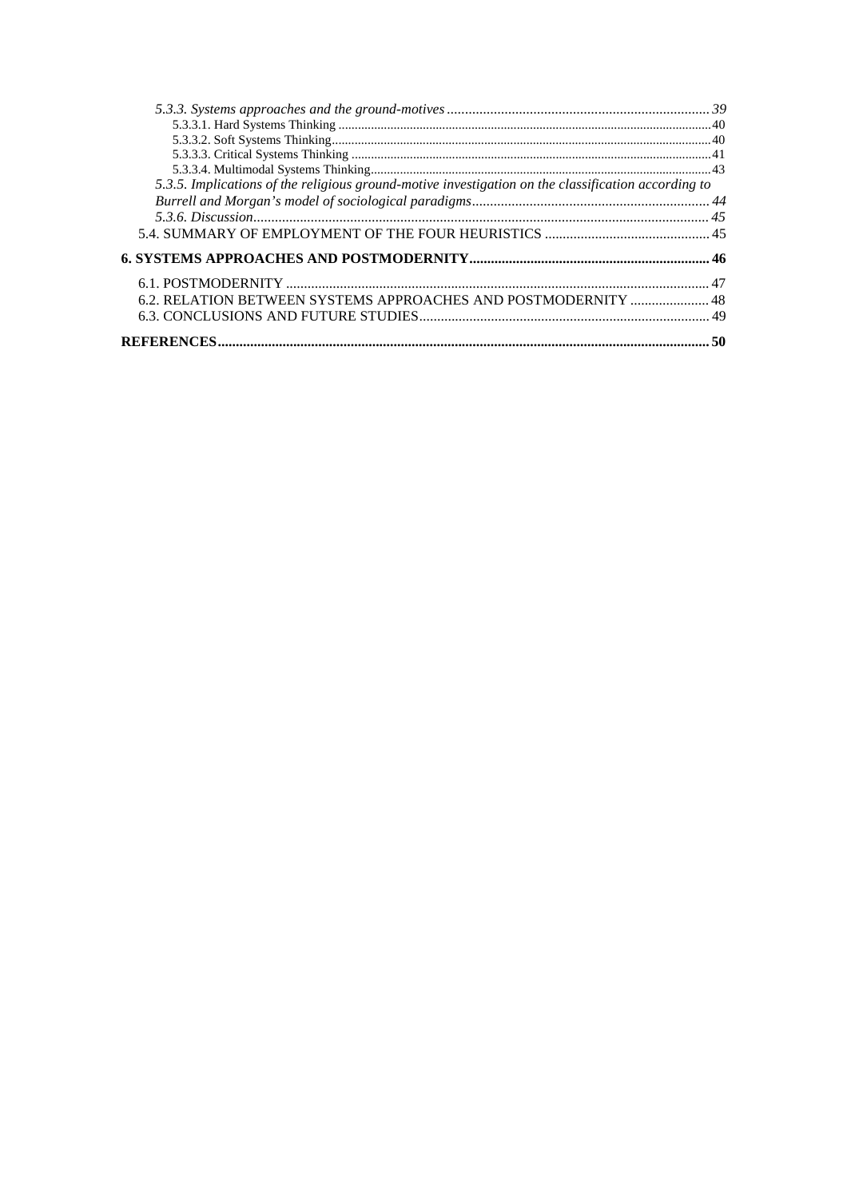*5.3.3. Systems approaches and the ground-motives* ........................................................................ *39*

5.3.3.1. Hard Systems Thinking ........................................................................................................ 40

5.3.3.2. Soft Systems Thinking.......................................................................................................... 40

5.3.3.3. Critical Systems Thinking .................................................................................................... 41

5.3.3.4. Multimodal Systems Thinking.............................................................................................. 43

*5.3.5. Implications of the religious ground-motive investigation on the classification according to Burrell and Morgan's model of sociological paradigms*................................................................. *44*

*5.3.6. Discussion*............................................................................................................................. *45*

5.4. SUMMARY OF EMPLOYMENT OF THE FOUR HEURISTICS ............................................. 45

**6. SYSTEMS APPROACHES AND POSTMODERNITY.................................................................. 46**

6.1. POSTMODERNITY .................................................................................................................... 47

6.2. RELATION BETWEEN SYSTEMS APPROACHES AND POSTMODERNITY ...................... 48

6.3. CONCLUSIONS AND FUTURE STUDIES................................................................................ 49

**REFERENCES....................................................................................................................................... 50**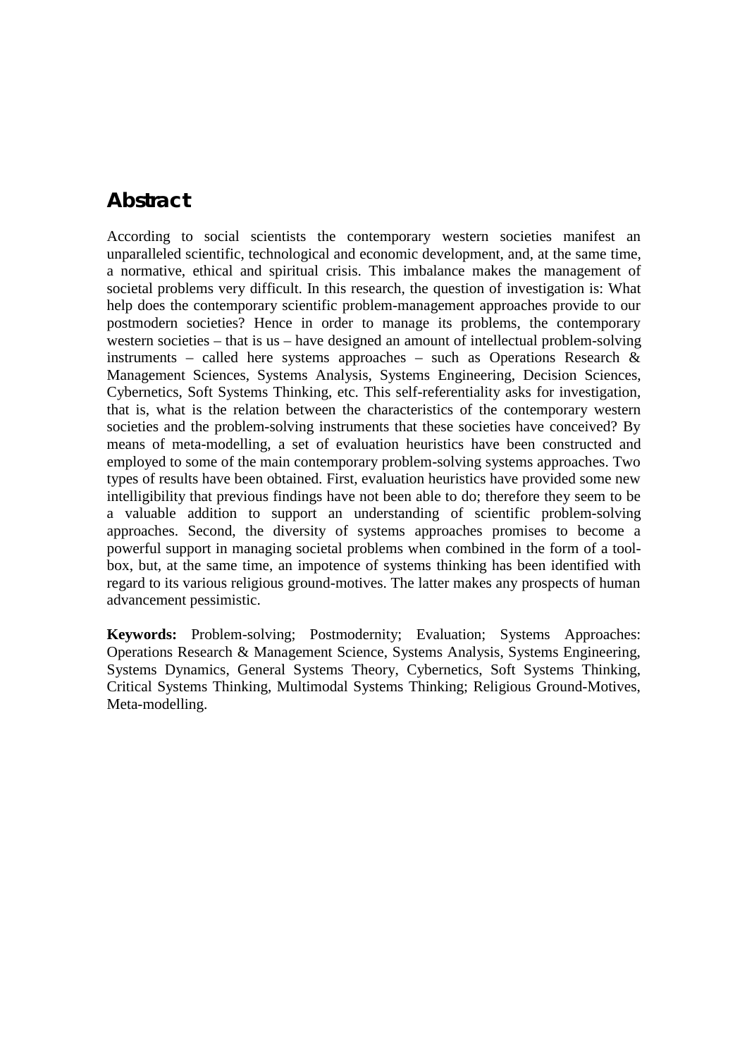## Abstract

According to social scientists the contemporary western societies manifest an unparalleled scientific, technological and economic development, and, at the same time, a normative, ethical and spiritual crisis. This imbalance makes the management of societal problems very difficult. In this research, the question of investigation is: What help does the contemporary scientific problem-management approaches provide to our postmodern societies? Hence in order to manage its problems, the contemporary western societies – that is us – have designed an amount of intellectual problem-solving instruments – called here systems approaches – such as Operations Research & Management Sciences, Systems Analysis, Systems Engineering, Decision Sciences, Cybernetics, Soft Systems Thinking, etc. This self-referentiality asks for investigation, that is, what is the relation between the characteristics of the contemporary western societies and the problem-solving instruments that these societies have conceived? By means of meta-modelling, a set of evaluation heuristics have been constructed and employed to some of the main contemporary problem-solving systems approaches. Two types of results have been obtained. First, evaluation heuristics have provided some new intelligibility that previous findings have not been able to do; therefore they seem to be a valuable addition to support an understanding of scientific problem-solving approaches. Second, the diversity of systems approaches promises to become a powerful support in managing societal problems when combined in the form of a tool-box, but, at the same time, an impotence of systems thinking has been identified with regard to its various religious ground-motives. The latter makes any prospects of human advancement pessimistic.

**Keywords:** Problem-solving; Postmodernity; Evaluation; Systems Approaches: Operations Research & Management Science, Systems Analysis, Systems Engineering, Systems Dynamics, General Systems Theory, Cybernetics, Soft Systems Thinking, Critical Systems Thinking, Multimodal Systems Thinking; Religious Ground-Motives, Meta-modelling.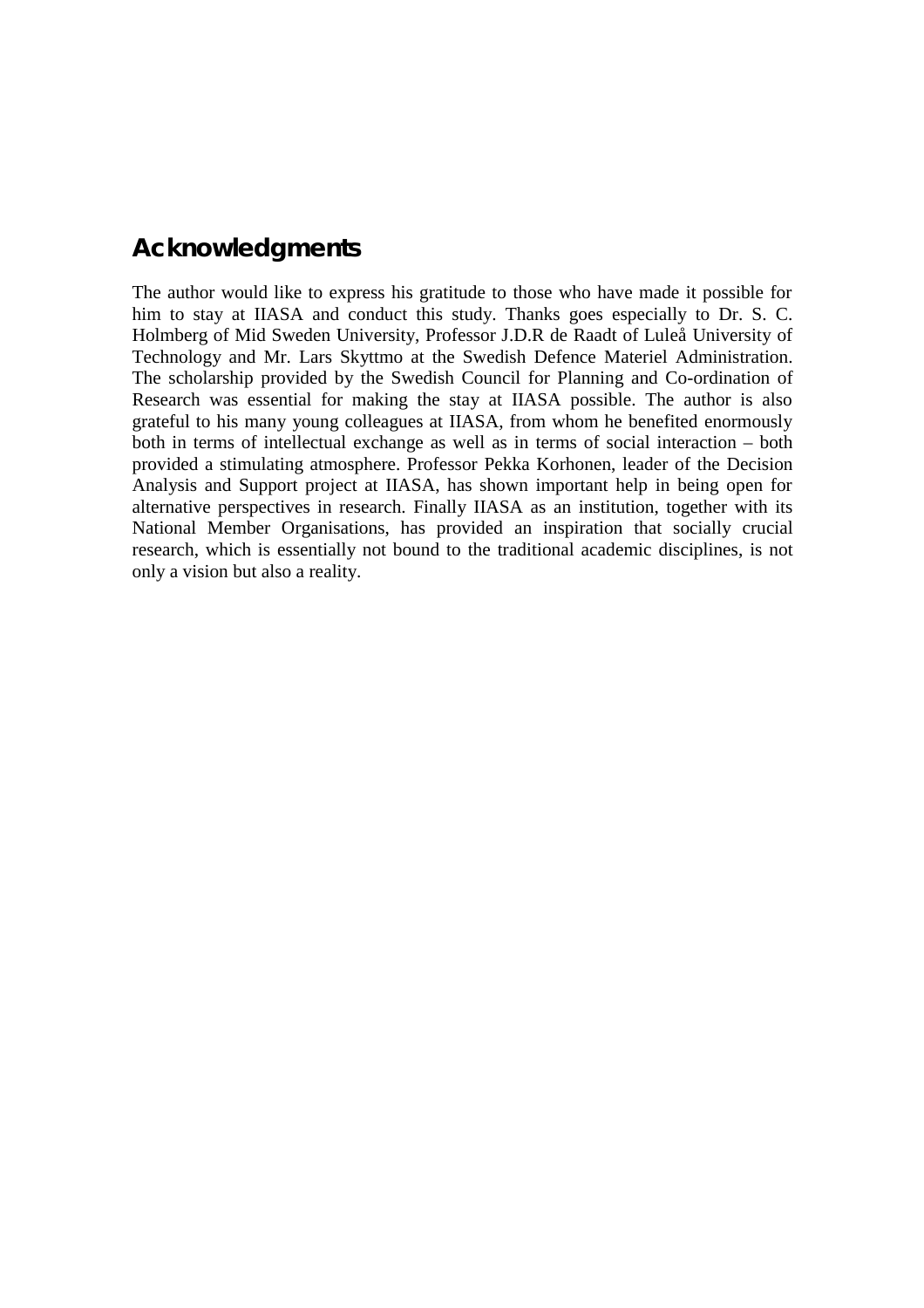# Acknowledgments

The author would like to express his gratitude to those who have made it possible for him to stay at IIASA and conduct this study. Thanks goes especially to Dr. S. C. Holmberg of Mid Sweden University, Professor J.D.R de Raadt of Luleå University of Technology and Mr. Lars Skyttmo at the Swedish Defence Materiel Administration. The scholarship provided by the Swedish Council for Planning and Co-ordination of Research was essential for making the stay at IIASA possible. The author is also grateful to his many young colleagues at IIASA, from whom he benefited enormously both in terms of intellectual exchange as well as in terms of social interaction – both provided a stimulating atmosphere. Professor Pekka Korhonen, leader of the Decision Analysis and Support project at IIASA, has shown important help in being open for alternative perspectives in research. Finally IIASA as an institution, together with its National Member Organisations, has provided an inspiration that socially crucial research, which is essentially not bound to the traditional academic disciplines, is not only a vision but also a reality.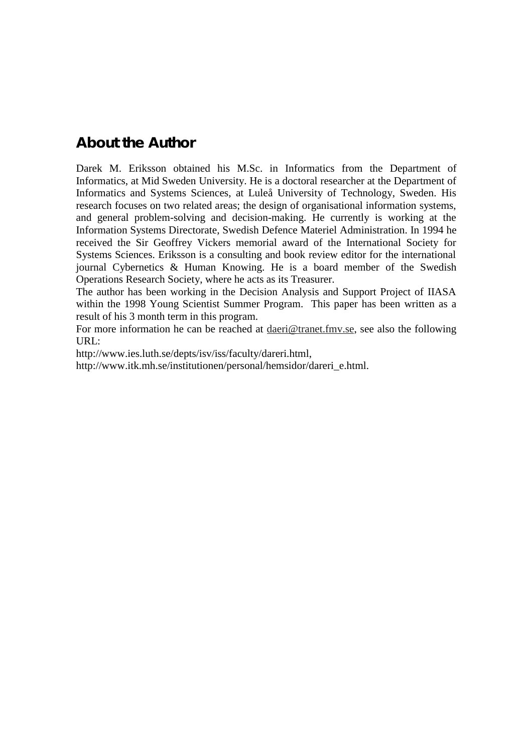## About the Author

Darek M. Eriksson obtained his M.Sc. in Informatics from the Department of Informatics, at Mid Sweden University. He is a doctoral researcher at the Department of Informatics and Systems Sciences, at Luleå University of Technology, Sweden. His research focuses on two related areas; the design of organisational information systems, and general problem-solving and decision-making. He currently is working at the Information Systems Directorate, Swedish Defence Materiel Administration. In 1994 he received the Sir Geoffrey Vickers memorial award of the International Society for Systems Sciences. Eriksson is a consulting and book review editor for the international journal Cybernetics & Human Knowing. He is a board member of the Swedish Operations Research Society, where he acts as its Treasurer.

The author has been working in the Decision Analysis and Support Project of IIASA within the 1998 Young Scientist Summer Program. This paper has been written as a result of his 3 month term in this program.

For more information he can be reached at daeri@tranet.fmv.se, see also the following URL:

http://www.ies.luth.se/depts/isv/iss/faculty/dareri.html,

http://www.itk.mh.se/institutionen/personal/hemsidor/dareri_e.html.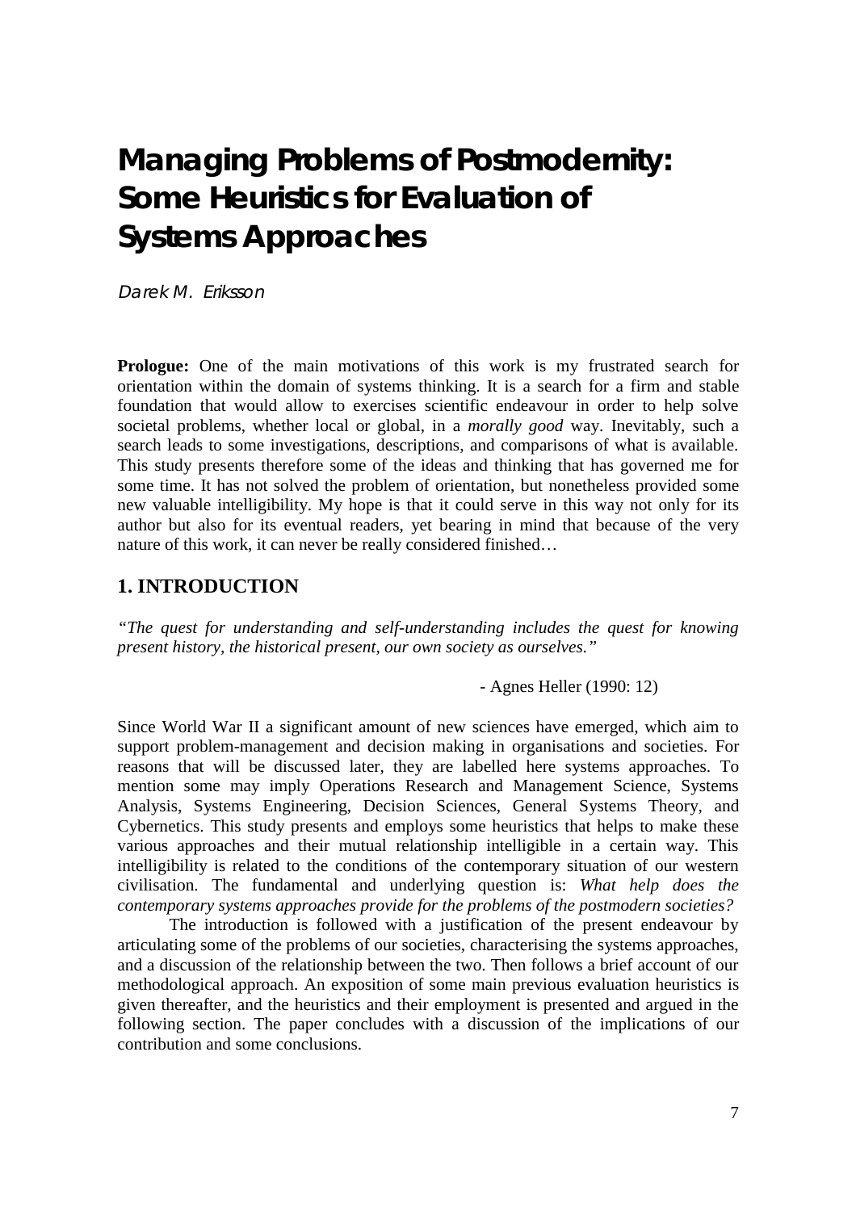# Managing Problems of Postmodernity: Some Heuristics for Evaluation of Systems Approaches

*Darek M. Eriksson*

**Prologue:** One of the main motivations of this work is my frustrated search for orientation within the domain of systems thinking. It is a search for a firm and stable foundation that would allow to exercises scientific endeavour in order to help solve societal problems, whether local or global, in a *morally good* way. Inevitably, such a search leads to some investigations, descriptions, and comparisons of what is available. This study presents therefore some of the ideas and thinking that has governed me for some time. It has not solved the problem of orientation, but nonetheless provided some new valuable intelligibility. My hope is that it could serve in this way not only for its author but also for its eventual readers, yet bearing in mind that because of the very nature of this work, it can never be really considered finished…

## 1. INTRODUCTION

*"The quest for understanding and self-understanding includes the quest for knowing present history, the historical present, our own society as ourselves."*

- Agnes Heller (1990: 12)

Since World War II a significant amount of new sciences have emerged, which aim to support problem-management and decision making in organisations and societies. For reasons that will be discussed later, they are labelled here systems approaches. To mention some may imply Operations Research and Management Science, Systems Analysis, Systems Engineering, Decision Sciences, General Systems Theory, and Cybernetics. This study presents and employs some heuristics that helps to make these various approaches and their mutual relationship intelligible in a certain way. This intelligibility is related to the conditions of the contemporary situation of our western civilisation. The fundamental and underlying question is: *What help does the contemporary systems approaches provide for the problems of the postmodern societies?*

The introduction is followed with a justification of the present endeavour by articulating some of the problems of our societies, characterising the systems approaches, and a discussion of the relationship between the two. Then follows a brief account of our methodological approach. An exposition of some main previous evaluation heuristics is given thereafter, and the heuristics and their employment is presented and argued in the following section. The paper concludes with a discussion of the implications of our contribution and some conclusions.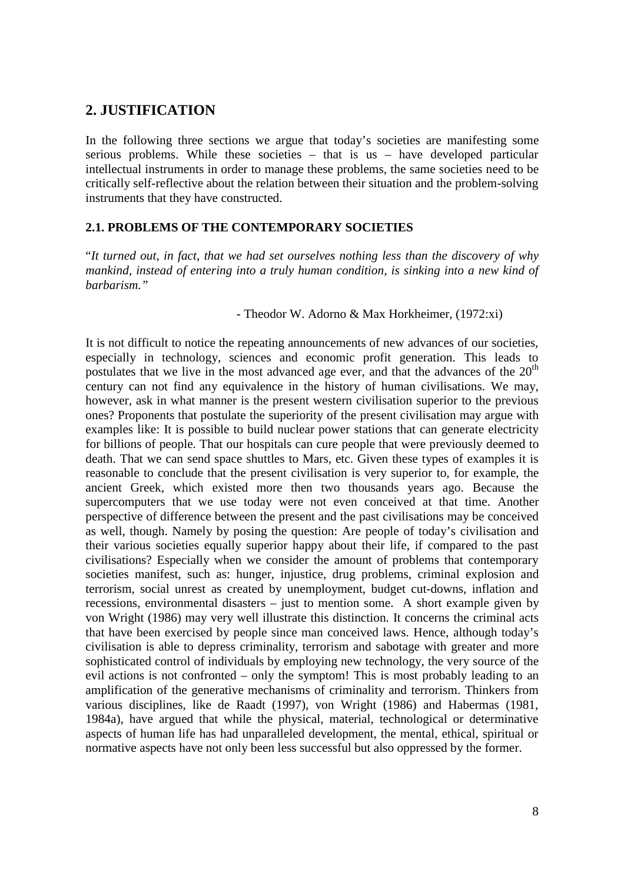## 2. JUSTIFICATION

In the following three sections we argue that today's societies are manifesting some serious problems. While these societies – that is us – have developed particular intellectual instruments in order to manage these problems, the same societies need to be critically self-reflective about the relation between their situation and the problem-solving instruments that they have constructed.

### 2.1. PROBLEMS OF THE CONTEMPORARY SOCIETIES

"*It turned out, in fact, that we had set ourselves nothing less than the discovery of why mankind, instead of entering into a truly human condition, is sinking into a new kind of barbarism.*"

- Theodor W. Adorno & Max Horkheimer, (1972:xi)

It is not difficult to notice the repeating announcements of new advances of our societies, especially in technology, sciences and economic profit generation. This leads to postulates that we live in the most advanced age ever, and that the advances of the 20th century can not find any equivalence in the history of human civilisations. We may, however, ask in what manner is the present western civilisation superior to the previous ones? Proponents that postulate the superiority of the present civilisation may argue with examples like: It is possible to build nuclear power stations that can generate electricity for billions of people. That our hospitals can cure people that were previously deemed to death. That we can send space shuttles to Mars, etc. Given these types of examples it is reasonable to conclude that the present civilisation is very superior to, for example, the ancient Greek, which existed more then two thousands years ago. Because the supercomputers that we use today were not even conceived at that time. Another perspective of difference between the present and the past civilisations may be conceived as well, though. Namely by posing the question: Are people of today's civilisation and their various societies equally superior happy about their life, if compared to the past civilisations? Especially when we consider the amount of problems that contemporary societies manifest, such as: hunger, injustice, drug problems, criminal explosion and terrorism, social unrest as created by unemployment, budget cut-downs, inflation and recessions, environmental disasters – just to mention some. A short example given by von Wright (1986) may very well illustrate this distinction. It concerns the criminal acts that have been exercised by people since man conceived laws. Hence, although today's civilisation is able to depress criminality, terrorism and sabotage with greater and more sophisticated control of individuals by employing new technology, the very source of the evil actions is not confronted – only the symptom! This is most probably leading to an amplification of the generative mechanisms of criminality and terrorism. Thinkers from various disciplines, like de Raadt (1997), von Wright (1986) and Habermas (1981, 1984a), have argued that while the physical, material, technological or determinative aspects of human life has had unparalleled development, the mental, ethical, spiritual or normative aspects have not only been less successful but also oppressed by the former.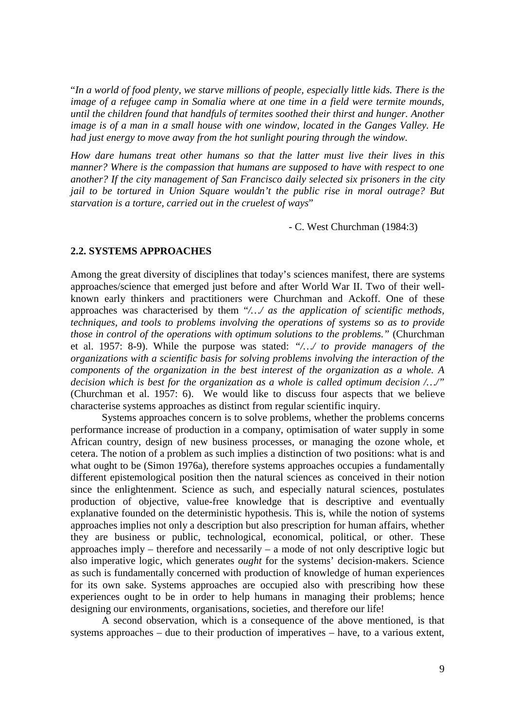"*In a world of food plenty, we starve millions of people, especially little kids. There is the image of a refugee camp in Somalia where at one time in a field were termite mounds, until the children found that handfuls of termites soothed their thirst and hunger. Another image is of a man in a small house with one window, located in the Ganges Valley. He had just energy to move away from the hot sunlight pouring through the window.*

*How dare humans treat other humans so that the latter must live their lives in this manner? Where is the compassion that humans are supposed to have with respect to one another? If the city management of San Francisco daily selected six prisoners in the city jail to be tortured in Union Square wouldn't the public rise in moral outrage? But starvation is a torture, carried out in the cruelest of ways*"

- C. West Churchman (1984:3)

### 2.2. SYSTEMS APPROACHES

Among the great diversity of disciplines that today's sciences manifest, there are systems approaches/science that emerged just before and after World War II. Two of their well-known early thinkers and practitioners were Churchman and Ackoff. One of these approaches was characterised by them "*/…/ as the application of scientific methods, techniques, and tools to problems involving the operations of systems so as to provide those in control of the operations with optimum solutions to the problems.*" (Churchman et al. 1957: 8-9). While the purpose was stated: "*/…/ to provide managers of the organizations with a scientific basis for solving problems involving the interaction of the components of the organization in the best interest of the organization as a whole. A decision which is best for the organization as a whole is called optimum decision /…/*" (Churchman et al. 1957: 6). We would like to discuss four aspects that we believe characterise systems approaches as distinct from regular scientific inquiry.

Systems approaches concern is to solve problems, whether the problems concerns performance increase of production in a company, optimisation of water supply in some African country, design of new business processes, or managing the ozone whole, et cetera. The notion of a problem as such implies a distinction of two positions: what is and what ought to be (Simon 1976a), therefore systems approaches occupies a fundamentally different epistemological position then the natural sciences as conceived in their notion since the enlightenment. Science as such, and especially natural sciences, postulates production of objective, value-free knowledge that is descriptive and eventually explanative founded on the deterministic hypothesis. This is, while the notion of systems approaches implies not only a description but also prescription for human affairs, whether they are business or public, technological, economical, political, or other. These approaches imply – therefore and necessarily – a mode of not only descriptive logic but also imperative logic, which generates *ought* for the systems' decision-makers. Science as such is fundamentally concerned with production of knowledge of human experiences for its own sake. Systems approaches are occupied also with prescribing how these experiences ought to be in order to help humans in managing their problems; hence designing our environments, organisations, societies, and therefore our life!

A second observation, which is a consequence of the above mentioned, is that systems approaches – due to their production of imperatives – have, to a various extent,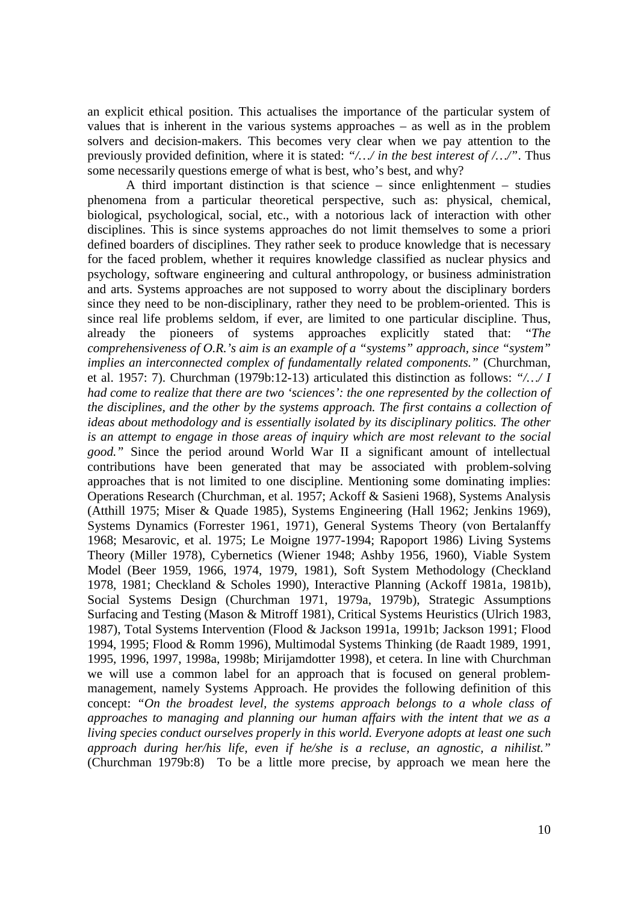an explicit ethical position. This actualises the importance of the particular system of values that is inherent in the various systems approaches – as well as in the problem solvers and decision-makers. This becomes very clear when we pay attention to the previously provided definition, where it is stated: *"/…/ in the best interest of /…/"*. Thus some necessarily questions emerge of what is best, who's best, and why?

A third important distinction is that science – since enlightenment – studies phenomena from a particular theoretical perspective, such as: physical, chemical, biological, psychological, social, etc., with a notorious lack of interaction with other disciplines. This is since systems approaches do not limit themselves to some a priori defined boarders of disciplines. They rather seek to produce knowledge that is necessary for the faced problem, whether it requires knowledge classified as nuclear physics and psychology, software engineering and cultural anthropology, or business administration and arts. Systems approaches are not supposed to worry about the disciplinary borders since they need to be non-disciplinary, rather they need to be problem-oriented. This is since real life problems seldom, if ever, are limited to one particular discipline. Thus, already the pioneers of systems approaches explicitly stated that: *"The comprehensiveness of O.R.'s aim is an example of a "systems" approach, since "system" implies an interconnected complex of fundamentally related components."* (Churchman, et al. 1957: 7). Churchman (1979b:12-13) articulated this distinction as follows: *"/…/ I had come to realize that there are two 'sciences': the one represented by the collection of the disciplines, and the other by the systems approach. The first contains a collection of ideas about methodology and is essentially isolated by its disciplinary politics. The other is an attempt to engage in those areas of inquiry which are most relevant to the social good."* Since the period around World War II a significant amount of intellectual contributions have been generated that may be associated with problem-solving approaches that is not limited to one discipline. Mentioning some dominating implies: Operations Research (Churchman, et al. 1957; Ackoff & Sasieni 1968), Systems Analysis (Atthill 1975; Miser & Quade 1985), Systems Engineering (Hall 1962; Jenkins 1969), Systems Dynamics (Forrester 1961, 1971), General Systems Theory (von Bertalanffy 1968; Mesarovic, et al. 1975; Le Moigne 1977-1994; Rapoport 1986) Living Systems Theory (Miller 1978), Cybernetics (Wiener 1948; Ashby 1956, 1960), Viable System Model (Beer 1959, 1966, 1974, 1979, 1981), Soft System Methodology (Checkland 1978, 1981; Checkland & Scholes 1990), Interactive Planning (Ackoff 1981a, 1981b), Social Systems Design (Churchman 1971, 1979a, 1979b), Strategic Assumptions Surfacing and Testing (Mason & Mitroff 1981), Critical Systems Heuristics (Ulrich 1983, 1987), Total Systems Intervention (Flood & Jackson 1991a, 1991b; Jackson 1991; Flood 1994, 1995; Flood & Romm 1996), Multimodal Systems Thinking (de Raadt 1989, 1991, 1995, 1996, 1997, 1998a, 1998b; Mirijamdotter 1998), et cetera. In line with Churchman we will use a common label for an approach that is focused on general problem-management, namely Systems Approach. He provides the following definition of this concept: *"On the broadest level, the systems approach belongs to a whole class of approaches to managing and planning our human affairs with the intent that we as a living species conduct ourselves properly in this world. Everyone adopts at least one such approach during her/his life, even if he/she is a recluse, an agnostic, a nihilist."* (Churchman 1979b:8) To be a little more precise, by approach we mean here the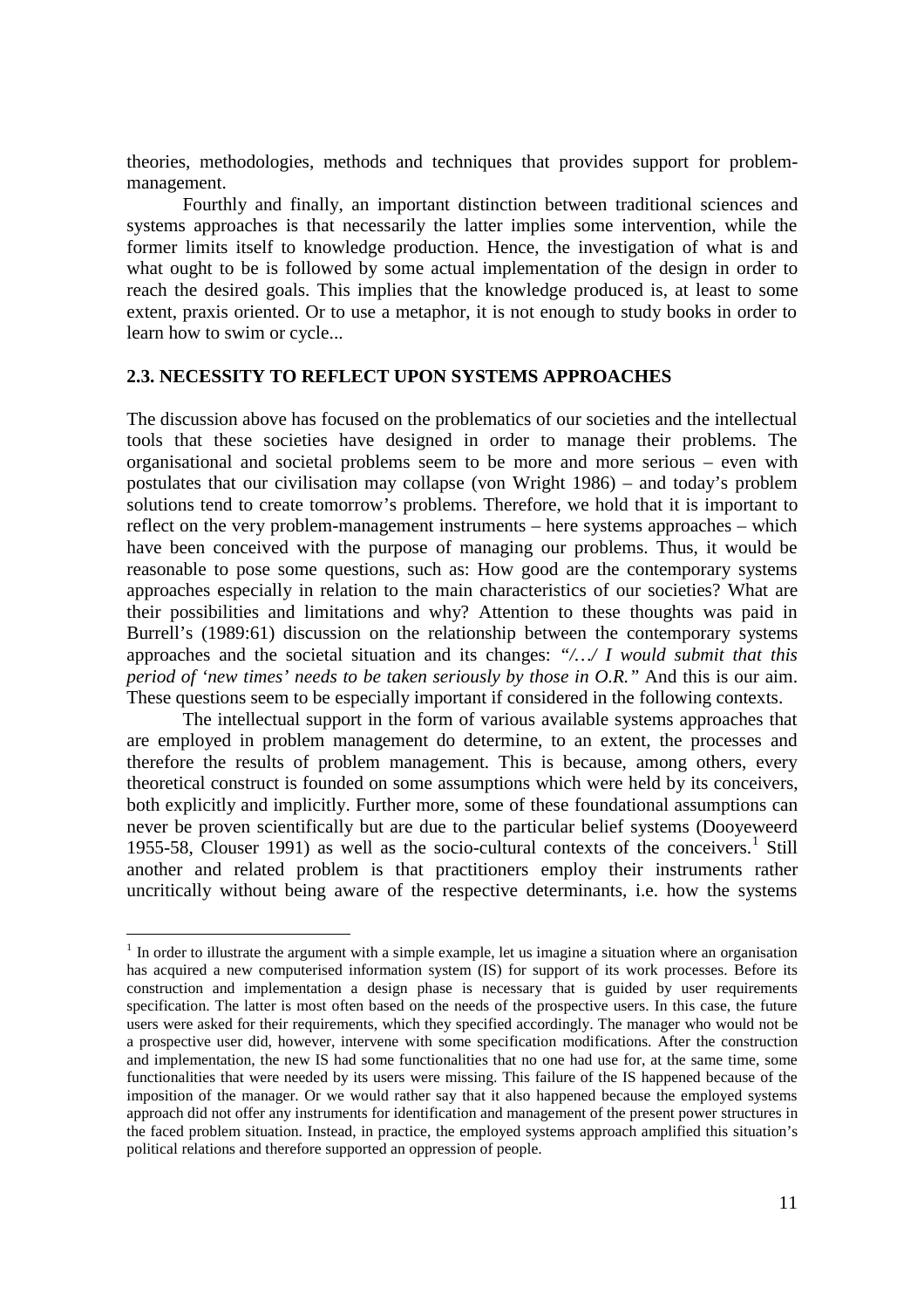theories, methodologies, methods and techniques that provides support for problem-management.

Fourthly and finally, an important distinction between traditional sciences and systems approaches is that necessarily the latter implies some intervention, while the former limits itself to knowledge production. Hence, the investigation of what is and what ought to be is followed by some actual implementation of the design in order to reach the desired goals. This implies that the knowledge produced is, at least to some extent, praxis oriented. Or to use a metaphor, it is not enough to study books in order to learn how to swim or cycle...

### 2.3. NECESSITY TO REFLECT UPON SYSTEMS APPROACHES

The discussion above has focused on the problematics of our societies and the intellectual tools that these societies have designed in order to manage their problems. The organisational and societal problems seem to be more and more serious – even with postulates that our civilisation may collapse (von Wright 1986) – and today's problem solutions tend to create tomorrow's problems. Therefore, we hold that it is important to reflect on the very problem-management instruments – here systems approaches – which have been conceived with the purpose of managing our problems. Thus, it would be reasonable to pose some questions, such as: How good are the contemporary systems approaches especially in relation to the main characteristics of our societies? What are their possibilities and limitations and why? Attention to these thoughts was paid in Burrell's (1989:61) discussion on the relationship between the contemporary systems approaches and the societal situation and its changes: *"/…/ I would submit that this period of 'new times' needs to be taken seriously by those in O.R."* And this is our aim. These questions seem to be especially important if considered in the following contexts.

The intellectual support in the form of various available systems approaches that are employed in problem management do determine, to an extent, the processes and therefore the results of problem management. This is because, among others, every theoretical construct is founded on some assumptions which were held by its conceivers, both explicitly and implicitly. Further more, some of these foundational assumptions can never be proven scientifically but are due to the particular belief systems (Dooyeweerd 1955-58, Clouser 1991) as well as the socio-cultural contexts of the conceivers.[1] Still another and related problem is that practitioners employ their instruments rather uncritically without being aware of the respective determinants, i.e. how the systems

---

[1] In order to illustrate the argument with a simple example, let us imagine a situation where an organisation has acquired a new computerised information system (IS) for support of its work processes. Before its construction and implementation a design phase is necessary that is guided by user requirements specification. The latter is most often based on the needs of the prospective users. In this case, the future users were asked for their requirements, which they specified accordingly. The manager who would not be a prospective user did, however, intervene with some specification modifications. After the construction and implementation, the new IS had some functionalities that no one had use for, at the same time, some functionalities that were needed by its users were missing. This failure of the IS happened because of the imposition of the manager. Or we would rather say that it also happened because the employed systems approach did not offer any instruments for identification and management of the present power structures in the faced problem situation. Instead, in practice, the employed systems approach amplified this situation's political relations and therefore supported an oppression of people.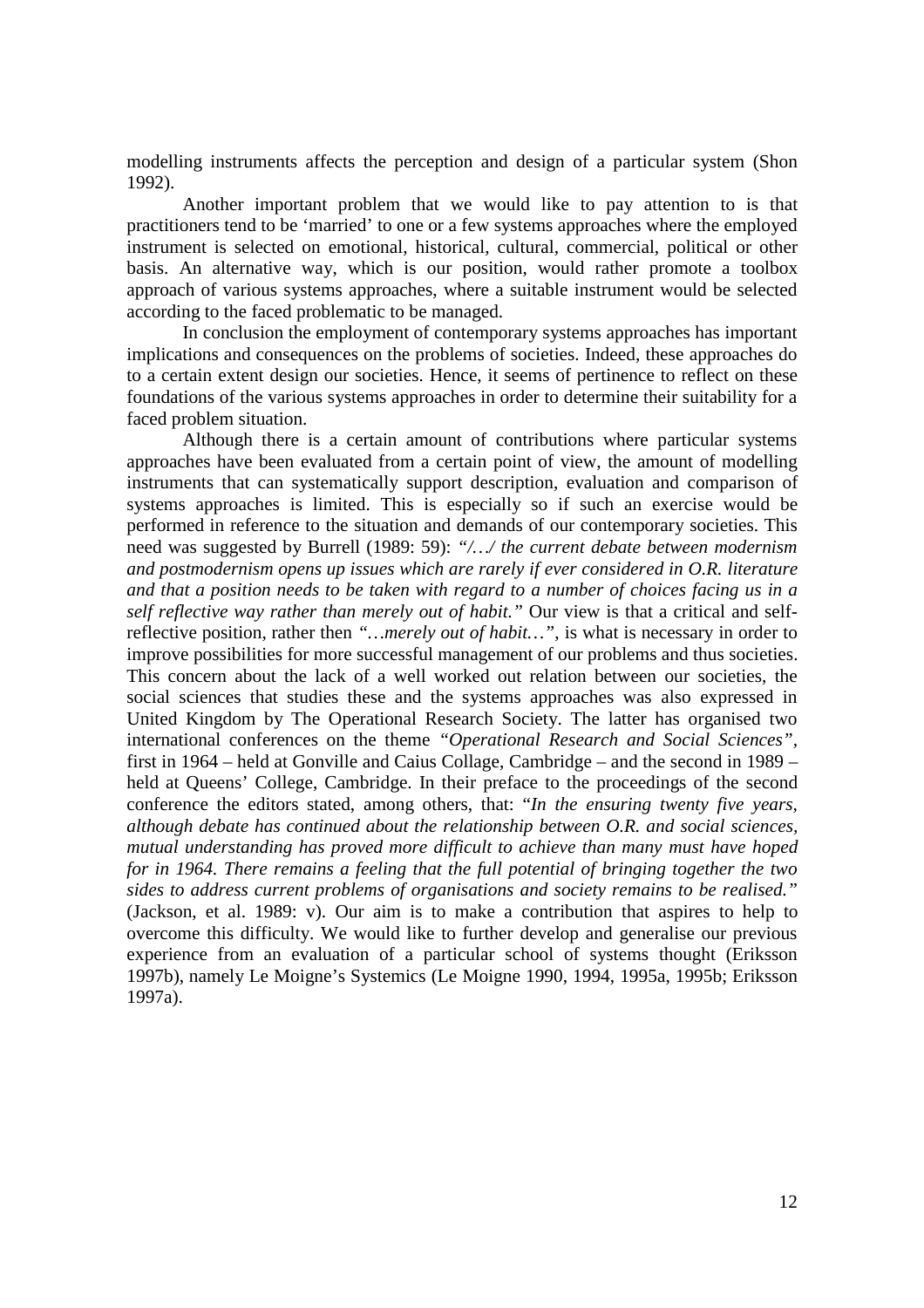modelling instruments affects the perception and design of a particular system (Shon 1992).

Another important problem that we would like to pay attention to is that practitioners tend to be 'married' to one or a few systems approaches where the employed instrument is selected on emotional, historical, cultural, commercial, political or other basis. An alternative way, which is our position, would rather promote a toolbox approach of various systems approaches, where a suitable instrument would be selected according to the faced problematic to be managed.

In conclusion the employment of contemporary systems approaches has important implications and consequences on the problems of societies. Indeed, these approaches do to a certain extent design our societies. Hence, it seems of pertinence to reflect on these foundations of the various systems approaches in order to determine their suitability for a faced problem situation.

Although there is a certain amount of contributions where particular systems approaches have been evaluated from a certain point of view, the amount of modelling instruments that can systematically support description, evaluation and comparison of systems approaches is limited. This is especially so if such an exercise would be performed in reference to the situation and demands of our contemporary societies. This need was suggested by Burrell (1989: 59): *"/…/ the current debate between modernism and postmodernism opens up issues which are rarely if ever considered in O.R. literature and that a position needs to be taken with regard to a number of choices facing us in a self reflective way rather than merely out of habit."* Our view is that a critical and self-reflective position, rather then *"…merely out of habit…"*, is what is necessary in order to improve possibilities for more successful management of our problems and thus societies. This concern about the lack of a well worked out relation between our societies, the social sciences that studies these and the systems approaches was also expressed in United Kingdom by The Operational Research Society. The latter has organised two international conferences on the theme *"Operational Research and Social Sciences"*, first in 1964 – held at Gonville and Caius Collage, Cambridge – and the second in 1989 – held at Queens' College, Cambridge. In their preface to the proceedings of the second conference the editors stated, among others, that: "*In the ensuring twenty five years, although debate has continued about the relationship between O.R. and social sciences, mutual understanding has proved more difficult to achieve than many must have hoped for in 1964. There remains a feeling that the full potential of bringing together the two sides to address current problems of organisations and society remains to be realised."* (Jackson, et al. 1989: v). Our aim is to make a contribution that aspires to help to overcome this difficulty. We would like to further develop and generalise our previous experience from an evaluation of a particular school of systems thought (Eriksson 1997b), namely Le Moigne's Systemics (Le Moigne 1990, 1994, 1995a, 1995b; Eriksson 1997a).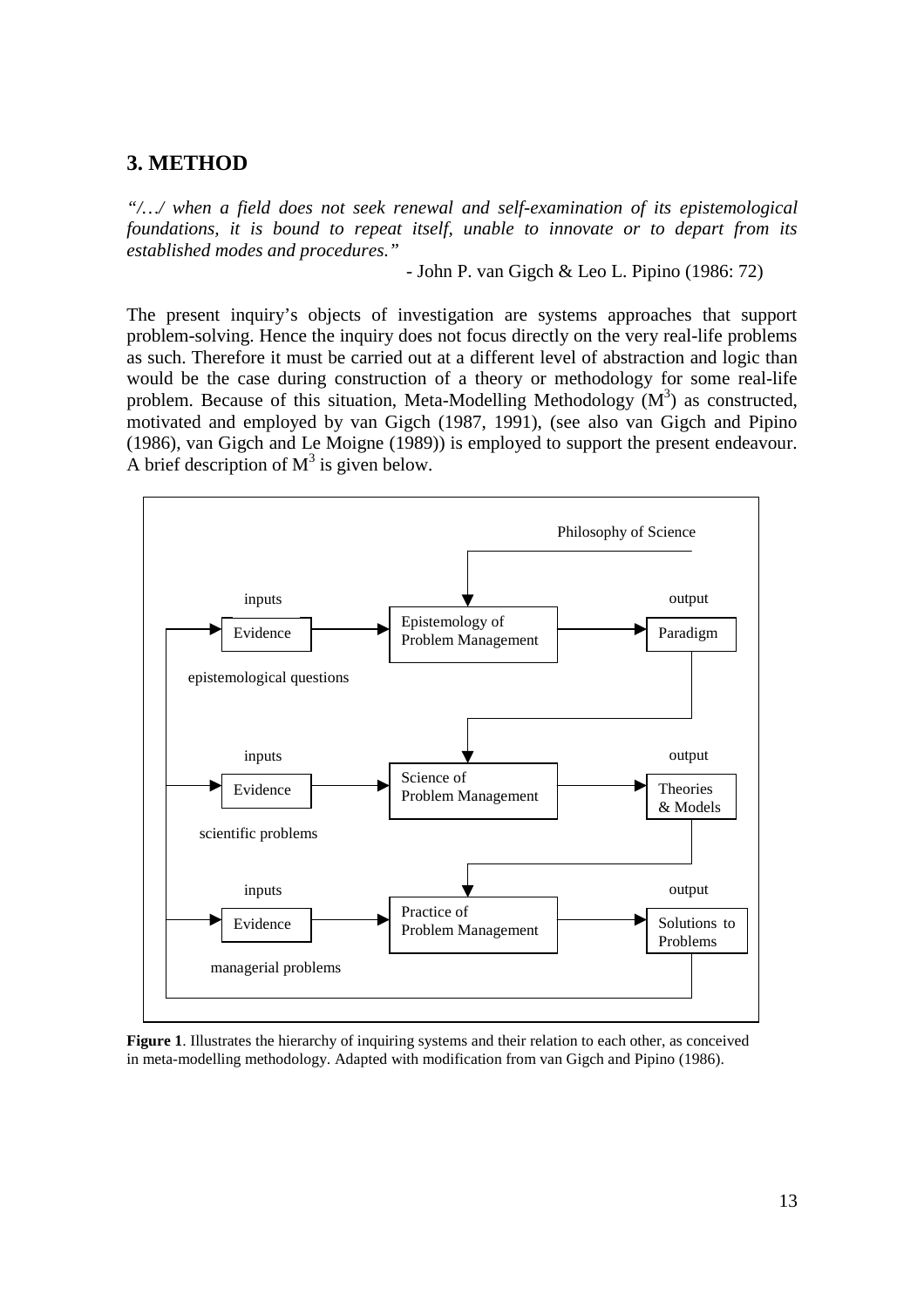## 3. METHOD

*"/…/ when a field does not seek renewal and self-examination of its epistemological foundations, it is bound to repeat itself, unable to innovate or to depart from its established modes and procedures."*

- John P. van Gigch & Leo L. Pipino (1986: 72)

The present inquiry's objects of investigation are systems approaches that support problem-solving. Hence the inquiry does not focus directly on the very real-life problems as such. Therefore it must be carried out at a different level of abstraction and logic than would be the case during construction of a theory or methodology for some real-life problem. Because of this situation, Meta-Modelling Methodology ($M^3$) as constructed, motivated and employed by van Gigch (1987, 1991), (see also van Gigch and Pipino (1986), van Gigch and Le Moigne (1989)) is employed to support the present endeavour. A brief description of $M^3$ is given below.

**Figure 1**. Illustrates the hierarchy of inquiring systems and their relation to each other, as conceived in meta-modelling methodology. Adapted with modification from van Gigch and Pipino (1986).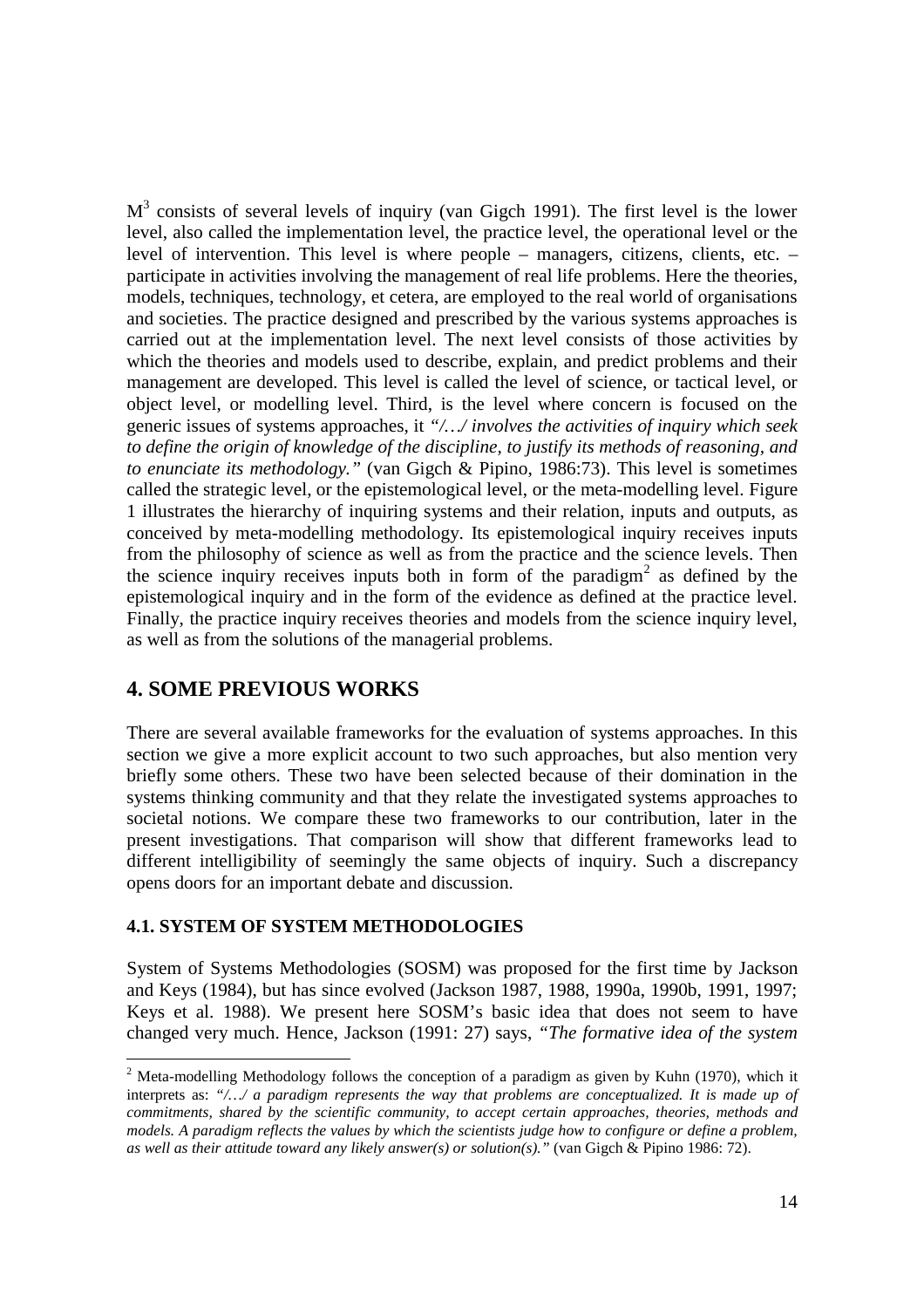$M^3$ consists of several levels of inquiry (van Gigch 1991). The first level is the lower level, also called the implementation level, the practice level, the operational level or the level of intervention. This level is where people – managers, citizens, clients, etc. – participate in activities involving the management of real life problems. Here the theories, models, techniques, technology, et cetera, are employed to the real world of organisations and societies. The practice designed and prescribed by the various systems approaches is carried out at the implementation level. The next level consists of those activities by which the theories and models used to describe, explain, and predict problems and their management are developed. This level is called the level of science, or tactical level, or object level, or modelling level. Third, is the level where concern is focused on the generic issues of systems approaches, it *"/…/ involves the activities of inquiry which seek to define the origin of knowledge of the discipline, to justify its methods of reasoning, and to enunciate its methodology."* (van Gigch & Pipino, 1986:73). This level is sometimes called the strategic level, or the epistemological level, or the meta-modelling level. Figure 1 illustrates the hierarchy of inquiring systems and their relation, inputs and outputs, as conceived by meta-modelling methodology. Its epistemological inquiry receives inputs from the philosophy of science as well as from the practice and the science levels. Then the science inquiry receives inputs both in form of the paradigm[2] as defined by the epistemological inquiry and in the form of the evidence as defined at the practice level. Finally, the practice inquiry receives theories and models from the science inquiry level, as well as from the solutions of the managerial problems.

## 4. SOME PREVIOUS WORKS

There are several available frameworks for the evaluation of systems approaches. In this section we give a more explicit account to two such approaches, but also mention very briefly some others. These two have been selected because of their domination in the systems thinking community and that they relate the investigated systems approaches to societal notions. We compare these two frameworks to our contribution, later in the present investigations. That comparison will show that different frameworks lead to different intelligibility of seemingly the same objects of inquiry. Such a discrepancy opens doors for an important debate and discussion.

### 4.1. SYSTEM OF SYSTEM METHODOLOGIES

System of Systems Methodologies (SOSM) was proposed for the first time by Jackson and Keys (1984), but has since evolved (Jackson 1987, 1988, 1990a, 1990b, 1991, 1997; Keys et al. 1988). We present here SOSM's basic idea that does not seem to have changed very much. Hence, Jackson (1991: 27) says, *"The formative idea of the system*

---

[2] Meta-modelling Methodology follows the conception of a paradigm as given by Kuhn (1970), which it interprets as: *"/…/ a paradigm represents the way that problems are conceptualized. It is made up of commitments, shared by the scientific community, to accept certain approaches, theories, methods and models. A paradigm reflects the values by which the scientists judge how to configure or define a problem, as well as their attitude toward any likely answer(s) or solution(s)."* (van Gigch & Pipino 1986: 72).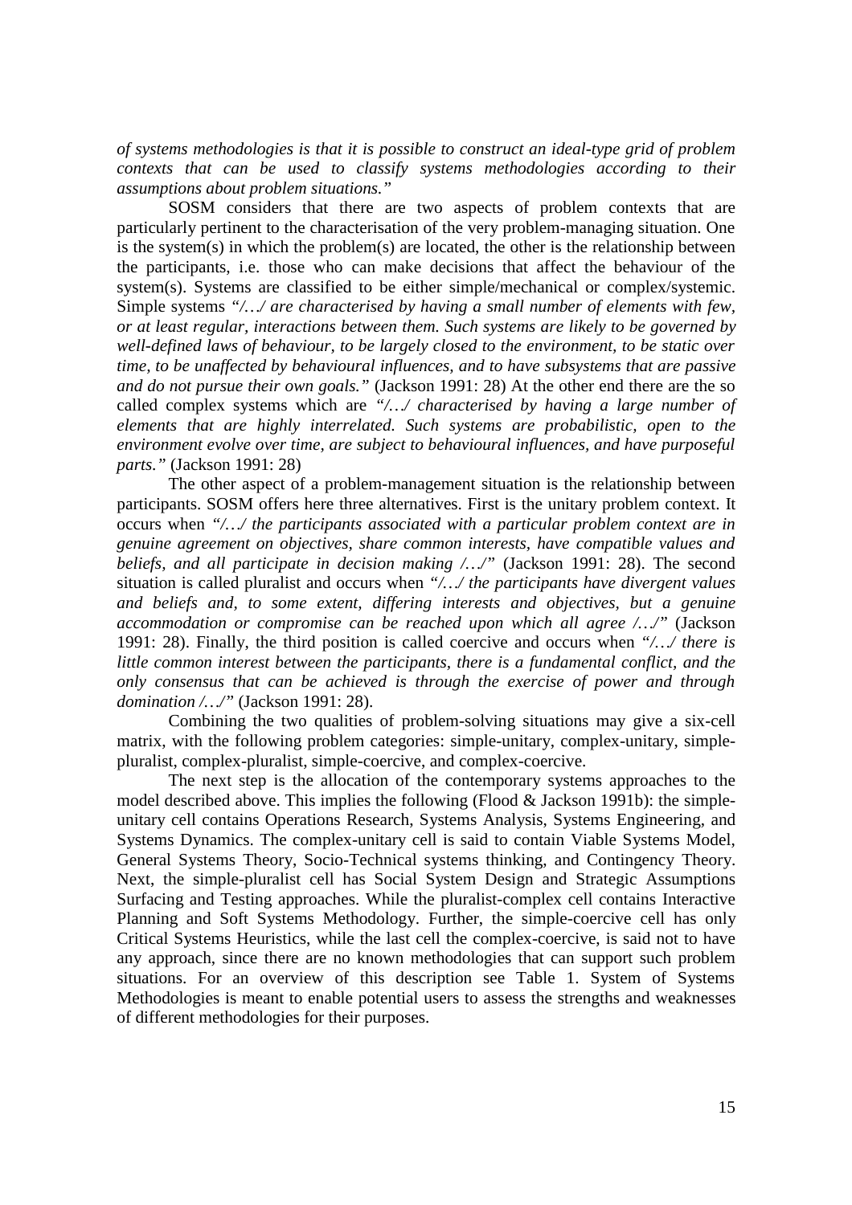*of systems methodologies is that it is possible to construct an ideal-type grid of problem contexts that can be used to classify systems methodologies according to their assumptions about problem situations."*

SOSM considers that there are two aspects of problem contexts that are particularly pertinent to the characterisation of the very problem-managing situation. One is the system(s) in which the problem(s) are located, the other is the relationship between the participants, i.e. those who can make decisions that affect the behaviour of the system(s). Systems are classified to be either simple/mechanical or complex/systemic. Simple systems *"/…/ are characterised by having a small number of elements with few, or at least regular, interactions between them. Such systems are likely to be governed by well-defined laws of behaviour, to be largely closed to the environment, to be static over time, to be unaffected by behavioural influences, and to have subsystems that are passive and do not pursue their own goals."* (Jackson 1991: 28) At the other end there are the so called complex systems which are *"/…/ characterised by having a large number of elements that are highly interrelated. Such systems are probabilistic, open to the environment evolve over time, are subject to behavioural influences, and have purposeful parts."* (Jackson 1991: 28)

The other aspect of a problem-management situation is the relationship between participants. SOSM offers here three alternatives. First is the unitary problem context. It occurs when *"/…/ the participants associated with a particular problem context are in genuine agreement on objectives, share common interests, have compatible values and beliefs, and all participate in decision making /…/"* (Jackson 1991: 28). The second situation is called pluralist and occurs when *"/…/ the participants have divergent values and beliefs and, to some extent, differing interests and objectives, but a genuine accommodation or compromise can be reached upon which all agree /…/"* (Jackson 1991: 28). Finally, the third position is called coercive and occurs when *"/…/ there is little common interest between the participants, there is a fundamental conflict, and the only consensus that can be achieved is through the exercise of power and through domination /…/"* (Jackson 1991: 28).

Combining the two qualities of problem-solving situations may give a six-cell matrix, with the following problem categories: simple-unitary, complex-unitary, simple-pluralist, complex-pluralist, simple-coercive, and complex-coercive.

The next step is the allocation of the contemporary systems approaches to the model described above. This implies the following (Flood & Jackson 1991b): the simple-unitary cell contains Operations Research, Systems Analysis, Systems Engineering, and Systems Dynamics. The complex-unitary cell is said to contain Viable Systems Model, General Systems Theory, Socio-Technical systems thinking, and Contingency Theory. Next, the simple-pluralist cell has Social System Design and Strategic Assumptions Surfacing and Testing approaches. While the pluralist-complex cell contains Interactive Planning and Soft Systems Methodology. Further, the simple-coercive cell has only Critical Systems Heuristics, while the last cell the complex-coercive, is said not to have any approach, since there are no known methodologies that can support such problem situations. For an overview of this description see Table 1. System of Systems Methodologies is meant to enable potential users to assess the strengths and weaknesses of different methodologies for their purposes.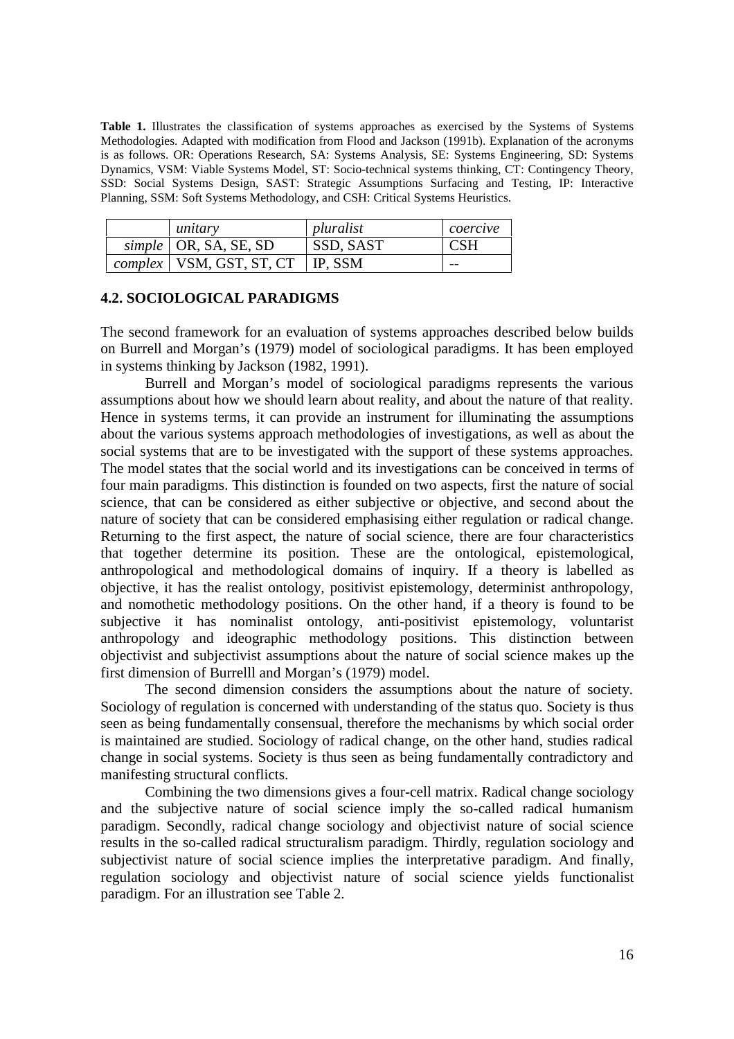**Table 1.** Illustrates the classification of systems approaches as exercised by the Systems of Systems Methodologies. Adapted with modification from Flood and Jackson (1991b). Explanation of the acronyms is as follows. OR: Operations Research, SA: Systems Analysis, SE: Systems Engineering, SD: Systems Dynamics, VSM: Viable Systems Model, ST: Socio-technical systems thinking, CT: Contingency Theory, SSD: Social Systems Design, SAST: Strategic Assumptions Surfacing and Testing, IP: Interactive Planning, SSM: Soft Systems Methodology, and CSH: Critical Systems Heuristics.

| | *unitary* | *pluralist* | *coercive* |
|---|---|---|---|
| *simple* | OR, SA, SE, SD | SSD, SAST | CSH |
| *complex* | VSM, GST, ST, CT | IP, SSM | -- |

### 4.2. SOCIOLOGICAL PARADIGMS

The second framework for an evaluation of systems approaches described below builds on Burrell and Morgan's (1979) model of sociological paradigms. It has been employed in systems thinking by Jackson (1982, 1991).

Burrell and Morgan's model of sociological paradigms represents the various assumptions about how we should learn about reality, and about the nature of that reality. Hence in systems terms, it can provide an instrument for illuminating the assumptions about the various systems approach methodologies of investigations, as well as about the social systems that are to be investigated with the support of these systems approaches. The model states that the social world and its investigations can be conceived in terms of four main paradigms. This distinction is founded on two aspects, first the nature of social science, that can be considered as either subjective or objective, and second about the nature of society that can be considered emphasising either regulation or radical change. Returning to the first aspect, the nature of social science, there are four characteristics that together determine its position. These are the ontological, epistemological, anthropological and methodological domains of inquiry. If a theory is labelled as objective, it has the realist ontology, positivist epistemology, determinist anthropology, and nomothetic methodology positions. On the other hand, if a theory is found to be subjective it has nominalist ontology, anti-positivist epistemology, voluntarist anthropology and ideographic methodology positions. This distinction between objectivist and subjectivist assumptions about the nature of social science makes up the first dimension of Burrelll and Morgan's (1979) model.

The second dimension considers the assumptions about the nature of society. Sociology of regulation is concerned with understanding of the status quo. Society is thus seen as being fundamentally consensual, therefore the mechanisms by which social order is maintained are studied. Sociology of radical change, on the other hand, studies radical change in social systems. Society is thus seen as being fundamentally contradictory and manifesting structural conflicts.

Combining the two dimensions gives a four-cell matrix. Radical change sociology and the subjective nature of social science imply the so-called radical humanism paradigm. Secondly, radical change sociology and objectivist nature of social science results in the so-called radical structuralism paradigm. Thirdly, regulation sociology and subjectivist nature of social science implies the interpretative paradigm. And finally, regulation sociology and objectivist nature of social science yields functionalist paradigm. For an illustration see Table 2.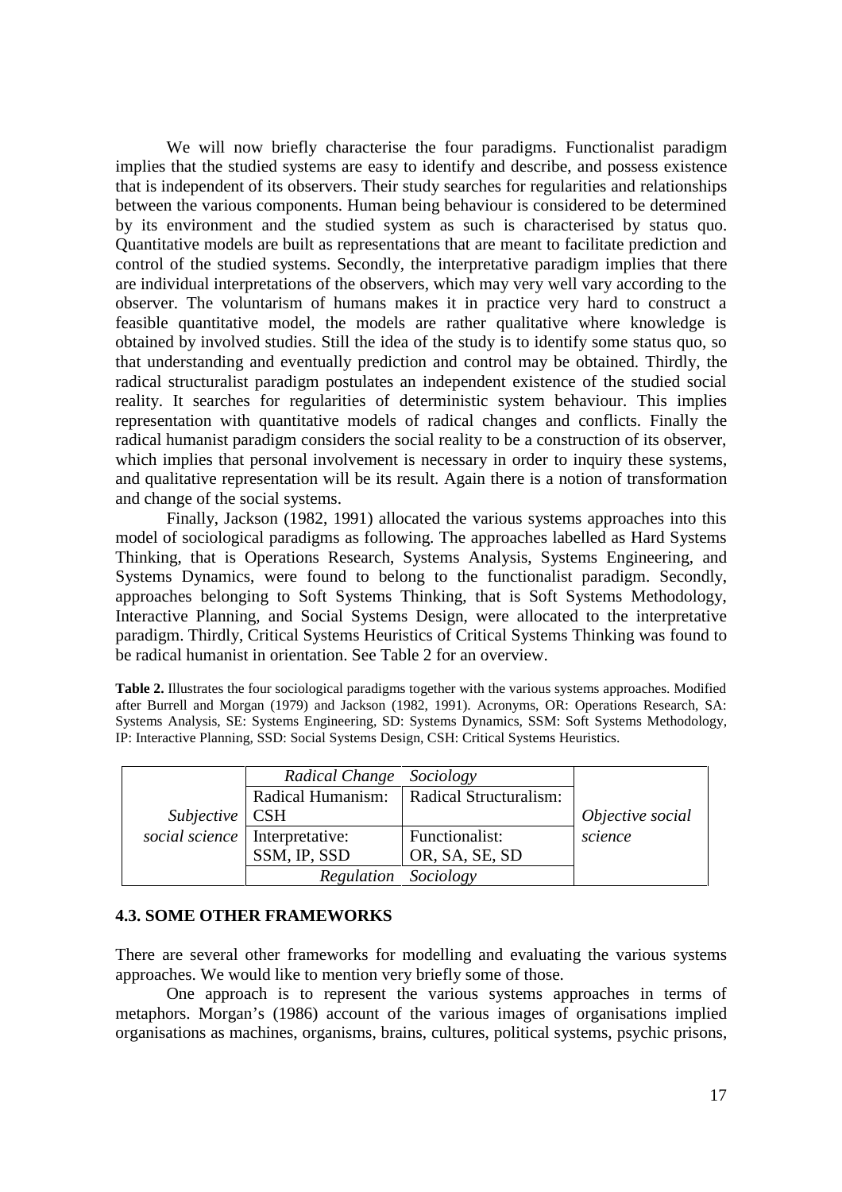We will now briefly characterise the four paradigms. Functionalist paradigm implies that the studied systems are easy to identify and describe, and possess existence that is independent of its observers. Their study searches for regularities and relationships between the various components. Human being behaviour is considered to be determined by its environment and the studied system as such is characterised by status quo. Quantitative models are built as representations that are meant to facilitate prediction and control of the studied systems. Secondly, the interpretative paradigm implies that there are individual interpretations of the observers, which may very well vary according to the observer. The voluntarism of humans makes it in practice very hard to construct a feasible quantitative model, the models are rather qualitative where knowledge is obtained by involved studies. Still the idea of the study is to identify some status quo, so that understanding and eventually prediction and control may be obtained. Thirdly, the radical structuralist paradigm postulates an independent existence of the studied social reality. It searches for regularities of deterministic system behaviour. This implies representation with quantitative models of radical changes and conflicts. Finally the radical humanist paradigm considers the social reality to be a construction of its observer, which implies that personal involvement is necessary in order to inquiry these systems, and qualitative representation will be its result. Again there is a notion of transformation and change of the social systems.

Finally, Jackson (1982, 1991) allocated the various systems approaches into this model of sociological paradigms as following. The approaches labelled as Hard Systems Thinking, that is Operations Research, Systems Analysis, Systems Engineering, and Systems Dynamics, were found to belong to the functionalist paradigm. Secondly, approaches belonging to Soft Systems Thinking, that is Soft Systems Methodology, Interactive Planning, and Social Systems Design, were allocated to the interpretative paradigm. Thirdly, Critical Systems Heuristics of Critical Systems Thinking was found to be radical humanist in orientation. See Table 2 for an overview.

**Table 2.** Illustrates the four sociological paradigms together with the various systems approaches. Modified after Burrell and Morgan (1979) and Jackson (1982, 1991). Acronyms, OR: Operations Research, SA: Systems Analysis, SE: Systems Engineering, SD: Systems Dynamics, SSM: Soft Systems Methodology, IP: Interactive Planning, SSD: Social Systems Design, CSH: Critical Systems Heuristics.

| | *Radical Change* | *Sociology* | |
|---|---|---|---|
| *Subjective social science* | Radical Humanism: CSH | Radical Structuralism: | *Objective social science* |
| | Interpretative: SSM, IP, SSD | Functionalist: OR, SA, SE, SD | |
| | *Regulation* | *Sociology* | |

### 4.3. SOME OTHER FRAMEWORKS

There are several other frameworks for modelling and evaluating the various systems approaches. We would like to mention very briefly some of those.

One approach is to represent the various systems approaches in terms of metaphors. Morgan's (1986) account of the various images of organisations implied organisations as machines, organisms, brains, cultures, political systems, psychic prisons,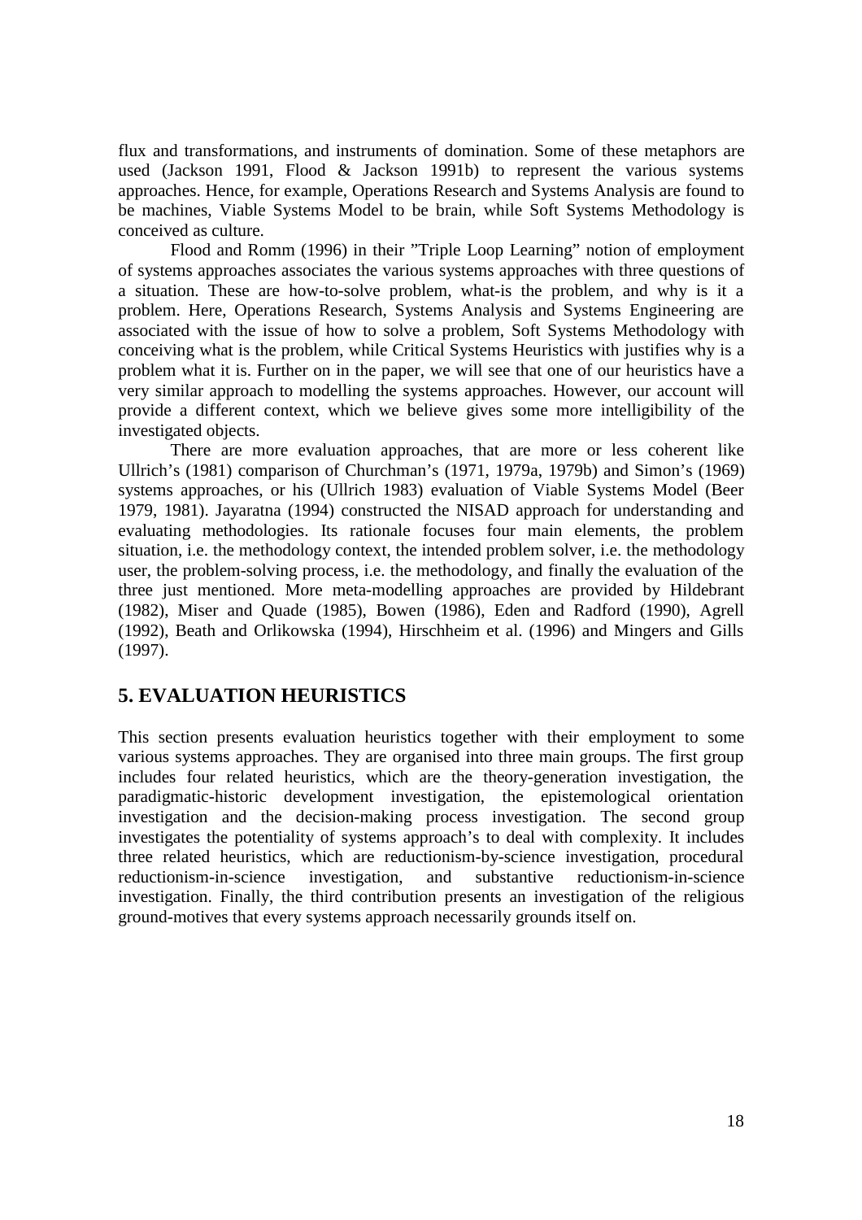flux and transformations, and instruments of domination. Some of these metaphors are used (Jackson 1991, Flood & Jackson 1991b) to represent the various systems approaches. Hence, for example, Operations Research and Systems Analysis are found to be machines, Viable Systems Model to be brain, while Soft Systems Methodology is conceived as culture.

Flood and Romm (1996) in their "Triple Loop Learning" notion of employment of systems approaches associates the various systems approaches with three questions of a situation. These are how-to-solve problem, what-is the problem, and why is it a problem. Here, Operations Research, Systems Analysis and Systems Engineering are associated with the issue of how to solve a problem, Soft Systems Methodology with conceiving what is the problem, while Critical Systems Heuristics with justifies why is a problem what it is. Further on in the paper, we will see that one of our heuristics have a very similar approach to modelling the systems approaches. However, our account will provide a different context, which we believe gives some more intelligibility of the investigated objects.

There are more evaluation approaches, that are more or less coherent like Ullrich's (1981) comparison of Churchman's (1971, 1979a, 1979b) and Simon's (1969) systems approaches, or his (Ullrich 1983) evaluation of Viable Systems Model (Beer 1979, 1981). Jayaratna (1994) constructed the NISAD approach for understanding and evaluating methodologies. Its rationale focuses four main elements, the problem situation, i.e. the methodology context, the intended problem solver, i.e. the methodology user, the problem-solving process, i.e. the methodology, and finally the evaluation of the three just mentioned. More meta-modelling approaches are provided by Hildebrant (1982), Miser and Quade (1985), Bowen (1986), Eden and Radford (1990), Agrell (1992), Beath and Orlikowska (1994), Hirschheim et al. (1996) and Mingers and Gills (1997).

## 5. EVALUATION HEURISTICS

This section presents evaluation heuristics together with their employment to some various systems approaches. They are organised into three main groups. The first group includes four related heuristics, which are the theory-generation investigation, the paradigmatic-historic development investigation, the epistemological orientation investigation and the decision-making process investigation. The second group investigates the potentiality of systems approach's to deal with complexity. It includes three related heuristics, which are reductionism-by-science investigation, procedural reductionism-in-science investigation, and substantive reductionism-in-science investigation. Finally, the third contribution presents an investigation of the religious ground-motives that every systems approach necessarily grounds itself on.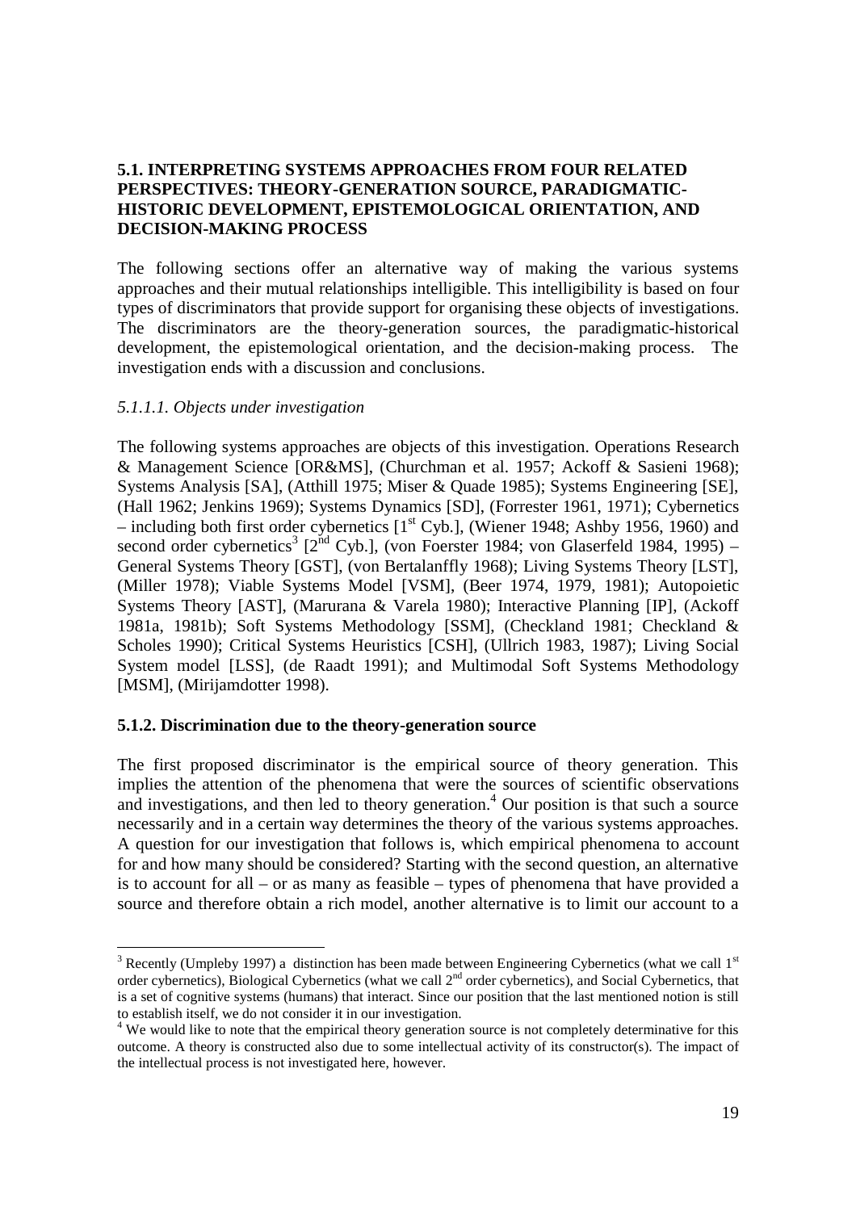### 5.1. INTERPRETING SYSTEMS APPROACHES FROM FOUR RELATED PERSPECTIVES: THEORY-GENERATION SOURCE, PARADIGMATIC-HISTORIC DEVELOPMENT, EPISTEMOLOGICAL ORIENTATION, AND DECISION-MAKING PROCESS

The following sections offer an alternative way of making the various systems approaches and their mutual relationships intelligible. This intelligibility is based on four types of discriminators that provide support for organising these objects of investigations. The discriminators are the theory-generation sources, the paradigmatic-historical development, the epistemological orientation, and the decision-making process. The investigation ends with a discussion and conclusions.

*5.1.1.1. Objects under investigation*

The following systems approaches are objects of this investigation. Operations Research & Management Science [OR&MS], (Churchman et al. 1957; Ackoff & Sasieni 1968); Systems Analysis [SA], (Atthill 1975; Miser & Quade 1985); Systems Engineering [SE], (Hall 1962; Jenkins 1969); Systems Dynamics [SD], (Forrester 1961, 1971); Cybernetics – including both first order cybernetics [1st Cyb.], (Wiener 1948; Ashby 1956, 1960) and second order cybernetics[3] [2nd Cyb.], (von Foerster 1984; von Glaserfeld 1984, 1995) – General Systems Theory [GST], (von Bertalanffly 1968); Living Systems Theory [LST], (Miller 1978); Viable Systems Model [VSM], (Beer 1974, 1979, 1981); Autopoietic Systems Theory [AST], (Marurana & Varela 1980); Interactive Planning [IP], (Ackoff 1981a, 1981b); Soft Systems Methodology [SSM], (Checkland 1981; Checkland & Scholes 1990); Critical Systems Heuristics [CSH], (Ullrich 1983, 1987); Living Social System model [LSS], (de Raadt 1991); and Multimodal Soft Systems Methodology [MSM], (Mirijamdotter 1998).

#### 5.1.2. Discrimination due to the theory-generation source

The first proposed discriminator is the empirical source of theory generation. This implies the attention of the phenomena that were the sources of scientific observations and investigations, and then led to theory generation.[4] Our position is that such a source necessarily and in a certain way determines the theory of the various systems approaches. A question for our investigation that follows is, which empirical phenomena to account for and how many should be considered? Starting with the second question, an alternative is to account for all – or as many as feasible – types of phenomena that have provided a source and therefore obtain a rich model, another alternative is to limit our account to a

---

[3] Recently (Umpleby 1997) a distinction has been made between Engineering Cybernetics (what we call 1st order cybernetics), Biological Cybernetics (what we call 2nd order cybernetics), and Social Cybernetics, that is a set of cognitive systems (humans) that interact. Since our position that the last mentioned notion is still to establish itself, we do not consider it in our investigation.

[4] We would like to note that the empirical theory generation source is not completely determinative for this outcome. A theory is constructed also due to some intellectual activity of its constructor(s). The impact of the intellectual process is not investigated here, however.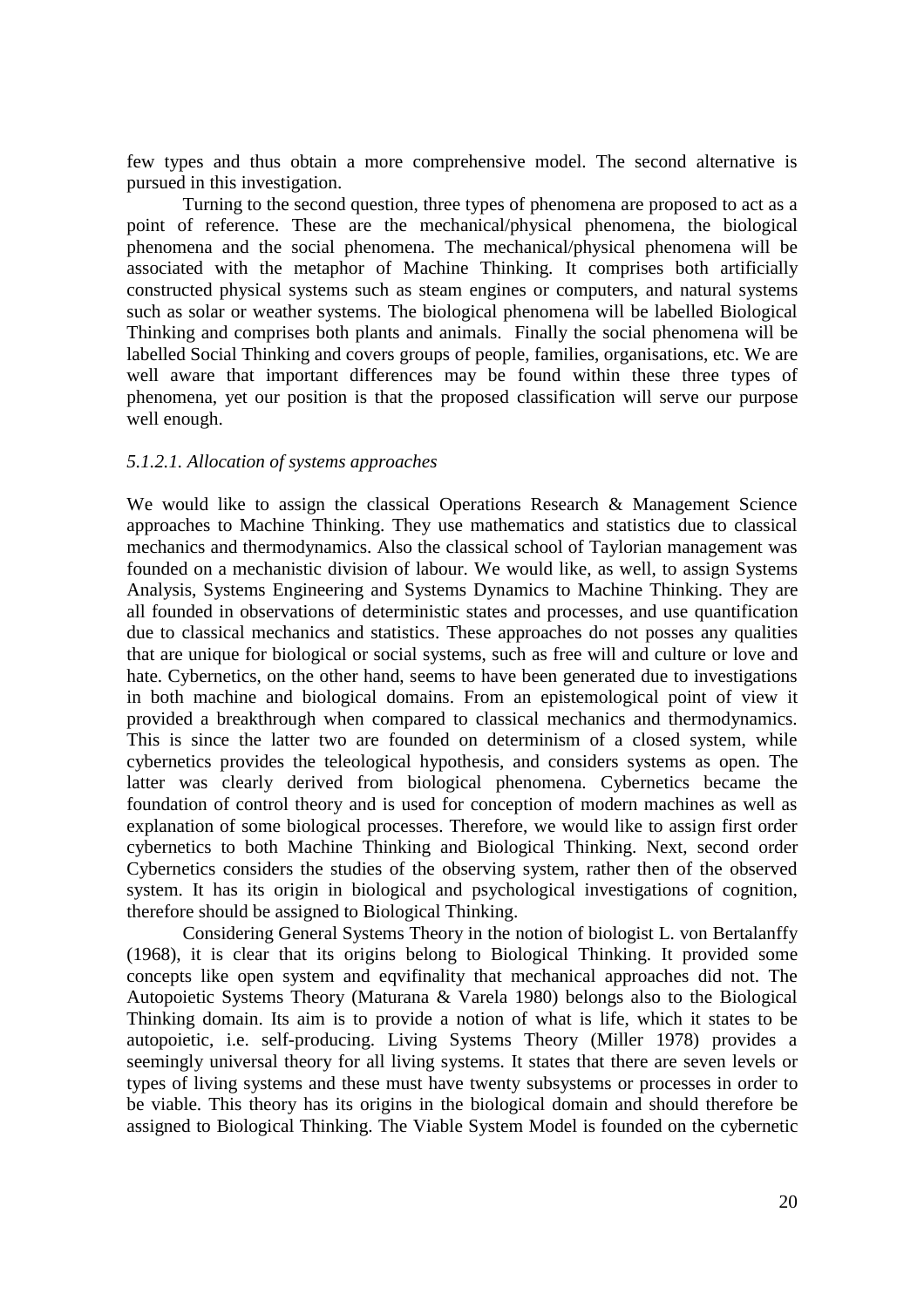few types and thus obtain a more comprehensive model. The second alternative is pursued in this investigation.

Turning to the second question, three types of phenomena are proposed to act as a point of reference. These are the mechanical/physical phenomena, the biological phenomena and the social phenomena. The mechanical/physical phenomena will be associated with the metaphor of Machine Thinking. It comprises both artificially constructed physical systems such as steam engines or computers, and natural systems such as solar or weather systems. The biological phenomena will be labelled Biological Thinking and comprises both plants and animals. Finally the social phenomena will be labelled Social Thinking and covers groups of people, families, organisations, etc. We are well aware that important differences may be found within these three types of phenomena, yet our position is that the proposed classification will serve our purpose well enough.

#### *5.1.2.1. Allocation of systems approaches*

We would like to assign the classical Operations Research & Management Science approaches to Machine Thinking. They use mathematics and statistics due to classical mechanics and thermodynamics. Also the classical school of Taylorian management was founded on a mechanistic division of labour. We would like, as well, to assign Systems Analysis, Systems Engineering and Systems Dynamics to Machine Thinking. They are all founded in observations of deterministic states and processes, and use quantification due to classical mechanics and statistics. These approaches do not posses any qualities that are unique for biological or social systems, such as free will and culture or love and hate. Cybernetics, on the other hand, seems to have been generated due to investigations in both machine and biological domains. From an epistemological point of view it provided a breakthrough when compared to classical mechanics and thermodynamics. This is since the latter two are founded on determinism of a closed system, while cybernetics provides the teleological hypothesis, and considers systems as open. The latter was clearly derived from biological phenomena. Cybernetics became the foundation of control theory and is used for conception of modern machines as well as explanation of some biological processes. Therefore, we would like to assign first order cybernetics to both Machine Thinking and Biological Thinking. Next, second order Cybernetics considers the studies of the observing system, rather then of the observed system. It has its origin in biological and psychological investigations of cognition, therefore should be assigned to Biological Thinking.

Considering General Systems Theory in the notion of biologist L. von Bertalanffy (1968), it is clear that its origins belong to Biological Thinking. It provided some concepts like open system and eqvifinality that mechanical approaches did not. The Autopoietic Systems Theory (Maturana & Varela 1980) belongs also to the Biological Thinking domain. Its aim is to provide a notion of what is life, which it states to be autopoietic, i.e. self-producing. Living Systems Theory (Miller 1978) provides a seemingly universal theory for all living systems. It states that there are seven levels or types of living systems and these must have twenty subsystems or processes in order to be viable. This theory has its origins in the biological domain and should therefore be assigned to Biological Thinking. The Viable System Model is founded on the cybernetic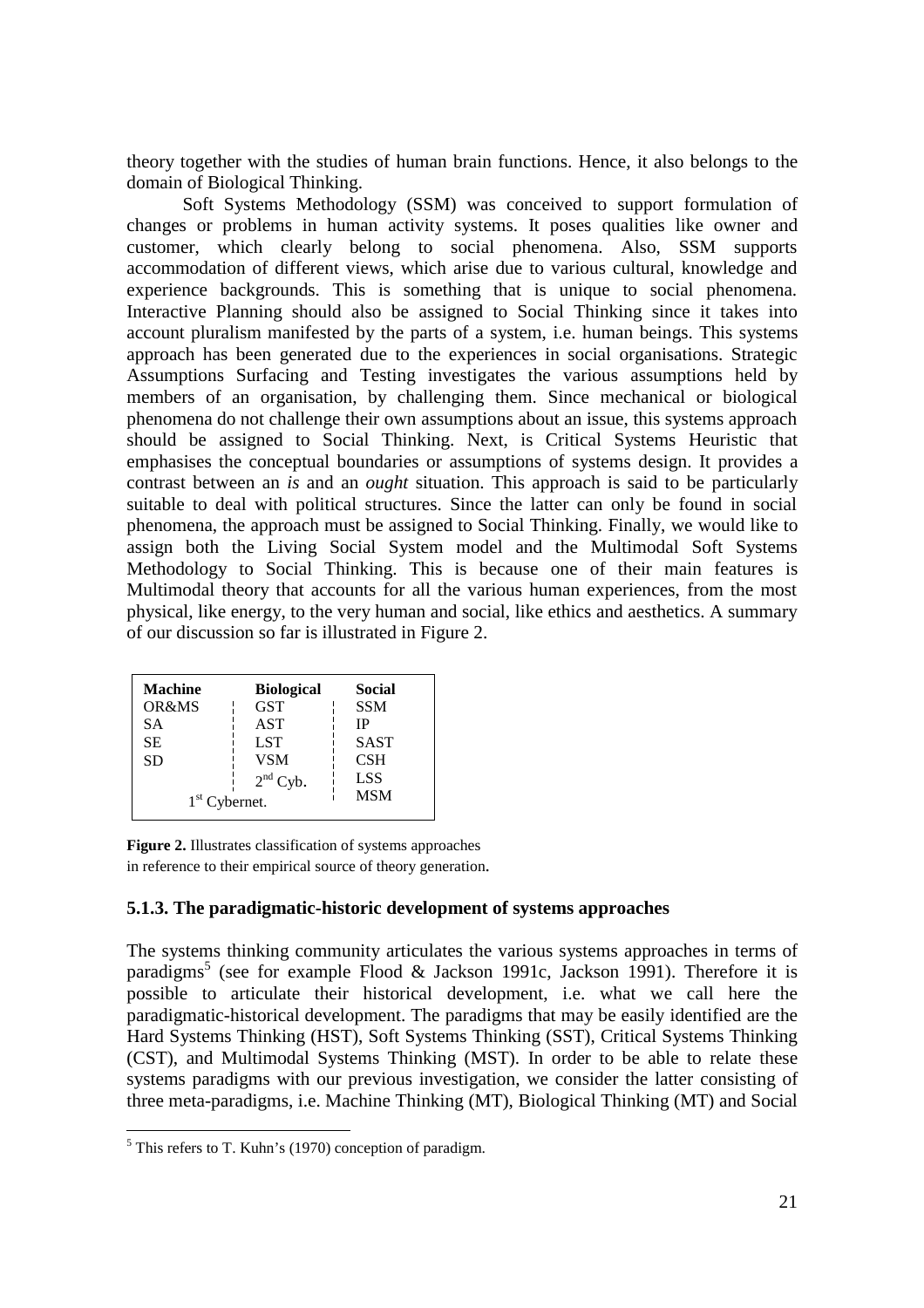theory together with the studies of human brain functions. Hence, it also belongs to the domain of Biological Thinking.

Soft Systems Methodology (SSM) was conceived to support formulation of changes or problems in human activity systems. It poses qualities like owner and customer, which clearly belong to social phenomena. Also, SSM supports accommodation of different views, which arise due to various cultural, knowledge and experience backgrounds. This is something that is unique to social phenomena. Interactive Planning should also be assigned to Social Thinking since it takes into account pluralism manifested by the parts of a system, i.e. human beings. This systems approach has been generated due to the experiences in social organisations. Strategic Assumptions Surfacing and Testing investigates the various assumptions held by members of an organisation, by challenging them. Since mechanical or biological phenomena do not challenge their own assumptions about an issue, this systems approach should be assigned to Social Thinking. Next, is Critical Systems Heuristic that emphasises the conceptual boundaries or assumptions of systems design. It provides a contrast between an *is* and an *ought* situation. This approach is said to be particularly suitable to deal with political structures. Since the latter can only be found in social phenomena, the approach must be assigned to Social Thinking. Finally, we would like to assign both the Living Social System model and the Multimodal Soft Systems Methodology to Social Thinking. This is because one of their main features is Multimodal theory that accounts for all the various human experiences, from the most physical, like energy, to the very human and social, like ethics and aesthetics. A summary of our discussion so far is illustrated in Figure 2.

| Machine | Biological | Social |
|---|---|---|
| OR&MS | GST | SSM |
| SA | AST | IP |
| SE | LST | SAST |
| SD | VSM | CSH |
| | 2nd Cyb. | LSS |
| 1st Cybernet. | | MSM |

**Figure 2.** Illustrates classification of systems approaches in reference to their empirical source of theory generation.

### 5.1.3. The paradigmatic-historic development of systems approaches

The systems thinking community articulates the various systems approaches in terms of paradigms[5] (see for example Flood & Jackson 1991c, Jackson 1991). Therefore it is possible to articulate their historical development, i.e. what we call here the paradigmatic-historical development. The paradigms that may be easily identified are the Hard Systems Thinking (HST), Soft Systems Thinking (SST), Critical Systems Thinking (CST), and Multimodal Systems Thinking (MST). In order to be able to relate these systems paradigms with our previous investigation, we consider the latter consisting of three meta-paradigms, i.e. Machine Thinking (MT), Biological Thinking (MT) and Social

[5] This refers to T. Kuhn's (1970) conception of paradigm.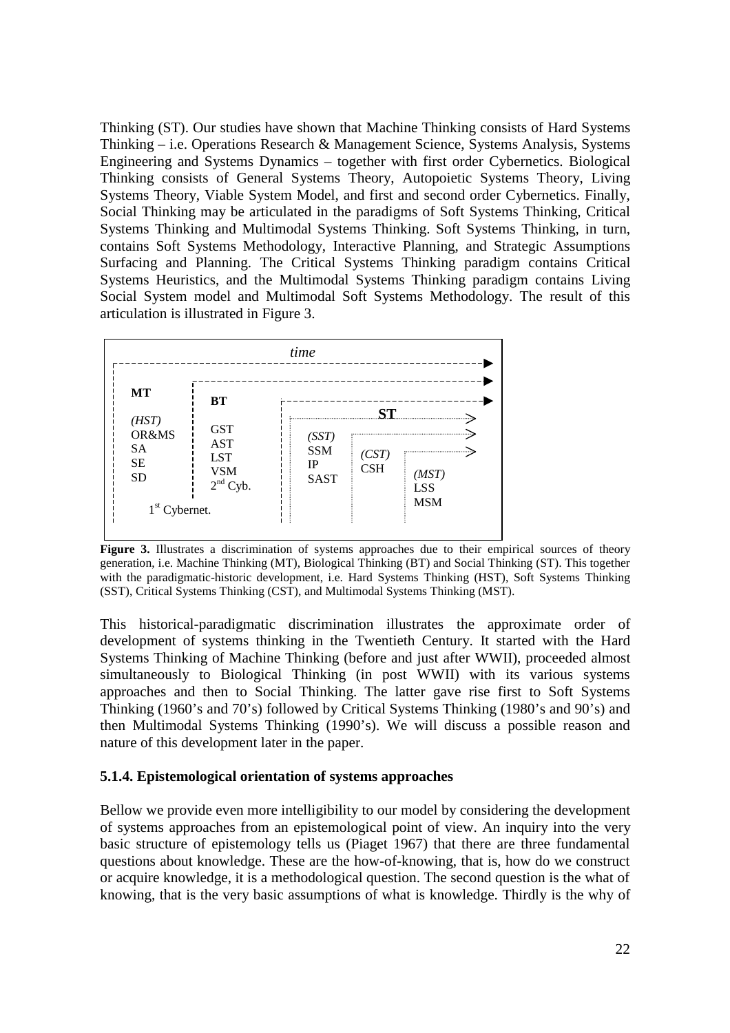Thinking (ST). Our studies have shown that Machine Thinking consists of Hard Systems Thinking – i.e. Operations Research & Management Science, Systems Analysis, Systems Engineering and Systems Dynamics – together with first order Cybernetics. Biological Thinking consists of General Systems Theory, Autopoietic Systems Theory, Living Systems Theory, Viable System Model, and first and second order Cybernetics. Finally, Social Thinking may be articulated in the paradigms of Soft Systems Thinking, Critical Systems Thinking and Multimodal Systems Thinking. Soft Systems Thinking, in turn, contains Soft Systems Methodology, Interactive Planning, and Strategic Assumptions Surfacing and Planning. The Critical Systems Thinking paradigm contains Critical Systems Heuristics, and the Multimodal Systems Thinking paradigm contains Living Social System model and Multimodal Soft Systems Methodology. The result of this articulation is illustrated in Figure 3.

*time*

| MT | BT | ST | | |
|---|---|---|---|---|
| *(HST)* | GST | *(SST)* | *(CST)* | *(MST)* |
| OR&MS | AST | SSM | CSH | LSS |
| SA | LST | IP | | MSM |
| SE | VSM | SAST | | |
| SD | $2^{nd}$ Cyb. | | | |
| $1^{st}$ Cybernet. | | | | |

**Figure 3.** Illustrates a discrimination of systems approaches due to their empirical sources of theory generation, i.e. Machine Thinking (MT), Biological Thinking (BT) and Social Thinking (ST). This together with the paradigmatic-historic development, i.e. Hard Systems Thinking (HST), Soft Systems Thinking (SST), Critical Systems Thinking (CST), and Multimodal Systems Thinking (MST).

This historical-paradigmatic discrimination illustrates the approximate order of development of systems thinking in the Twentieth Century. It started with the Hard Systems Thinking of Machine Thinking (before and just after WWII), proceeded almost simultaneously to Biological Thinking (in post WWII) with its various systems approaches and then to Social Thinking. The latter gave rise first to Soft Systems Thinking (1960's and 70's) followed by Critical Systems Thinking (1980's and 90's) and then Multimodal Systems Thinking (1990's). We will discuss a possible reason and nature of this development later in the paper.

### 5.1.4. Epistemological orientation of systems approaches

Bellow we provide even more intelligibility to our model by considering the development of systems approaches from an epistemological point of view. An inquiry into the very basic structure of epistemology tells us (Piaget 1967) that there are three fundamental questions about knowledge. These are the how-of-knowing, that is, how do we construct or acquire knowledge, it is a methodological question. The second question is the what of knowing, that is the very basic assumptions of what is knowledge. Thirdly is the why of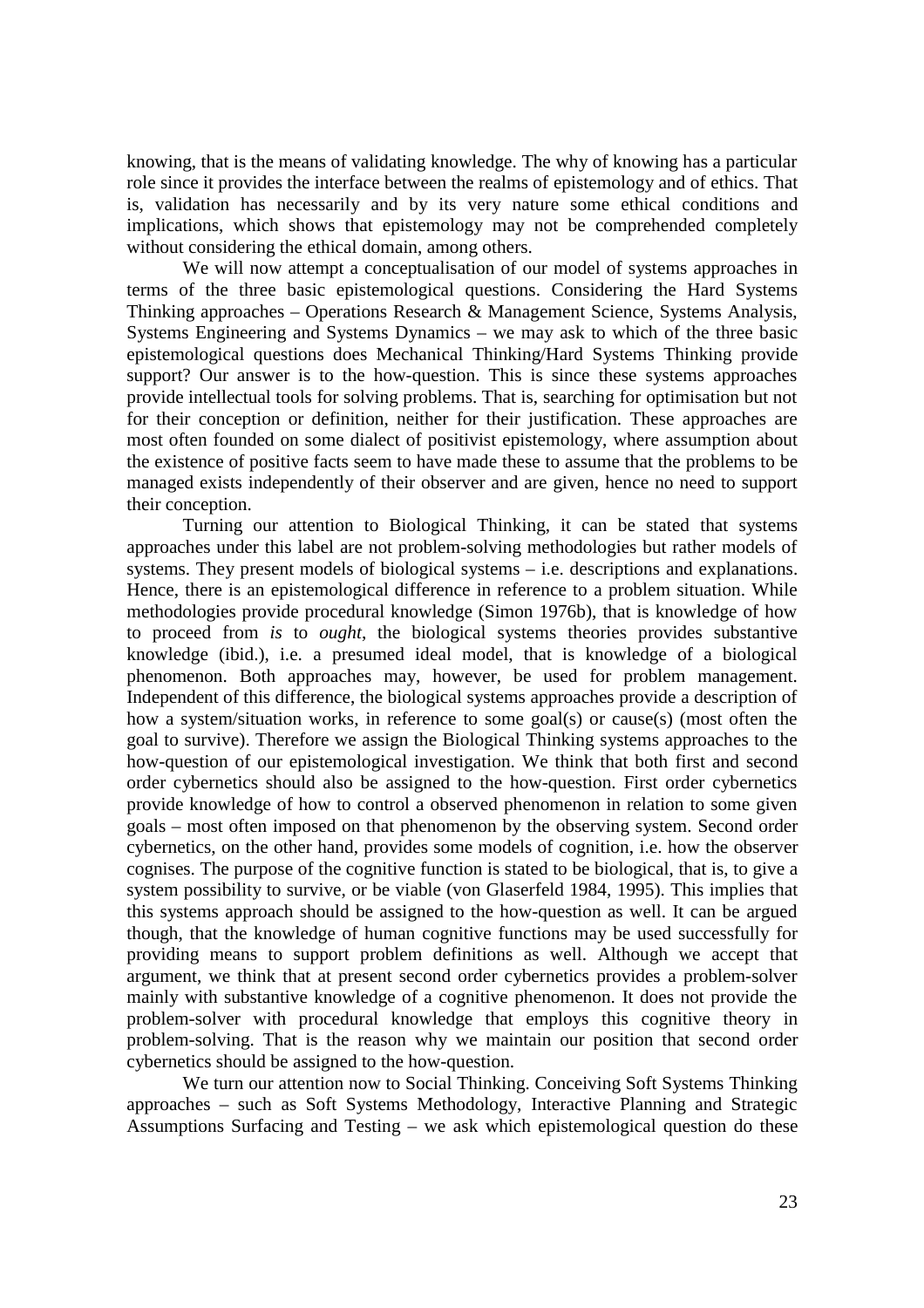knowing, that is the means of validating knowledge. The why of knowing has a particular role since it provides the interface between the realms of epistemology and of ethics. That is, validation has necessarily and by its very nature some ethical conditions and implications, which shows that epistemology may not be comprehended completely without considering the ethical domain, among others.

We will now attempt a conceptualisation of our model of systems approaches in terms of the three basic epistemological questions. Considering the Hard Systems Thinking approaches – Operations Research & Management Science, Systems Analysis, Systems Engineering and Systems Dynamics – we may ask to which of the three basic epistemological questions does Mechanical Thinking/Hard Systems Thinking provide support? Our answer is to the how-question. This is since these systems approaches provide intellectual tools for solving problems. That is, searching for optimisation but not for their conception or definition, neither for their justification. These approaches are most often founded on some dialect of positivist epistemology, where assumption about the existence of positive facts seem to have made these to assume that the problems to be managed exists independently of their observer and are given, hence no need to support their conception.

Turning our attention to Biological Thinking, it can be stated that systems approaches under this label are not problem-solving methodologies but rather models of systems. They present models of biological systems – i.e. descriptions and explanations. Hence, there is an epistemological difference in reference to a problem situation. While methodologies provide procedural knowledge (Simon 1976b), that is knowledge of how to proceed from *is* to *ought*, the biological systems theories provides substantive knowledge (ibid.), i.e. a presumed ideal model, that is knowledge of a biological phenomenon. Both approaches may, however, be used for problem management. Independent of this difference, the biological systems approaches provide a description of how a system/situation works, in reference to some goal(s) or cause(s) (most often the goal to survive). Therefore we assign the Biological Thinking systems approaches to the how-question of our epistemological investigation. We think that both first and second order cybernetics should also be assigned to the how-question. First order cybernetics provide knowledge of how to control a observed phenomenon in relation to some given goals – most often imposed on that phenomenon by the observing system. Second order cybernetics, on the other hand, provides some models of cognition, i.e. how the observer cognises. The purpose of the cognitive function is stated to be biological, that is, to give a system possibility to survive, or be viable (von Glaserfeld 1984, 1995). This implies that this systems approach should be assigned to the how-question as well. It can be argued though, that the knowledge of human cognitive functions may be used successfully for providing means to support problem definitions as well. Although we accept that argument, we think that at present second order cybernetics provides a problem-solver mainly with substantive knowledge of a cognitive phenomenon. It does not provide the problem-solver with procedural knowledge that employs this cognitive theory in problem-solving. That is the reason why we maintain our position that second order cybernetics should be assigned to the how-question.

We turn our attention now to Social Thinking. Conceiving Soft Systems Thinking approaches – such as Soft Systems Methodology, Interactive Planning and Strategic Assumptions Surfacing and Testing – we ask which epistemological question do these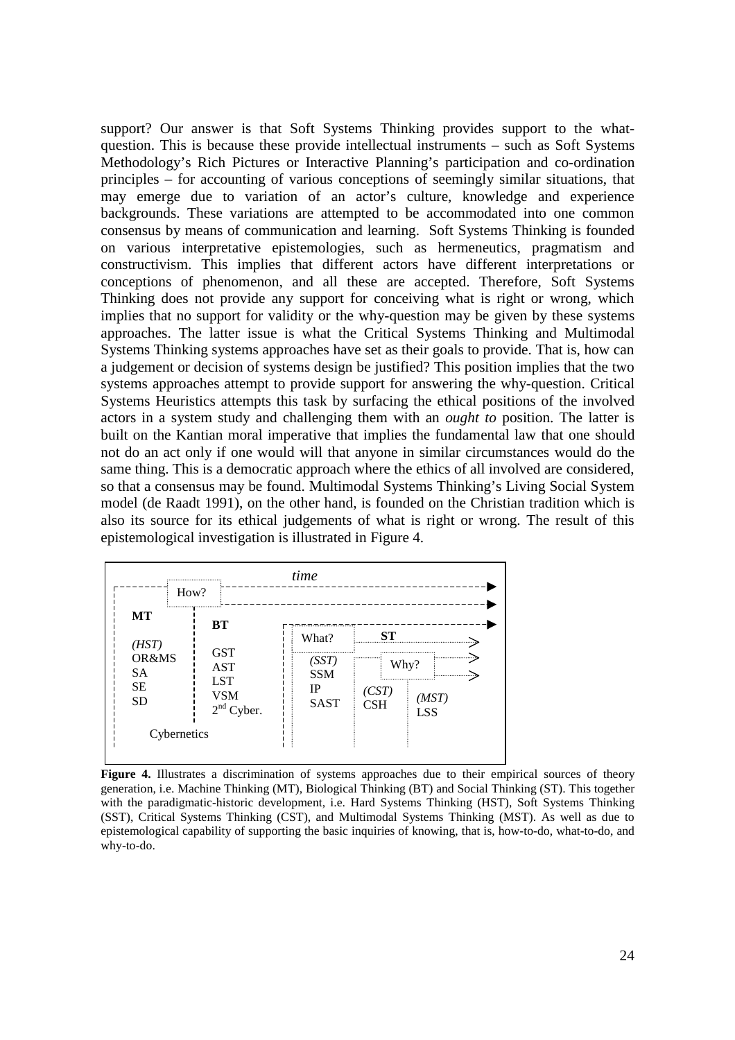support? Our answer is that Soft Systems Thinking provides support to the what-question. This is because these provide intellectual instruments – such as Soft Systems Methodology's Rich Pictures or Interactive Planning's participation and co-ordination principles – for accounting of various conceptions of seemingly similar situations, that may emerge due to variation of an actor's culture, knowledge and experience backgrounds. These variations are attempted to be accommodated into one common consensus by means of communication and learning. Soft Systems Thinking is founded on various interpretative epistemologies, such as hermeneutics, pragmatism and constructivism. This implies that different actors have different interpretations or conceptions of phenomenon, and all these are accepted. Therefore, Soft Systems Thinking does not provide any support for conceiving what is right or wrong, which implies that no support for validity or the why-question may be given by these systems approaches. The latter issue is what the Critical Systems Thinking and Multimodal Systems Thinking systems approaches have set as their goals to provide. That is, how can a judgement or decision of systems design be justified? This position implies that the two systems approaches attempt to provide support for answering the why-question. Critical Systems Heuristics attempts this task by surfacing the ethical positions of the involved actors in a system study and challenging them with an *ought to* position. The latter is built on the Kantian moral imperative that implies the fundamental law that one should not do an act only if one would will that anyone in similar circumstances would do the same thing. This is a democratic approach where the ethics of all involved are considered, so that a consensus may be found. Multimodal Systems Thinking's Living Social System model (de Raadt 1991), on the other hand, is founded on the Christian tradition which is also its source for its ethical judgements of what is right or wrong. The result of this epistemological investigation is illustrated in Figure 4.

```
                                   time
          How?
 MT              BT
                                What?        ST
 (HST)           GST
 OR&MS           AST            (SST)          Why?
 SA              LST            SSM
 SE              VSM            IP       (CST)
 SD              2nd Cyber.     SAST     CSH      (MST)
                                                  LSS
    Cybernetics
```

**Figure 4.** Illustrates a discrimination of systems approaches due to their empirical sources of theory generation, i.e. Machine Thinking (MT), Biological Thinking (BT) and Social Thinking (ST). This together with the paradigmatic-historic development, i.e. Hard Systems Thinking (HST), Soft Systems Thinking (SST), Critical Systems Thinking (CST), and Multimodal Systems Thinking (MST). As well as due to epistemological capability of supporting the basic inquiries of knowing, that is, how-to-do, what-to-do, and why-to-do.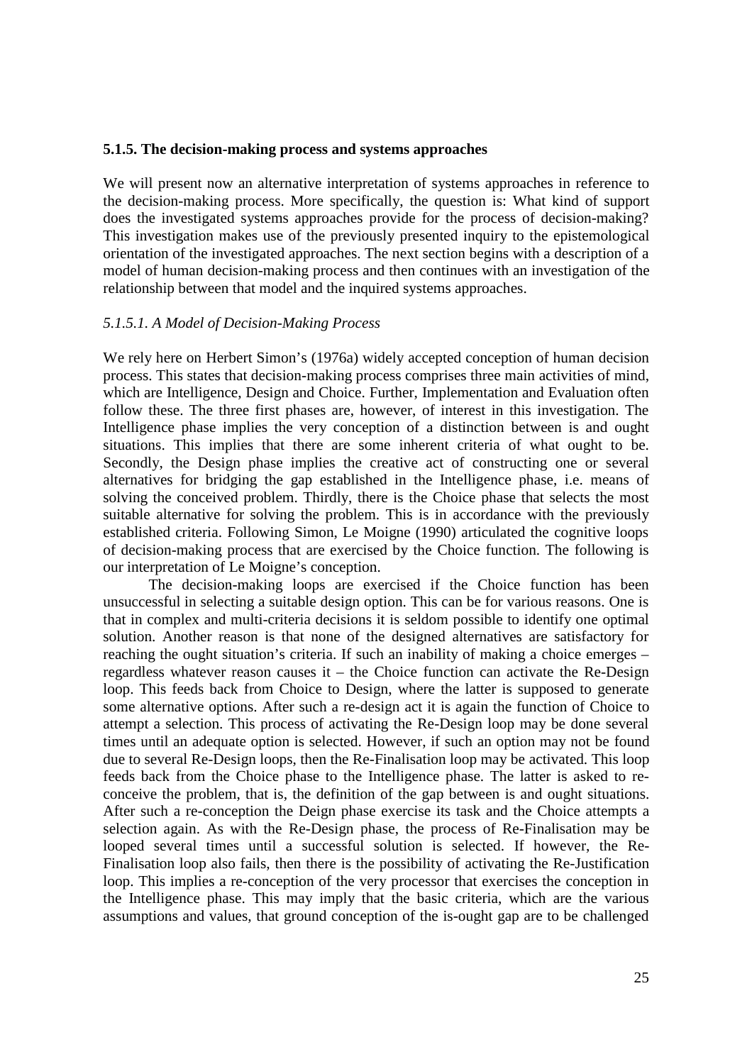### 5.1.5. The decision-making process and systems approaches

We will present now an alternative interpretation of systems approaches in reference to the decision-making process. More specifically, the question is: What kind of support does the investigated systems approaches provide for the process of decision-making? This investigation makes use of the previously presented inquiry to the epistemological orientation of the investigated approaches. The next section begins with a description of a model of human decision-making process and then continues with an investigation of the relationship between that model and the inquired systems approaches.

#### *5.1.5.1. A Model of Decision-Making Process*

We rely here on Herbert Simon's (1976a) widely accepted conception of human decision process. This states that decision-making process comprises three main activities of mind, which are Intelligence, Design and Choice. Further, Implementation and Evaluation often follow these. The three first phases are, however, of interest in this investigation. The Intelligence phase implies the very conception of a distinction between is and ought situations. This implies that there are some inherent criteria of what ought to be. Secondly, the Design phase implies the creative act of constructing one or several alternatives for bridging the gap established in the Intelligence phase, i.e. means of solving the conceived problem. Thirdly, there is the Choice phase that selects the most suitable alternative for solving the problem. This is in accordance with the previously established criteria. Following Simon, Le Moigne (1990) articulated the cognitive loops of decision-making process that are exercised by the Choice function. The following is our interpretation of Le Moigne's conception.

The decision-making loops are exercised if the Choice function has been unsuccessful in selecting a suitable design option. This can be for various reasons. One is that in complex and multi-criteria decisions it is seldom possible to identify one optimal solution. Another reason is that none of the designed alternatives are satisfactory for reaching the ought situation's criteria. If such an inability of making a choice emerges – regardless whatever reason causes it – the Choice function can activate the Re-Design loop. This feeds back from Choice to Design, where the latter is supposed to generate some alternative options. After such a re-design act it is again the function of Choice to attempt a selection. This process of activating the Re-Design loop may be done several times until an adequate option is selected. However, if such an option may not be found due to several Re-Design loops, then the Re-Finalisation loop may be activated. This loop feeds back from the Choice phase to the Intelligence phase. The latter is asked to re-conceive the problem, that is, the definition of the gap between is and ought situations. After such a re-conception the Deign phase exercise its task and the Choice attempts a selection again. As with the Re-Design phase, the process of Re-Finalisation may be looped several times until a successful solution is selected. If however, the Re-Finalisation loop also fails, then there is the possibility of activating the Re-Justification loop. This implies a re-conception of the very processor that exercises the conception in the Intelligence phase. This may imply that the basic criteria, which are the various assumptions and values, that ground conception of the is-ought gap are to be challenged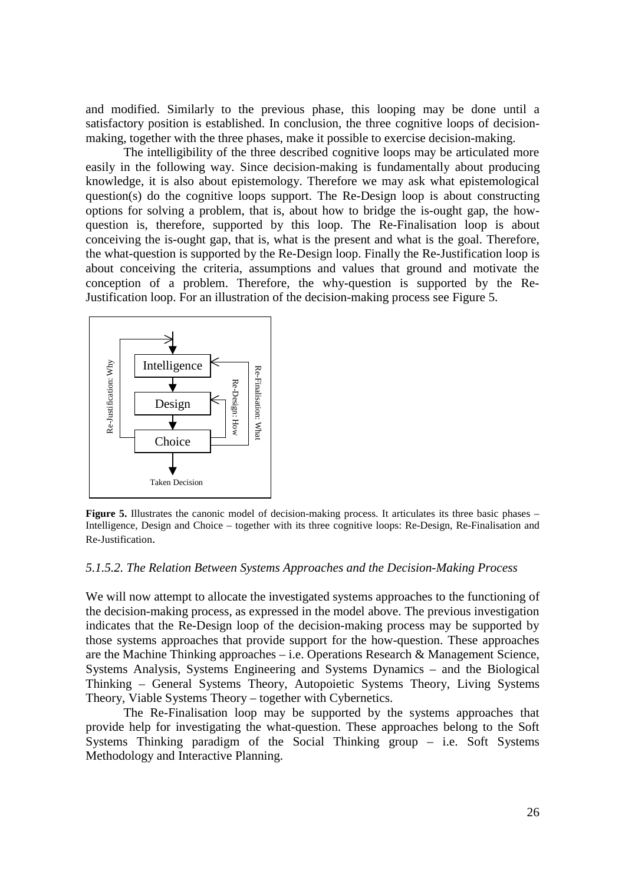and modified. Similarly to the previous phase, this looping may be done until a satisfactory position is established. In conclusion, the three cognitive loops of decision-making, together with the three phases, make it possible to exercise decision-making.

The intelligibility of the three described cognitive loops may be articulated more easily in the following way. Since decision-making is fundamentally about producing knowledge, it is also about epistemology. Therefore we may ask what epistemological question(s) do the cognitive loops support. The Re-Design loop is about constructing options for solving a problem, that is, about how to bridge the is-ought gap, the how-question is, therefore, supported by this loop. The Re-Finalisation loop is about conceiving the is-ought gap, that is, what is the present and what is the goal. Therefore, the what-question is supported by the Re-Design loop. Finally the Re-Justification loop is about conceiving the criteria, assumptions and values that ground and motivate the conception of a problem. Therefore, the why-question is supported by the Re-Justification loop. For an illustration of the decision-making process see Figure 5.

**Figure 5.** Illustrates the canonic model of decision-making process. It articulates its three basic phases – Intelligence, Design and Choice – together with its three cognitive loops: Re-Design, Re-Finalisation and Re-Justification.

### *5.1.5.2. The Relation Between Systems Approaches and the Decision-Making Process*

We will now attempt to allocate the investigated systems approaches to the functioning of the decision-making process, as expressed in the model above. The previous investigation indicates that the Re-Design loop of the decision-making process may be supported by those systems approaches that provide support for the how-question. These approaches are the Machine Thinking approaches – i.e. Operations Research & Management Science, Systems Analysis, Systems Engineering and Systems Dynamics – and the Biological Thinking – General Systems Theory, Autopoietic Systems Theory, Living Systems Theory, Viable Systems Theory – together with Cybernetics.

The Re-Finalisation loop may be supported by the systems approaches that provide help for investigating the what-question. These approaches belong to the Soft Systems Thinking paradigm of the Social Thinking group – i.e. Soft Systems Methodology and Interactive Planning.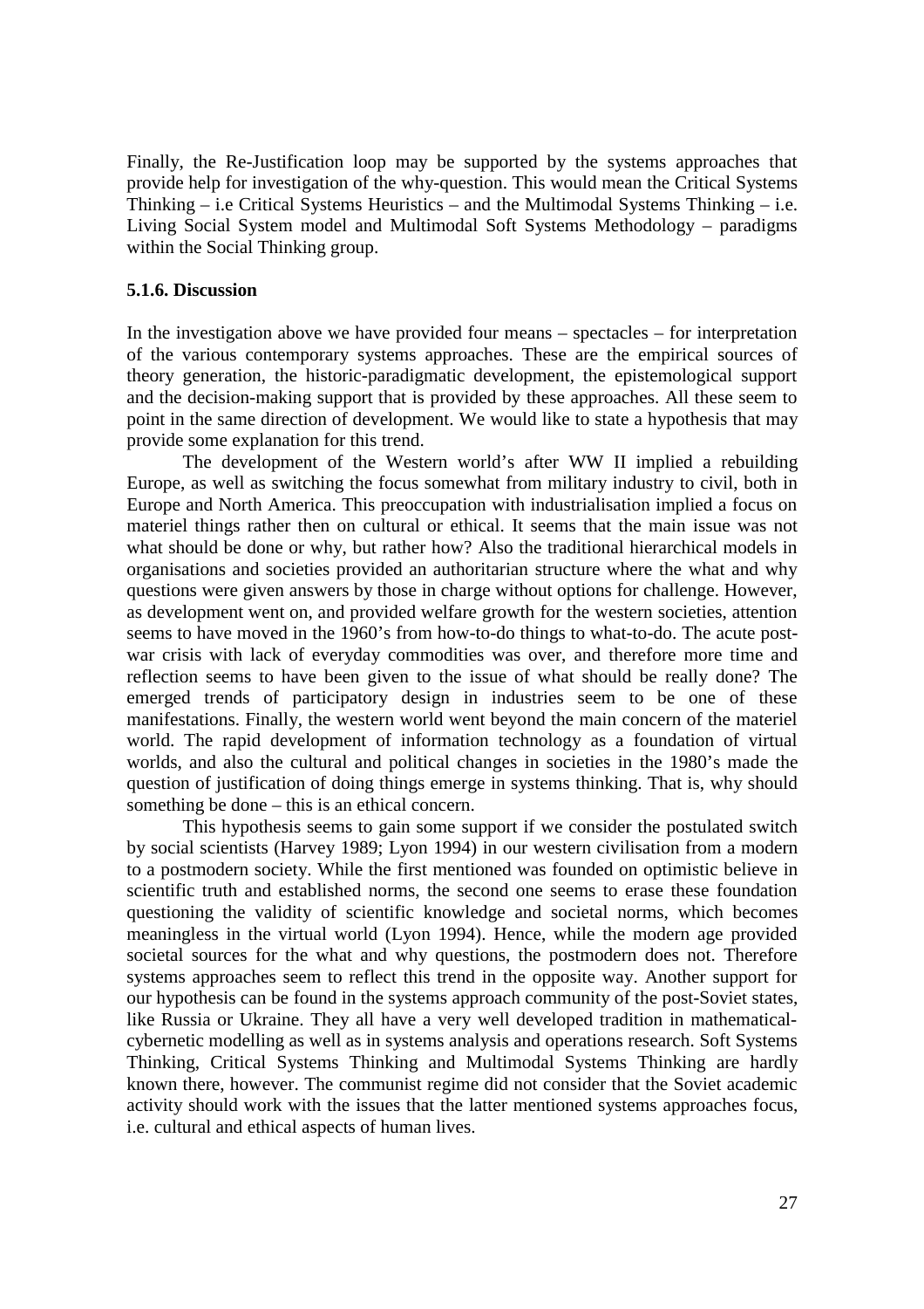Finally, the Re-Justification loop may be supported by the systems approaches that provide help for investigation of the why-question. This would mean the Critical Systems Thinking – i.e Critical Systems Heuristics – and the Multimodal Systems Thinking – i.e. Living Social System model and Multimodal Soft Systems Methodology – paradigms within the Social Thinking group.

### 5.1.6. Discussion

In the investigation above we have provided four means – spectacles – for interpretation of the various contemporary systems approaches. These are the empirical sources of theory generation, the historic-paradigmatic development, the epistemological support and the decision-making support that is provided by these approaches. All these seem to point in the same direction of development. We would like to state a hypothesis that may provide some explanation for this trend.

The development of the Western world's after WW II implied a rebuilding Europe, as well as switching the focus somewhat from military industry to civil, both in Europe and North America. This preoccupation with industrialisation implied a focus on materiel things rather then on cultural or ethical. It seems that the main issue was not what should be done or why, but rather how? Also the traditional hierarchical models in organisations and societies provided an authoritarian structure where the what and why questions were given answers by those in charge without options for challenge. However, as development went on, and provided welfare growth for the western societies, attention seems to have moved in the 1960's from how-to-do things to what-to-do. The acute post-war crisis with lack of everyday commodities was over, and therefore more time and reflection seems to have been given to the issue of what should be really done? The emerged trends of participatory design in industries seem to be one of these manifestations. Finally, the western world went beyond the main concern of the materiel world. The rapid development of information technology as a foundation of virtual worlds, and also the cultural and political changes in societies in the 1980's made the question of justification of doing things emerge in systems thinking. That is, why should something be done – this is an ethical concern.

This hypothesis seems to gain some support if we consider the postulated switch by social scientists (Harvey 1989; Lyon 1994) in our western civilisation from a modern to a postmodern society. While the first mentioned was founded on optimistic believe in scientific truth and established norms, the second one seems to erase these foundation questioning the validity of scientific knowledge and societal norms, which becomes meaningless in the virtual world (Lyon 1994). Hence, while the modern age provided societal sources for the what and why questions, the postmodern does not. Therefore systems approaches seem to reflect this trend in the opposite way. Another support for our hypothesis can be found in the systems approach community of the post-Soviet states, like Russia or Ukraine. They all have a very well developed tradition in mathematical-cybernetic modelling as well as in systems analysis and operations research. Soft Systems Thinking, Critical Systems Thinking and Multimodal Systems Thinking are hardly known there, however. The communist regime did not consider that the Soviet academic activity should work with the issues that the latter mentioned systems approaches focus, i.e. cultural and ethical aspects of human lives.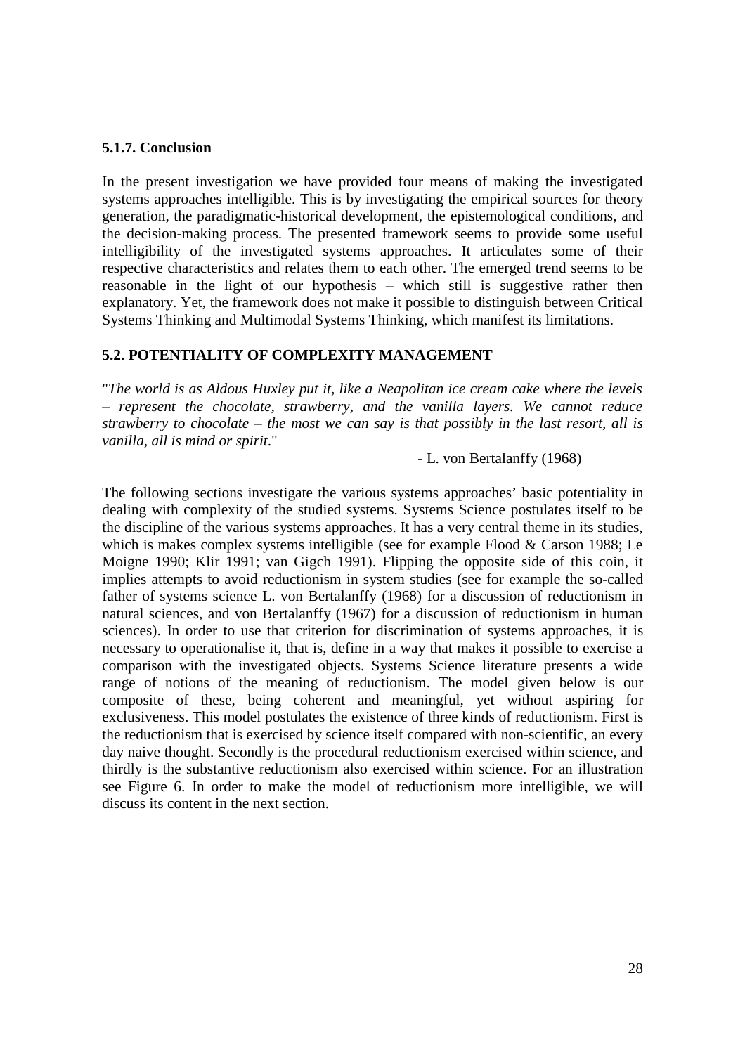### 5.1.7. Conclusion

In the present investigation we have provided four means of making the investigated systems approaches intelligible. This is by investigating the empirical sources for theory generation, the paradigmatic-historical development, the epistemological conditions, and the decision-making process. The presented framework seems to provide some useful intelligibility of the investigated systems approaches. It articulates some of their respective characteristics and relates them to each other. The emerged trend seems to be reasonable in the light of our hypothesis – which still is suggestive rather then explanatory. Yet, the framework does not make it possible to distinguish between Critical Systems Thinking and Multimodal Systems Thinking, which manifest its limitations.

## 5.2. POTENTIALITY OF COMPLEXITY MANAGEMENT

"*The world is as Aldous Huxley put it, like a Neapolitan ice cream cake where the levels – represent the chocolate, strawberry, and the vanilla layers. We cannot reduce strawberry to chocolate – the most we can say is that possibly in the last resort, all is vanilla, all is mind or spirit*."

- L. von Bertalanffy (1968)

The following sections investigate the various systems approaches' basic potentiality in dealing with complexity of the studied systems. Systems Science postulates itself to be the discipline of the various systems approaches. It has a very central theme in its studies, which is makes complex systems intelligible (see for example Flood & Carson 1988; Le Moigne 1990; Klir 1991; van Gigch 1991). Flipping the opposite side of this coin, it implies attempts to avoid reductionism in system studies (see for example the so-called father of systems science L. von Bertalanffy (1968) for a discussion of reductionism in natural sciences, and von Bertalanffy (1967) for a discussion of reductionism in human sciences). In order to use that criterion for discrimination of systems approaches, it is necessary to operationalise it, that is, define in a way that makes it possible to exercise a comparison with the investigated objects. Systems Science literature presents a wide range of notions of the meaning of reductionism. The model given below is our composite of these, being coherent and meaningful, yet without aspiring for exclusiveness. This model postulates the existence of three kinds of reductionism. First is the reductionism that is exercised by science itself compared with non-scientific, an every day naive thought. Secondly is the procedural reductionism exercised within science, and thirdly is the substantive reductionism also exercised within science. For an illustration see Figure 6. In order to make the model of reductionism more intelligible, we will discuss its content in the next section.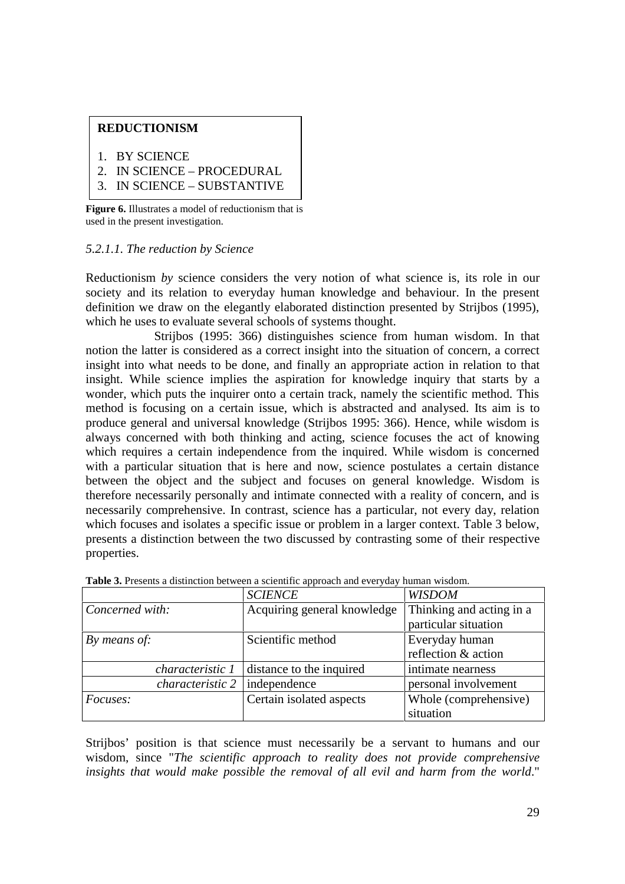**REDUCTIONISM**

1. BY SCIENCE
2. IN SCIENCE – PROCEDURAL
3. IN SCIENCE – SUBSTANTIVE

**Figure 6.** Illustrates a model of reductionism that is used in the present investigation.

*5.2.1.1. The reduction by Science*

Reductionism *by* science considers the very notion of what science is, its role in our society and its relation to everyday human knowledge and behaviour. In the present definition we draw on the elegantly elaborated distinction presented by Strijbos (1995), which he uses to evaluate several schools of systems thought.

Strijbos (1995: 366) distinguishes science from human wisdom. In that notion the latter is considered as a correct insight into the situation of concern, a correct insight into what needs to be done, and finally an appropriate action in relation to that insight. While science implies the aspiration for knowledge inquiry that starts by a wonder, which puts the inquirer onto a certain track, namely the scientific method. This method is focusing on a certain issue, which is abstracted and analysed. Its aim is to produce general and universal knowledge (Strijbos 1995: 366). Hence, while wisdom is always concerned with both thinking and acting, science focuses the act of knowing which requires a certain independence from the inquired. While wisdom is concerned with a particular situation that is here and now, science postulates a certain distance between the object and the subject and focuses on general knowledge. Wisdom is therefore necessarily personally and intimate connected with a reality of concern, and is necessarily comprehensive. In contrast, science has a particular, not every day, relation which focuses and isolates a specific issue or problem in a larger context. Table 3 below, presents a distinction between the two discussed by contrasting some of their respective properties.

**Table 3.** Presents a distinction between a scientific approach and everyday human wisdom.

| | *SCIENCE* | *WISDOM* |
|---|---|---|
| *Concerned with:* | Acquiring general knowledge | Thinking and acting in a particular situation |
| *By means of:* | Scientific method | Everyday human reflection & action |
| *characteristic 1* | distance to the inquired | intimate nearness |
| *characteristic 2* | independence | personal involvement |
| *Focuses:* | Certain isolated aspects | Whole (comprehensive) situation |

Strijbos' position is that science must necessarily be a servant to humans and our wisdom, since "*The scientific approach to reality does not provide comprehensive insights that would make possible the removal of all evil and harm from the world*."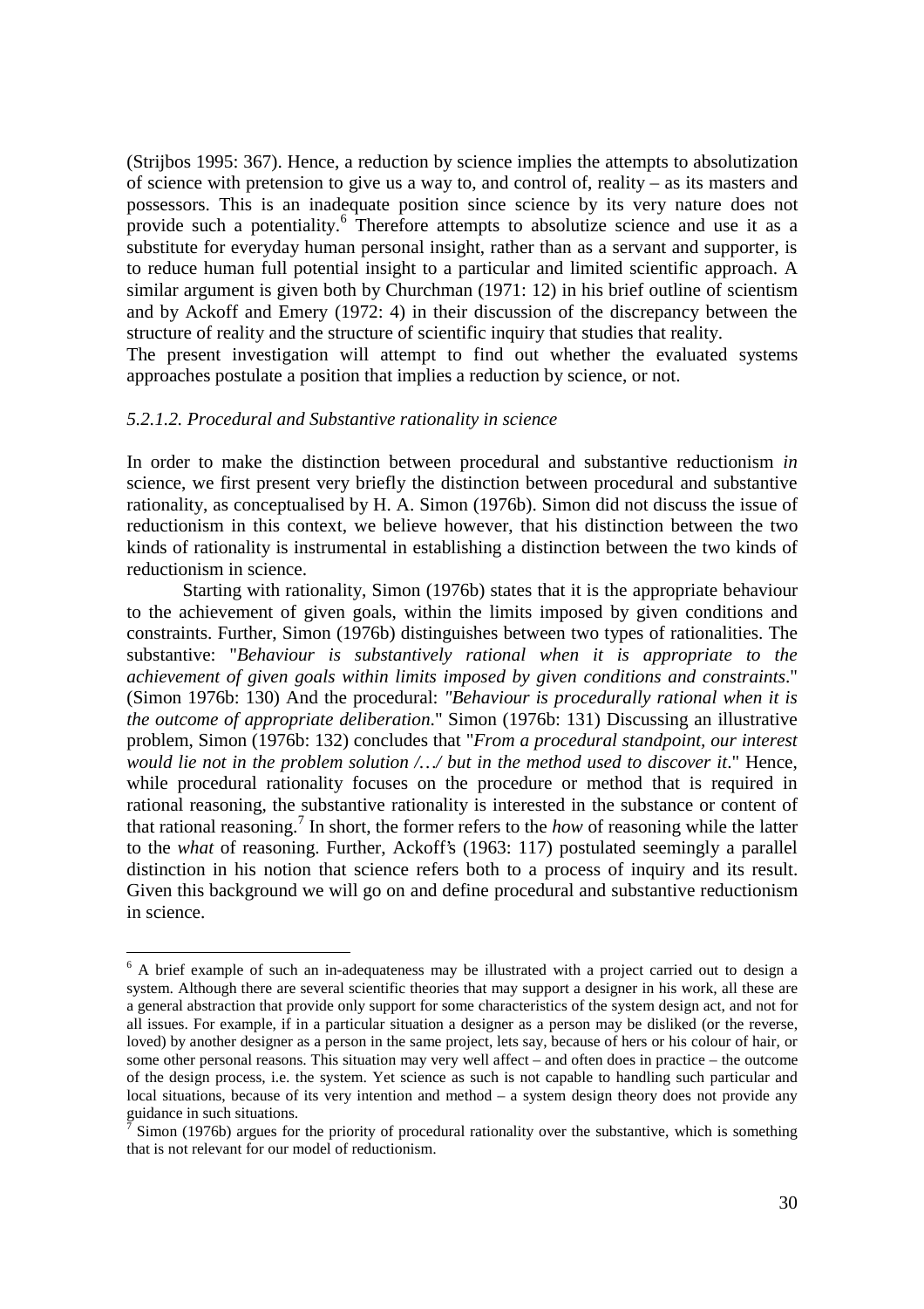(Strijbos 1995: 367). Hence, a reduction by science implies the attempts to absolutization of science with pretension to give us a way to, and control of, reality – as its masters and possessors. This is an inadequate position since science by its very nature does not provide such a potentiality.[6] Therefore attempts to absolutize science and use it as a substitute for everyday human personal insight, rather than as a servant and supporter, is to reduce human full potential insight to a particular and limited scientific approach. A similar argument is given both by Churchman (1971: 12) in his brief outline of scientism and by Ackoff and Emery (1972: 4) in their discussion of the discrepancy between the structure of reality and the structure of scientific inquiry that studies that reality.

The present investigation will attempt to find out whether the evaluated systems approaches postulate a position that implies a reduction by science, or not.

#### *5.2.1.2. Procedural and Substantive rationality in science*

In order to make the distinction between procedural and substantive reductionism *in* science, we first present very briefly the distinction between procedural and substantive rationality, as conceptualised by H. A. Simon (1976b). Simon did not discuss the issue of reductionism in this context, we believe however, that his distinction between the two kinds of rationality is instrumental in establishing a distinction between the two kinds of reductionism in science.

Starting with rationality, Simon (1976b) states that it is the appropriate behaviour to the achievement of given goals, within the limits imposed by given conditions and constraints. Further, Simon (1976b) distinguishes between two types of rationalities. The substantive: "*Behaviour is substantively rational when it is appropriate to the achievement of given goals within limits imposed by given conditions and constraints*." (Simon 1976b: 130) And the procedural: "*Behaviour is procedurally rational when it is the outcome of appropriate deliberation.*" Simon (1976b: 131) Discussing an illustrative problem, Simon (1976b: 132) concludes that "*From a procedural standpoint, our interest would lie not in the problem solution /…/ but in the method used to discover it*." Hence, while procedural rationality focuses on the procedure or method that is required in rational reasoning, the substantive rationality is interested in the substance or content of that rational reasoning.[7] In short, the former refers to the *how* of reasoning while the latter to the *what* of reasoning. Further, Ackoff's (1963: 117) postulated seemingly a parallel distinction in his notion that science refers both to a process of inquiry and its result. Given this background we will go on and define procedural and substantive reductionism in science.

---

[6] A brief example of such an in-adequateness may be illustrated with a project carried out to design a system. Although there are several scientific theories that may support a designer in his work, all these are a general abstraction that provide only support for some characteristics of the system design act, and not for all issues. For example, if in a particular situation a designer as a person may be disliked (or the reverse, loved) by another designer as a person in the same project, lets say, because of hers or his colour of hair, or some other personal reasons. This situation may very well affect – and often does in practice – the outcome of the design process, i.e. the system. Yet science as such is not capable to handling such particular and local situations, because of its very intention and method – a system design theory does not provide any guidance in such situations.

[7] Simon (1976b) argues for the priority of procedural rationality over the substantive, which is something that is not relevant for our model of reductionism.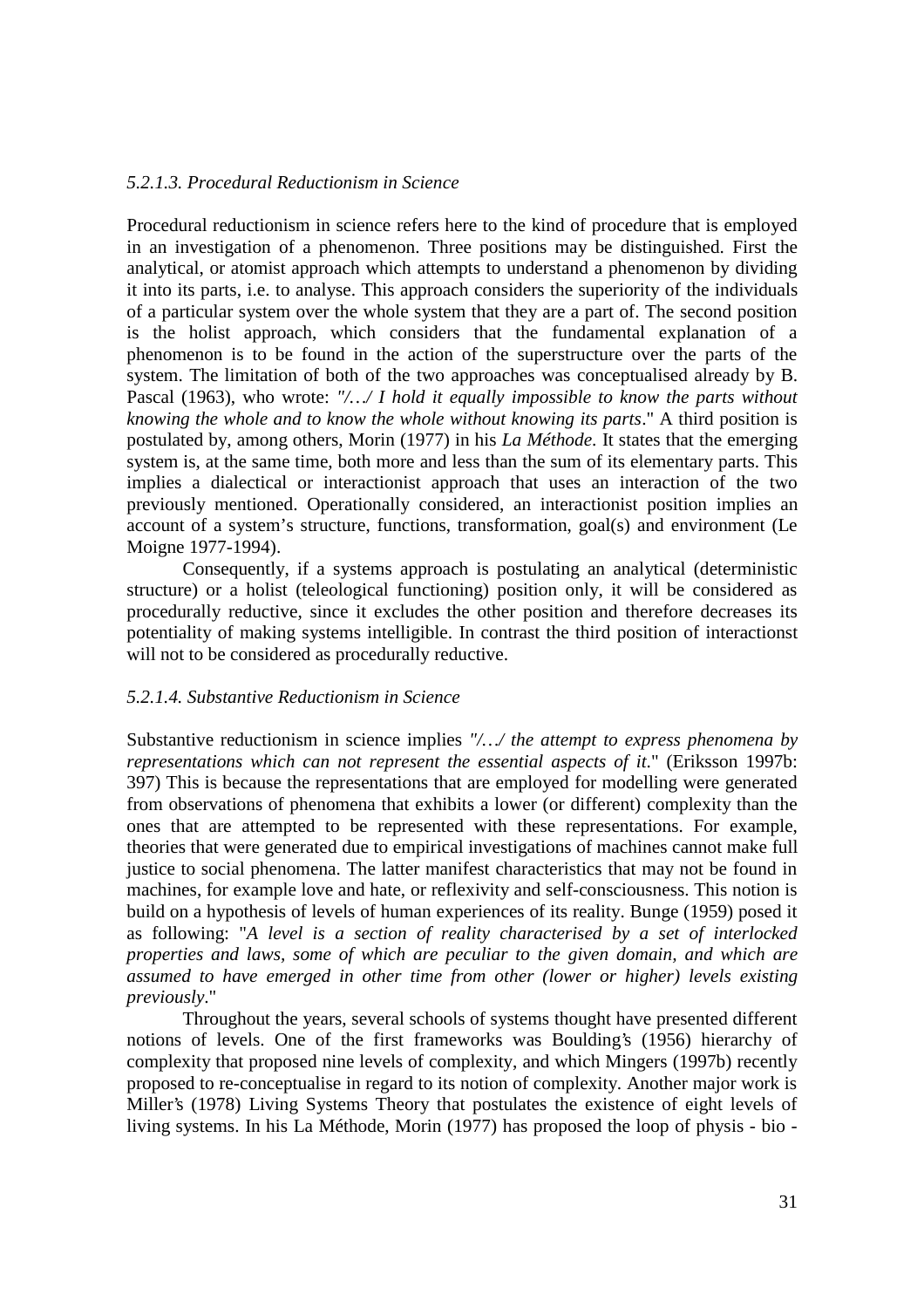*5.2.1.3. Procedural Reductionism in Science*

Procedural reductionism in science refers here to the kind of procedure that is employed in an investigation of a phenomenon. Three positions may be distinguished. First the analytical, or atomist approach which attempts to understand a phenomenon by dividing it into its parts, i.e. to analyse. This approach considers the superiority of the individuals of a particular system over the whole system that they are a part of. The second position is the holist approach, which considers that the fundamental explanation of a phenomenon is to be found in the action of the superstructure over the parts of the system. The limitation of both of the two approaches was conceptualised already by B. Pascal (1963), who wrote: *"/…/ I hold it equally impossible to know the parts without knowing the whole and to know the whole without knowing its parts*." A third position is postulated by, among others, Morin (1977) in his *La Méthode*. It states that the emerging system is, at the same time, both more and less than the sum of its elementary parts. This implies a dialectical or interactionist approach that uses an interaction of the two previously mentioned. Operationally considered, an interactionist position implies an account of a system's structure, functions, transformation, goal(s) and environment (Le Moigne 1977-1994).

Consequently, if a systems approach is postulating an analytical (deterministic structure) or a holist (teleological functioning) position only, it will be considered as procedurally reductive, since it excludes the other position and therefore decreases its potentiality of making systems intelligible. In contrast the third position of interactionst will not to be considered as procedurally reductive.

*5.2.1.4. Substantive Reductionism in Science*

Substantive reductionism in science implies *"/…/ the attempt to express phenomena by representations which can not represent the essential aspects of it*." (Eriksson 1997b: 397) This is because the representations that are employed for modelling were generated from observations of phenomena that exhibits a lower (or different) complexity than the ones that are attempted to be represented with these representations. For example, theories that were generated due to empirical investigations of machines cannot make full justice to social phenomena. The latter manifest characteristics that may not be found in machines, for example love and hate, or reflexivity and self-consciousness. This notion is build on a hypothesis of levels of human experiences of its reality. Bunge (1959) posed it as following: "*A level is a section of reality characterised by a set of interlocked properties and laws, some of which are peculiar to the given domain, and which are assumed to have emerged in other time from other (lower or higher) levels existing previously*."

Throughout the years, several schools of systems thought have presented different notions of levels. One of the first frameworks was Boulding's (1956) hierarchy of complexity that proposed nine levels of complexity, and which Mingers (1997b) recently proposed to re-conceptualise in regard to its notion of complexity. Another major work is Miller's (1978) Living Systems Theory that postulates the existence of eight levels of living systems. In his La Méthode, Morin (1977) has proposed the loop of physis - bio -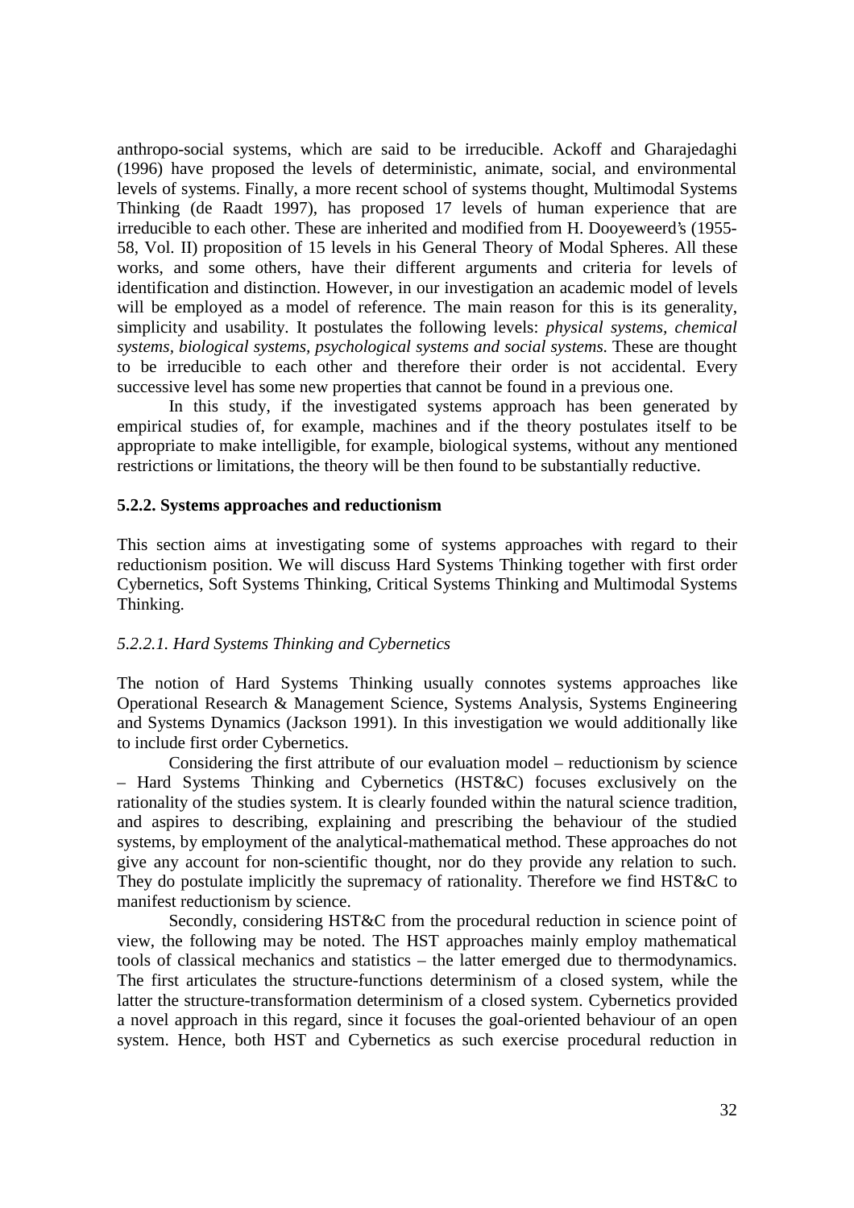anthropo-social systems, which are said to be irreducible. Ackoff and Gharajedaghi (1996) have proposed the levels of deterministic, animate, social, and environmental levels of systems. Finally, a more recent school of systems thought, Multimodal Systems Thinking (de Raadt 1997), has proposed 17 levels of human experience that are irreducible to each other. These are inherited and modified from H. Dooyeweerd's (1955-58, Vol. II) proposition of 15 levels in his General Theory of Modal Spheres. All these works, and some others, have their different arguments and criteria for levels of identification and distinction. However, in our investigation an academic model of levels will be employed as a model of reference. The main reason for this is its generality, simplicity and usability. It postulates the following levels: *physical systems, chemical systems, biological systems, psychological systems and social systems*. These are thought to be irreducible to each other and therefore their order is not accidental. Every successive level has some new properties that cannot be found in a previous one.

In this study, if the investigated systems approach has been generated by empirical studies of, for example, machines and if the theory postulates itself to be appropriate to make intelligible, for example, biological systems, without any mentioned restrictions or limitations, the theory will be then found to be substantially reductive.

### 5.2.2. Systems approaches and reductionism

This section aims at investigating some of systems approaches with regard to their reductionism position. We will discuss Hard Systems Thinking together with first order Cybernetics, Soft Systems Thinking, Critical Systems Thinking and Multimodal Systems Thinking.

#### *5.2.2.1. Hard Systems Thinking and Cybernetics*

The notion of Hard Systems Thinking usually connotes systems approaches like Operational Research & Management Science, Systems Analysis, Systems Engineering and Systems Dynamics (Jackson 1991). In this investigation we would additionally like to include first order Cybernetics.

Considering the first attribute of our evaluation model – reductionism by science – Hard Systems Thinking and Cybernetics (HST&C) focuses exclusively on the rationality of the studies system. It is clearly founded within the natural science tradition, and aspires to describing, explaining and prescribing the behaviour of the studied systems, by employment of the analytical-mathematical method. These approaches do not give any account for non-scientific thought, nor do they provide any relation to such. They do postulate implicitly the supremacy of rationality. Therefore we find HST&C to manifest reductionism by science.

Secondly, considering HST&C from the procedural reduction in science point of view, the following may be noted. The HST approaches mainly employ mathematical tools of classical mechanics and statistics – the latter emerged due to thermodynamics. The first articulates the structure-functions determinism of a closed system, while the latter the structure-transformation determinism of a closed system. Cybernetics provided a novel approach in this regard, since it focuses the goal-oriented behaviour of an open system. Hence, both HST and Cybernetics as such exercise procedural reduction in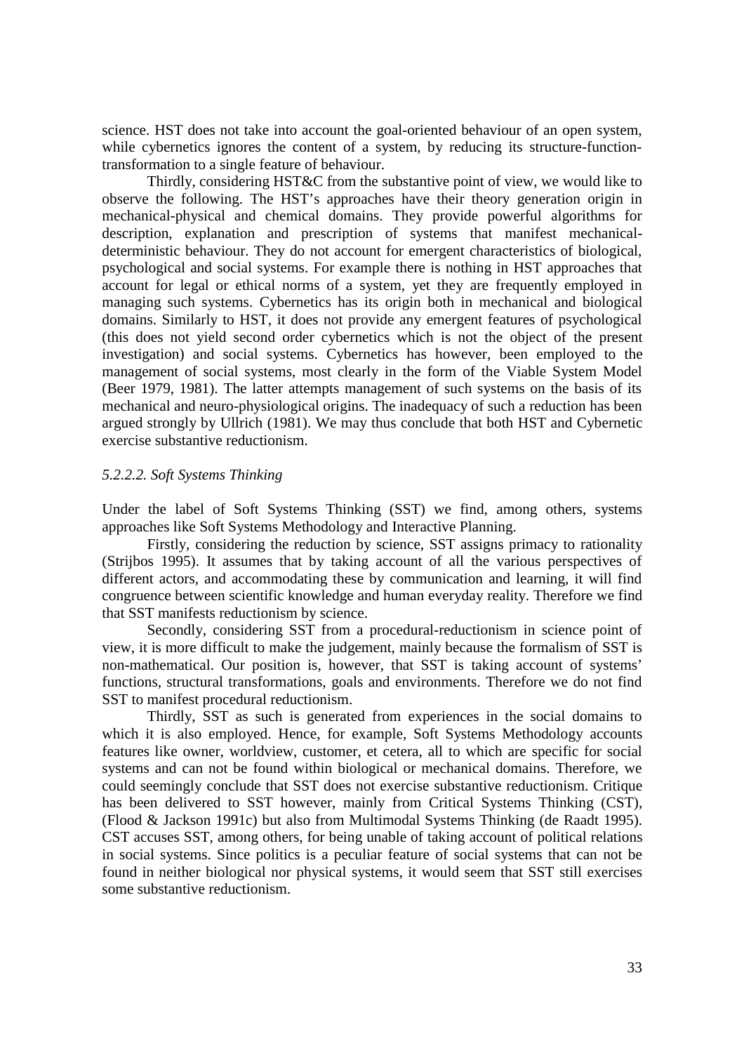science. HST does not take into account the goal-oriented behaviour of an open system, while cybernetics ignores the content of a system, by reducing its structure-function-transformation to a single feature of behaviour.

Thirdly, considering HST&C from the substantive point of view, we would like to observe the following. The HST's approaches have their theory generation origin in mechanical-physical and chemical domains. They provide powerful algorithms for description, explanation and prescription of systems that manifest mechanical-deterministic behaviour. They do not account for emergent characteristics of biological, psychological and social systems. For example there is nothing in HST approaches that account for legal or ethical norms of a system, yet they are frequently employed in managing such systems. Cybernetics has its origin both in mechanical and biological domains. Similarly to HST, it does not provide any emergent features of psychological (this does not yield second order cybernetics which is not the object of the present investigation) and social systems. Cybernetics has however, been employed to the management of social systems, most clearly in the form of the Viable System Model (Beer 1979, 1981). The latter attempts management of such systems on the basis of its mechanical and neuro-physiological origins. The inadequacy of such a reduction has been argued strongly by Ullrich (1981). We may thus conclude that both HST and Cybernetic exercise substantive reductionism.

#### *5.2.2.2. Soft Systems Thinking*

Under the label of Soft Systems Thinking (SST) we find, among others, systems approaches like Soft Systems Methodology and Interactive Planning.

Firstly, considering the reduction by science, SST assigns primacy to rationality (Strijbos 1995). It assumes that by taking account of all the various perspectives of different actors, and accommodating these by communication and learning, it will find congruence between scientific knowledge and human everyday reality. Therefore we find that SST manifests reductionism by science.

Secondly, considering SST from a procedural-reductionism in science point of view, it is more difficult to make the judgement, mainly because the formalism of SST is non-mathematical. Our position is, however, that SST is taking account of systems' functions, structural transformations, goals and environments. Therefore we do not find SST to manifest procedural reductionism.

Thirdly, SST as such is generated from experiences in the social domains to which it is also employed. Hence, for example, Soft Systems Methodology accounts features like owner, worldview, customer, et cetera, all to which are specific for social systems and can not be found within biological or mechanical domains. Therefore, we could seemingly conclude that SST does not exercise substantive reductionism. Critique has been delivered to SST however, mainly from Critical Systems Thinking (CST), (Flood & Jackson 1991c) but also from Multimodal Systems Thinking (de Raadt 1995). CST accuses SST, among others, for being unable of taking account of political relations in social systems. Since politics is a peculiar feature of social systems that can not be found in neither biological nor physical systems, it would seem that SST still exercises some substantive reductionism.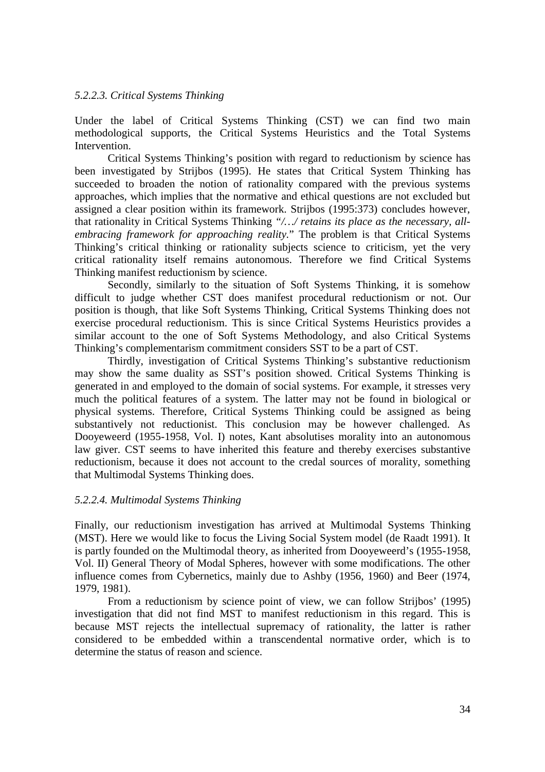*5.2.2.3. Critical Systems Thinking*

Under the label of Critical Systems Thinking (CST) we can find two main methodological supports, the Critical Systems Heuristics and the Total Systems Intervention.

Critical Systems Thinking's position with regard to reductionism by science has been investigated by Strijbos (1995). He states that Critical System Thinking has succeeded to broaden the notion of rationality compared with the previous systems approaches, which implies that the normative and ethical questions are not excluded but assigned a clear position within its framework. Strijbos (1995:373) concludes however, that rationality in Critical Systems Thinking "*/…/ retains its place as the necessary, all-embracing framework for approaching reality.*" The problem is that Critical Systems Thinking's critical thinking or rationality subjects science to criticism, yet the very critical rationality itself remains autonomous. Therefore we find Critical Systems Thinking manifest reductionism by science.

Secondly, similarly to the situation of Soft Systems Thinking, it is somehow difficult to judge whether CST does manifest procedural reductionism or not. Our position is though, that like Soft Systems Thinking, Critical Systems Thinking does not exercise procedural reductionism. This is since Critical Systems Heuristics provides a similar account to the one of Soft Systems Methodology, and also Critical Systems Thinking's complementarism commitment considers SST to be a part of CST.

Thirdly, investigation of Critical Systems Thinking's substantive reductionism may show the same duality as SST's position showed. Critical Systems Thinking is generated in and employed to the domain of social systems. For example, it stresses very much the political features of a system. The latter may not be found in biological or physical systems. Therefore, Critical Systems Thinking could be assigned as being substantively not reductionist. This conclusion may be however challenged. As Dooyeweerd (1955-1958, Vol. I) notes, Kant absolutises morality into an autonomous law giver. CST seems to have inherited this feature and thereby exercises substantive reductionism, because it does not account to the credal sources of morality, something that Multimodal Systems Thinking does.

*5.2.2.4. Multimodal Systems Thinking*

Finally, our reductionism investigation has arrived at Multimodal Systems Thinking (MST). Here we would like to focus the Living Social System model (de Raadt 1991). It is partly founded on the Multimodal theory, as inherited from Dooyeweerd's (1955-1958, Vol. II) General Theory of Modal Spheres, however with some modifications. The other influence comes from Cybernetics, mainly due to Ashby (1956, 1960) and Beer (1974, 1979, 1981).

From a reductionism by science point of view, we can follow Strijbos' (1995) investigation that did not find MST to manifest reductionism in this regard. This is because MST rejects the intellectual supremacy of rationality, the latter is rather considered to be embedded within a transcendental normative order, which is to determine the status of reason and science.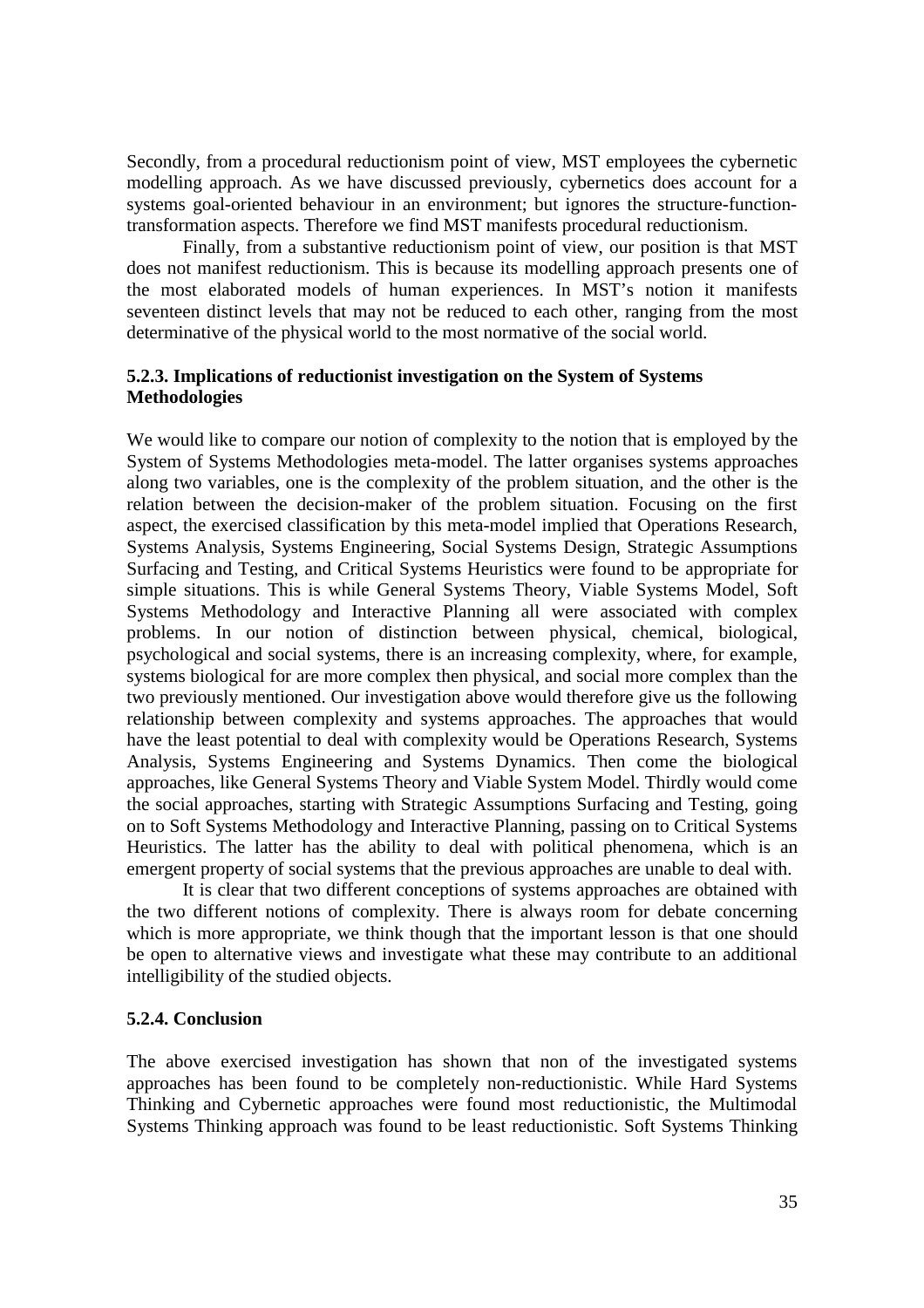Secondly, from a procedural reductionism point of view, MST employees the cybernetic modelling approach. As we have discussed previously, cybernetics does account for a systems goal-oriented behaviour in an environment; but ignores the structure-function-transformation aspects. Therefore we find MST manifests procedural reductionism.

Finally, from a substantive reductionism point of view, our position is that MST does not manifest reductionism. This is because its modelling approach presents one of the most elaborated models of human experiences. In MST's notion it manifests seventeen distinct levels that may not be reduced to each other, ranging from the most determinative of the physical world to the most normative of the social world.

### 5.2.3. Implications of reductionist investigation on the System of Systems Methodologies

We would like to compare our notion of complexity to the notion that is employed by the System of Systems Methodologies meta-model. The latter organises systems approaches along two variables, one is the complexity of the problem situation, and the other is the relation between the decision-maker of the problem situation. Focusing on the first aspect, the exercised classification by this meta-model implied that Operations Research, Systems Analysis, Systems Engineering, Social Systems Design, Strategic Assumptions Surfacing and Testing, and Critical Systems Heuristics were found to be appropriate for simple situations. This is while General Systems Theory, Viable Systems Model, Soft Systems Methodology and Interactive Planning all were associated with complex problems. In our notion of distinction between physical, chemical, biological, psychological and social systems, there is an increasing complexity, where, for example, systems biological for are more complex then physical, and social more complex than the two previously mentioned. Our investigation above would therefore give us the following relationship between complexity and systems approaches. The approaches that would have the least potential to deal with complexity would be Operations Research, Systems Analysis, Systems Engineering and Systems Dynamics. Then come the biological approaches, like General Systems Theory and Viable System Model. Thirdly would come the social approaches, starting with Strategic Assumptions Surfacing and Testing, going on to Soft Systems Methodology and Interactive Planning, passing on to Critical Systems Heuristics. The latter has the ability to deal with political phenomena, which is an emergent property of social systems that the previous approaches are unable to deal with.

It is clear that two different conceptions of systems approaches are obtained with the two different notions of complexity. There is always room for debate concerning which is more appropriate, we think though that the important lesson is that one should be open to alternative views and investigate what these may contribute to an additional intelligibility of the studied objects.

### 5.2.4. Conclusion

The above exercised investigation has shown that non of the investigated systems approaches has been found to be completely non-reductionistic. While Hard Systems Thinking and Cybernetic approaches were found most reductionistic, the Multimodal Systems Thinking approach was found to be least reductionistic. Soft Systems Thinking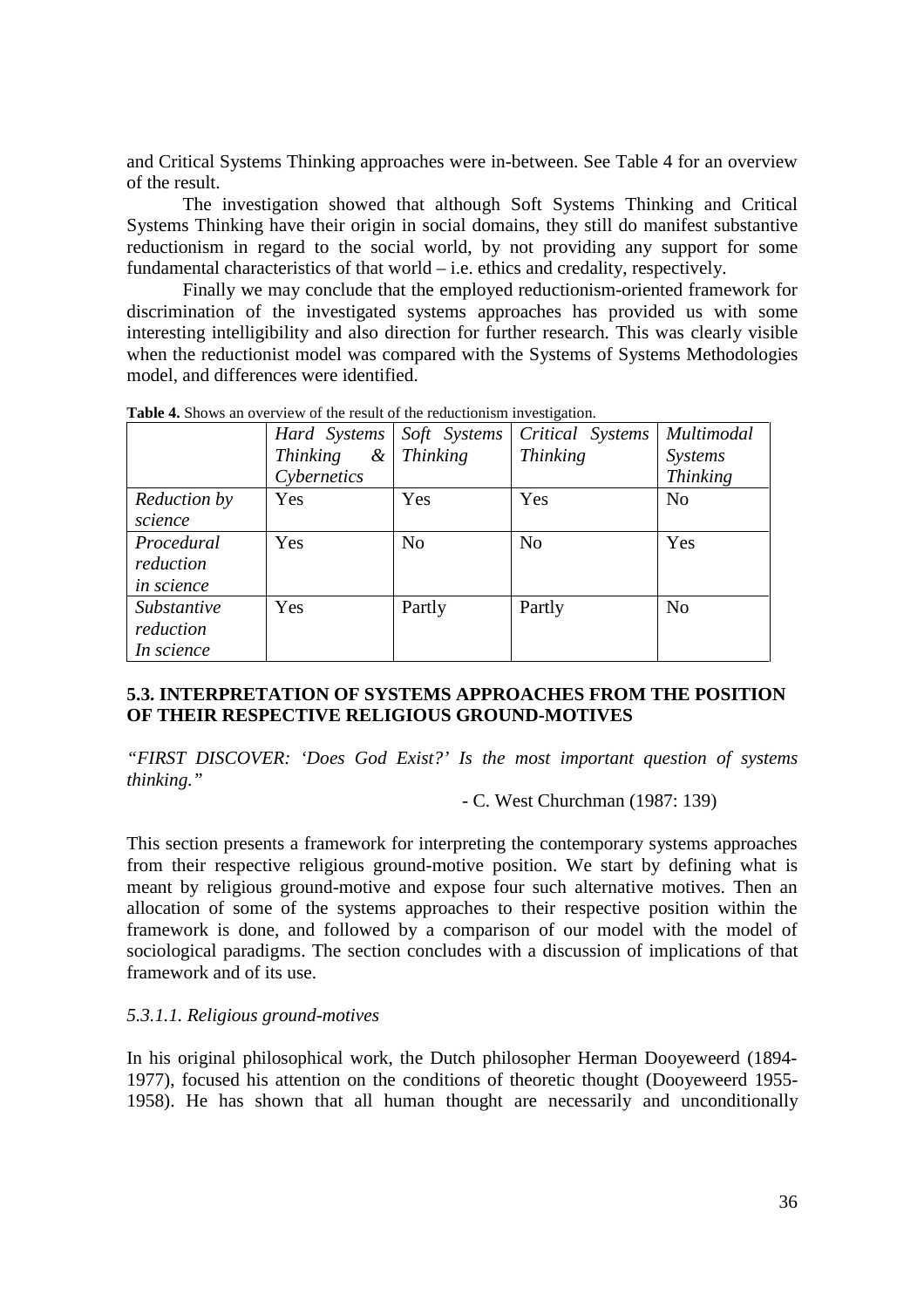and Critical Systems Thinking approaches were in-between. See Table 4 for an overview of the result.

The investigation showed that although Soft Systems Thinking and Critical Systems Thinking have their origin in social domains, they still do manifest substantive reductionism in regard to the social world, by not providing any support for some fundamental characteristics of that world – i.e. ethics and credality, respectively.

Finally we may conclude that the employed reductionism-oriented framework for discrimination of the investigated systems approaches has provided us with some interesting intelligibility and also direction for further research. This was clearly visible when the reductionist model was compared with the Systems of Systems Methodologies model, and differences were identified.

**Table 4.** Shows an overview of the result of the reductionism investigation.

| | *Hard Systems Thinking & Cybernetics* | *Soft Systems Thinking* | *Critical Systems Thinking* | *Multimodal Systems Thinking* |
|---|---|---|---|---|
| *Reduction by science* | Yes | Yes | Yes | No |
| *Procedural reduction in science* | Yes | No | No | Yes |
| *Substantive reduction In science* | Yes | Partly | Partly | No |

### 5.3. INTERPRETATION OF SYSTEMS APPROACHES FROM THE POSITION OF THEIR RESPECTIVE RELIGIOUS GROUND-MOTIVES

*"FIRST DISCOVER: 'Does God Exist?' Is the most important question of systems thinking."*

- C. West Churchman (1987: 139)

This section presents a framework for interpreting the contemporary systems approaches from their respective religious ground-motive position. We start by defining what is meant by religious ground-motive and expose four such alternative motives. Then an allocation of some of the systems approaches to their respective position within the framework is done, and followed by a comparison of our model with the model of sociological paradigms. The section concludes with a discussion of implications of that framework and of its use.

#### *5.3.1.1. Religious ground-motives*

In his original philosophical work, the Dutch philosopher Herman Dooyeweerd (1894-1977), focused his attention on the conditions of theoretic thought (Dooyeweerd 1955-1958). He has shown that all human thought are necessarily and unconditionally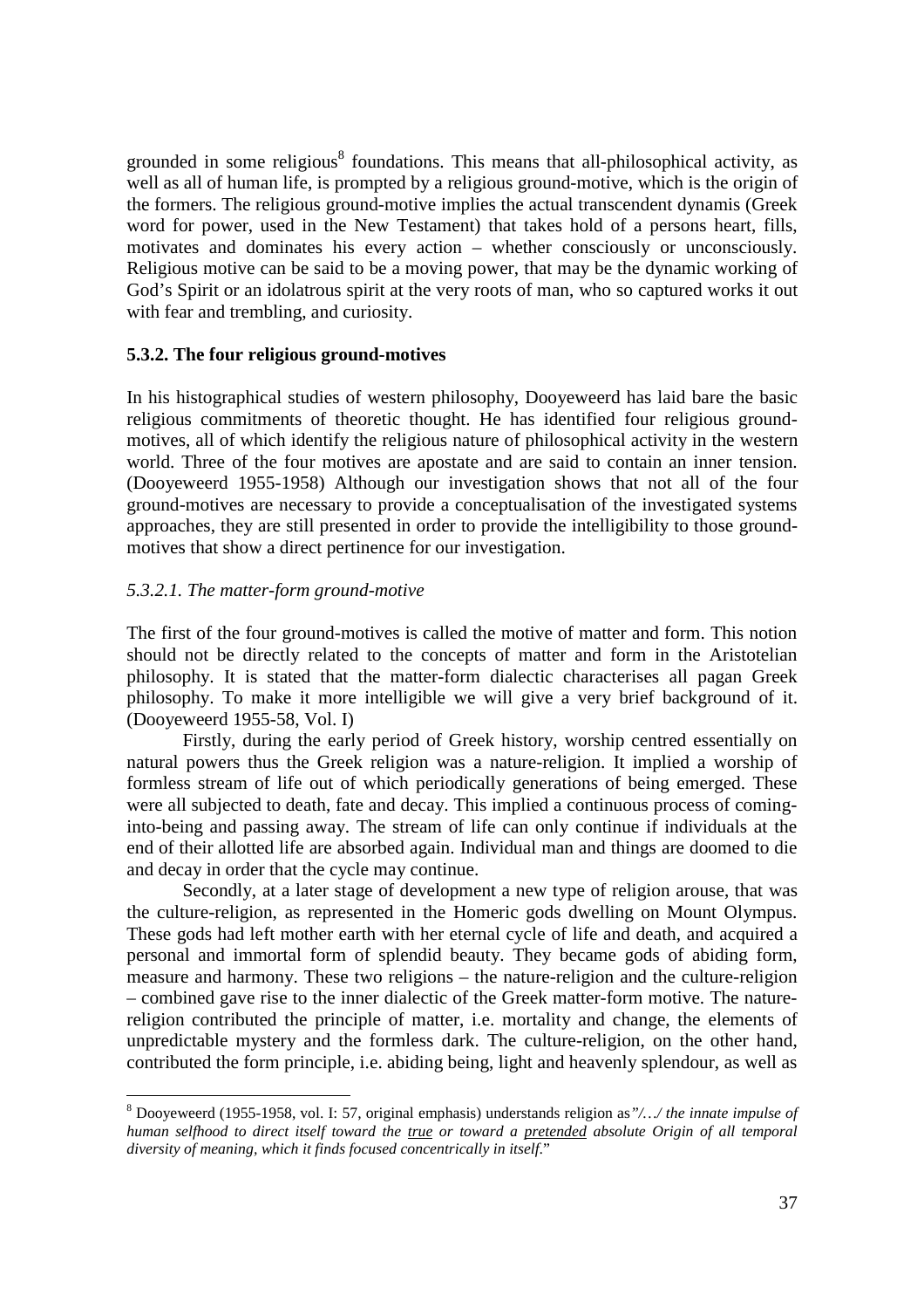grounded in some religious[8] foundations. This means that all-philosophical activity, as well as all of human life, is prompted by a religious ground-motive, which is the origin of the formers. The religious ground-motive implies the actual transcendent dynamis (Greek word for power, used in the New Testament) that takes hold of a persons heart, fills, motivates and dominates his every action – whether consciously or unconsciously. Religious motive can be said to be a moving power, that may be the dynamic working of God's Spirit or an idolatrous spirit at the very roots of man, who so captured works it out with fear and trembling, and curiosity.

### 5.3.2. The four religious ground-motives

In his histographical studies of western philosophy, Dooyeweerd has laid bare the basic religious commitments of theoretic thought. He has identified four religious ground-motives, all of which identify the religious nature of philosophical activity in the western world. Three of the four motives are apostate and are said to contain an inner tension. (Dooyeweerd 1955-1958) Although our investigation shows that not all of the four ground-motives are necessary to provide a conceptualisation of the investigated systems approaches, they are still presented in order to provide the intelligibility to those ground-motives that show a direct pertinence for our investigation.

#### *5.3.2.1. The matter-form ground-motive*

The first of the four ground-motives is called the motive of matter and form. This notion should not be directly related to the concepts of matter and form in the Aristotelian philosophy. It is stated that the matter-form dialectic characterises all pagan Greek philosophy. To make it more intelligible we will give a very brief background of it. (Dooyeweerd 1955-58, Vol. I)

Firstly, during the early period of Greek history, worship centred essentially on natural powers thus the Greek religion was a nature-religion. It implied a worship of formless stream of life out of which periodically generations of being emerged. These were all subjected to death, fate and decay. This implied a continuous process of coming-into-being and passing away. The stream of life can only continue if individuals at the end of their allotted life are absorbed again. Individual man and things are doomed to die and decay in order that the cycle may continue.

Secondly, at a later stage of development a new type of religion arouse, that was the culture-religion, as represented in the Homeric gods dwelling on Mount Olympus. These gods had left mother earth with her eternal cycle of life and death, and acquired a personal and immortal form of splendid beauty. They became gods of abiding form, measure and harmony. These two religions – the nature-religion and the culture-religion – combined gave rise to the inner dialectic of the Greek matter-form motive. The nature-religion contributed the principle of matter, i.e. mortality and change, the elements of unpredictable mystery and the formless dark. The culture-religion, on the other hand, contributed the form principle, i.e. abiding being, light and heavenly splendour, as well as

---

[8] Dooyeweerd (1955-1958, vol. I: 57, original emphasis) understands religion as *"/…/ the innate impulse of human selfhood to direct itself toward the <u>true</u> or toward a <u>pretended</u> absolute Origin of all temporal diversity of meaning, which it finds focused concentrically in itself*."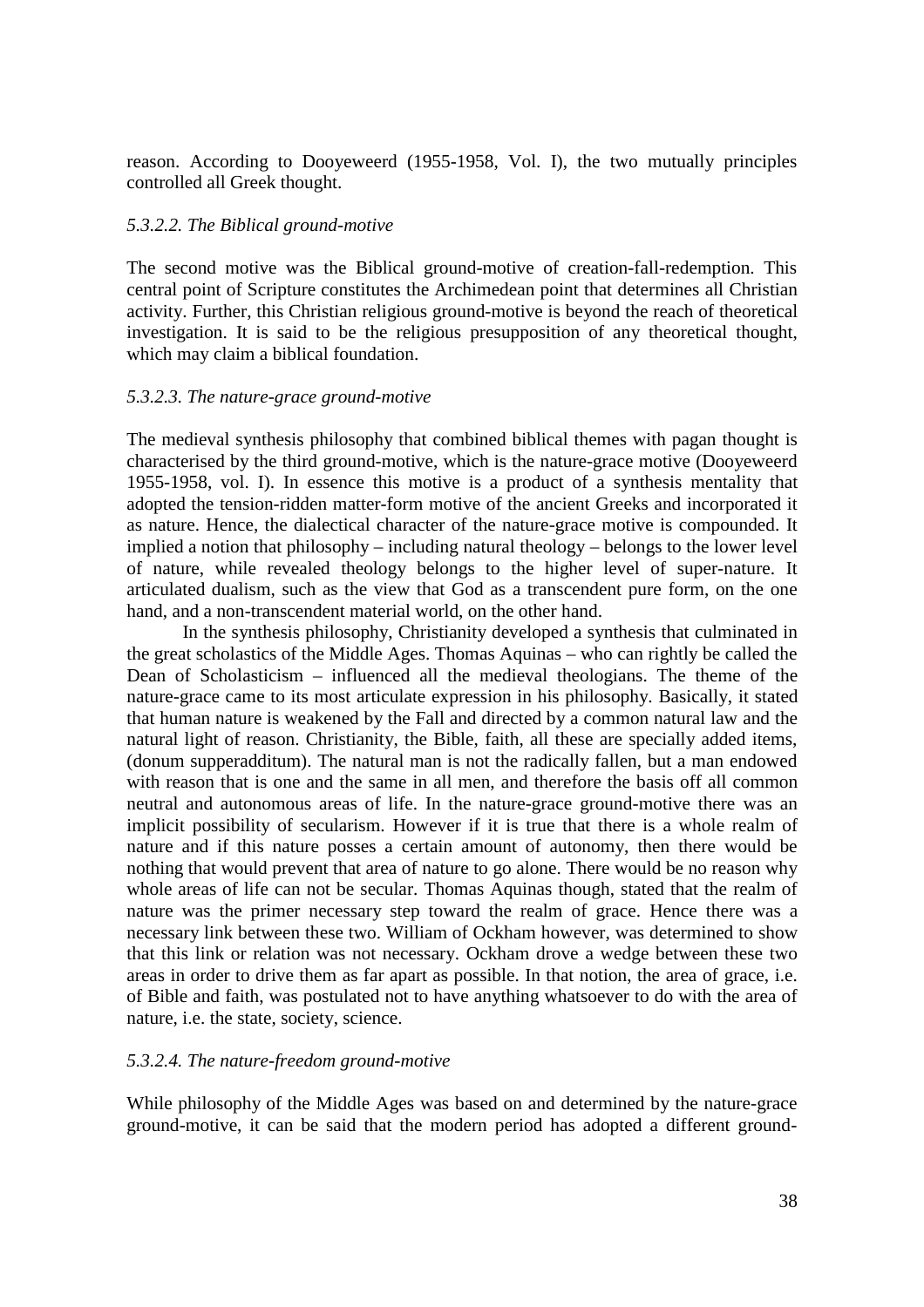reason. According to Dooyeweerd (1955-1958, Vol. I), the two mutually principles controlled all Greek thought.

*5.3.2.2. The Biblical ground-motive*

The second motive was the Biblical ground-motive of creation-fall-redemption. This central point of Scripture constitutes the Archimedean point that determines all Christian activity. Further, this Christian religious ground-motive is beyond the reach of theoretical investigation. It is said to be the religious presupposition of any theoretical thought, which may claim a biblical foundation.

*5.3.2.3. The nature-grace ground-motive*

The medieval synthesis philosophy that combined biblical themes with pagan thought is characterised by the third ground-motive, which is the nature-grace motive (Dooyeweerd 1955-1958, vol. I). In essence this motive is a product of a synthesis mentality that adopted the tension-ridden matter-form motive of the ancient Greeks and incorporated it as nature. Hence, the dialectical character of the nature-grace motive is compounded. It implied a notion that philosophy – including natural theology – belongs to the lower level of nature, while revealed theology belongs to the higher level of super-nature. It articulated dualism, such as the view that God as a transcendent pure form, on the one hand, and a non-transcendent material world, on the other hand.

In the synthesis philosophy, Christianity developed a synthesis that culminated in the great scholastics of the Middle Ages. Thomas Aquinas – who can rightly be called the Dean of Scholasticism – influenced all the medieval theologians. The theme of the nature-grace came to its most articulate expression in his philosophy. Basically, it stated that human nature is weakened by the Fall and directed by a common natural law and the natural light of reason. Christianity, the Bible, faith, all these are specially added items, (donum supperadditum). The natural man is not the radically fallen, but a man endowed with reason that is one and the same in all men, and therefore the basis off all common neutral and autonomous areas of life. In the nature-grace ground-motive there was an implicit possibility of secularism. However if it is true that there is a whole realm of nature and if this nature posses a certain amount of autonomy, then there would be nothing that would prevent that area of nature to go alone. There would be no reason why whole areas of life can not be secular. Thomas Aquinas though, stated that the realm of nature was the primer necessary step toward the realm of grace. Hence there was a necessary link between these two. William of Ockham however, was determined to show that this link or relation was not necessary. Ockham drove a wedge between these two areas in order to drive them as far apart as possible. In that notion, the area of grace, i.e. of Bible and faith, was postulated not to have anything whatsoever to do with the area of nature, i.e. the state, society, science.

*5.3.2.4. The nature-freedom ground-motive*

While philosophy of the Middle Ages was based on and determined by the nature-grace ground-motive, it can be said that the modern period has adopted a different ground-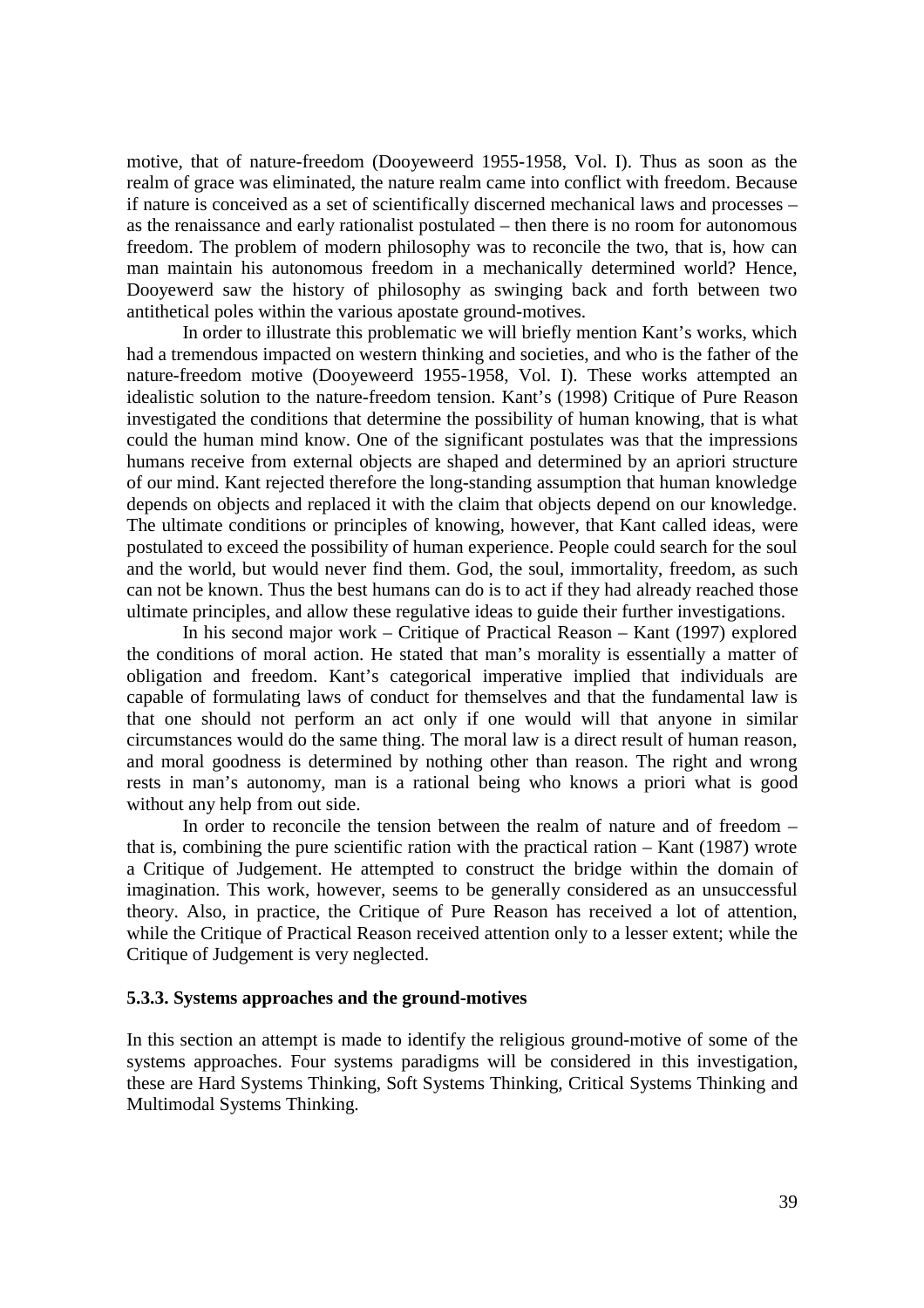motive, that of nature-freedom (Dooyeweerd 1955-1958, Vol. I). Thus as soon as the realm of grace was eliminated, the nature realm came into conflict with freedom. Because if nature is conceived as a set of scientifically discerned mechanical laws and processes – as the renaissance and early rationalist postulated – then there is no room for autonomous freedom. The problem of modern philosophy was to reconcile the two, that is, how can man maintain his autonomous freedom in a mechanically determined world? Hence, Dooyewerd saw the history of philosophy as swinging back and forth between two antithetical poles within the various apostate ground-motives.

In order to illustrate this problematic we will briefly mention Kant's works, which had a tremendous impacted on western thinking and societies, and who is the father of the nature-freedom motive (Dooyeweerd 1955-1958, Vol. I). These works attempted an idealistic solution to the nature-freedom tension. Kant's (1998) Critique of Pure Reason investigated the conditions that determine the possibility of human knowing, that is what could the human mind know. One of the significant postulates was that the impressions humans receive from external objects are shaped and determined by an apriori structure of our mind. Kant rejected therefore the long-standing assumption that human knowledge depends on objects and replaced it with the claim that objects depend on our knowledge. The ultimate conditions or principles of knowing, however, that Kant called ideas, were postulated to exceed the possibility of human experience. People could search for the soul and the world, but would never find them. God, the soul, immortality, freedom, as such can not be known. Thus the best humans can do is to act if they had already reached those ultimate principles, and allow these regulative ideas to guide their further investigations.

In his second major work – Critique of Practical Reason – Kant (1997) explored the conditions of moral action. He stated that man's morality is essentially a matter of obligation and freedom. Kant's categorical imperative implied that individuals are capable of formulating laws of conduct for themselves and that the fundamental law is that one should not perform an act only if one would will that anyone in similar circumstances would do the same thing. The moral law is a direct result of human reason, and moral goodness is determined by nothing other than reason. The right and wrong rests in man's autonomy, man is a rational being who knows a priori what is good without any help from out side.

In order to reconcile the tension between the realm of nature and of freedom – that is, combining the pure scientific ration with the practical ration – Kant (1987) wrote a Critique of Judgement. He attempted to construct the bridge within the domain of imagination. This work, however, seems to be generally considered as an unsuccessful theory. Also, in practice, the Critique of Pure Reason has received a lot of attention, while the Critique of Practical Reason received attention only to a lesser extent; while the Critique of Judgement is very neglected.

### 5.3.3. Systems approaches and the ground-motives

In this section an attempt is made to identify the religious ground-motive of some of the systems approaches. Four systems paradigms will be considered in this investigation, these are Hard Systems Thinking, Soft Systems Thinking, Critical Systems Thinking and Multimodal Systems Thinking.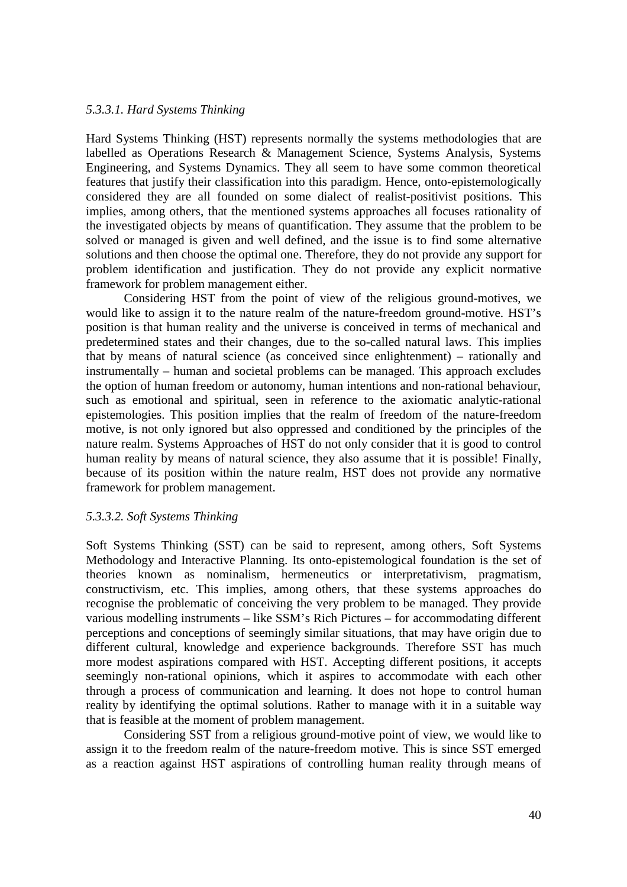#### *5.3.3.1. Hard Systems Thinking*

Hard Systems Thinking (HST) represents normally the systems methodologies that are labelled as Operations Research & Management Science, Systems Analysis, Systems Engineering, and Systems Dynamics. They all seem to have some common theoretical features that justify their classification into this paradigm. Hence, onto-epistemologically considered they are all founded on some dialect of realist-positivist positions. This implies, among others, that the mentioned systems approaches all focuses rationality of the investigated objects by means of quantification. They assume that the problem to be solved or managed is given and well defined, and the issue is to find some alternative solutions and then choose the optimal one. Therefore, they do not provide any support for problem identification and justification. They do not provide any explicit normative framework for problem management either.

Considering HST from the point of view of the religious ground-motives, we would like to assign it to the nature realm of the nature-freedom ground-motive. HST's position is that human reality and the universe is conceived in terms of mechanical and predetermined states and their changes, due to the so-called natural laws. This implies that by means of natural science (as conceived since enlightenment) – rationally and instrumentally – human and societal problems can be managed. This approach excludes the option of human freedom or autonomy, human intentions and non-rational behaviour, such as emotional and spiritual, seen in reference to the axiomatic analytic-rational epistemologies. This position implies that the realm of freedom of the nature-freedom motive, is not only ignored but also oppressed and conditioned by the principles of the nature realm. Systems Approaches of HST do not only consider that it is good to control human reality by means of natural science, they also assume that it is possible! Finally, because of its position within the nature realm, HST does not provide any normative framework for problem management.

#### *5.3.3.2. Soft Systems Thinking*

Soft Systems Thinking (SST) can be said to represent, among others, Soft Systems Methodology and Interactive Planning. Its onto-epistemological foundation is the set of theories known as nominalism, hermeneutics or interpretativism, pragmatism, constructivism, etc. This implies, among others, that these systems approaches do recognise the problematic of conceiving the very problem to be managed. They provide various modelling instruments – like SSM's Rich Pictures – for accommodating different perceptions and conceptions of seemingly similar situations, that may have origin due to different cultural, knowledge and experience backgrounds. Therefore SST has much more modest aspirations compared with HST. Accepting different positions, it accepts seemingly non-rational opinions, which it aspires to accommodate with each other through a process of communication and learning. It does not hope to control human reality by identifying the optimal solutions. Rather to manage with it in a suitable way that is feasible at the moment of problem management.

Considering SST from a religious ground-motive point of view, we would like to assign it to the freedom realm of the nature-freedom motive. This is since SST emerged as a reaction against HST aspirations of controlling human reality through means of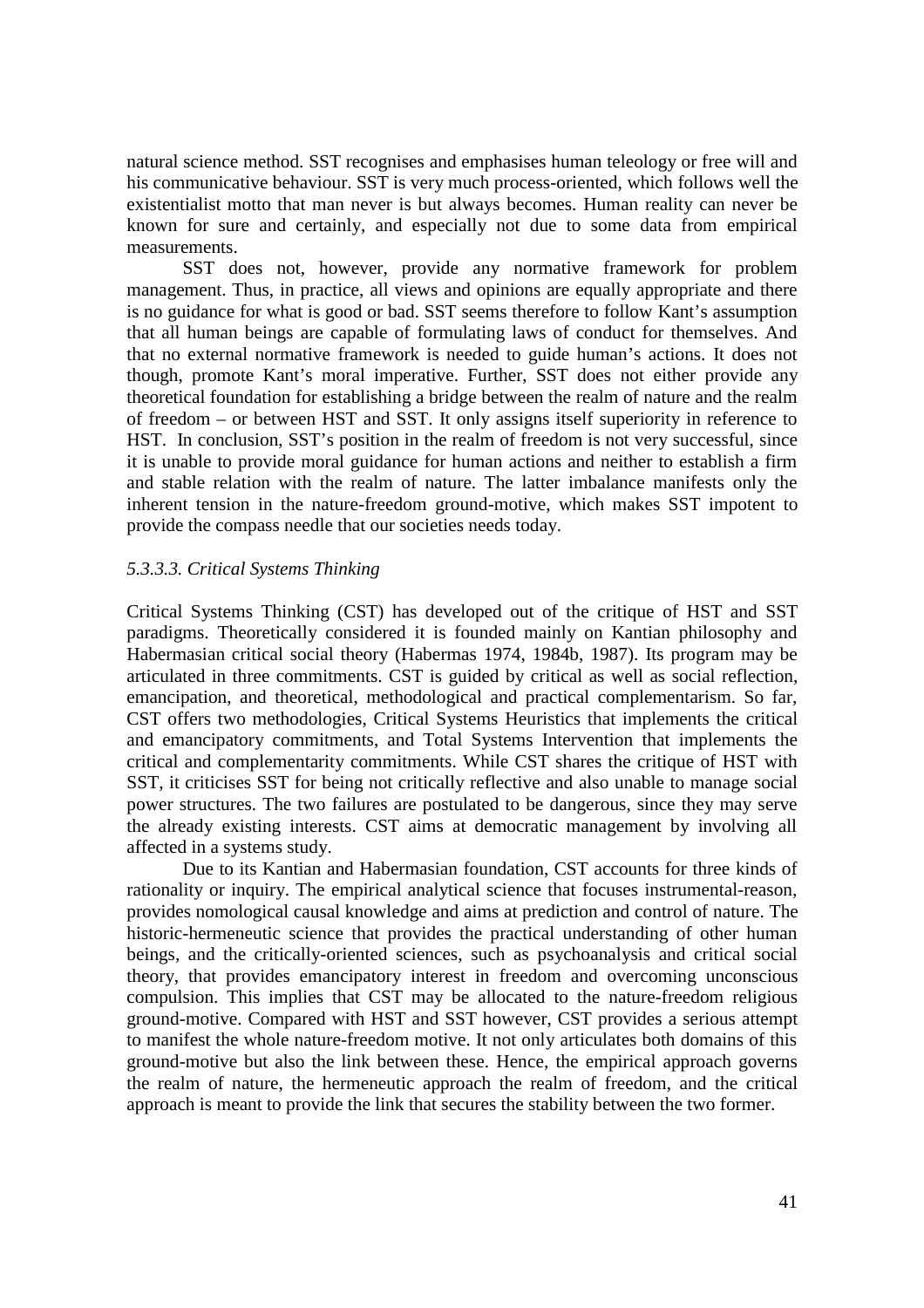natural science method. SST recognises and emphasises human teleology or free will and his communicative behaviour. SST is very much process-oriented, which follows well the existentialist motto that man never is but always becomes. Human reality can never be known for sure and certainly, and especially not due to some data from empirical measurements.

SST does not, however, provide any normative framework for problem management. Thus, in practice, all views and opinions are equally appropriate and there is no guidance for what is good or bad. SST seems therefore to follow Kant's assumption that all human beings are capable of formulating laws of conduct for themselves. And that no external normative framework is needed to guide human's actions. It does not though, promote Kant's moral imperative. Further, SST does not either provide any theoretical foundation for establishing a bridge between the realm of nature and the realm of freedom – or between HST and SST. It only assigns itself superiority in reference to HST. In conclusion, SST's position in the realm of freedom is not very successful, since it is unable to provide moral guidance for human actions and neither to establish a firm and stable relation with the realm of nature. The latter imbalance manifests only the inherent tension in the nature-freedom ground-motive, which makes SST impotent to provide the compass needle that our societies needs today.

#### *5.3.3.3. Critical Systems Thinking*

Critical Systems Thinking (CST) has developed out of the critique of HST and SST paradigms. Theoretically considered it is founded mainly on Kantian philosophy and Habermasian critical social theory (Habermas 1974, 1984b, 1987). Its program may be articulated in three commitments. CST is guided by critical as well as social reflection, emancipation, and theoretical, methodological and practical complementarism. So far, CST offers two methodologies, Critical Systems Heuristics that implements the critical and emancipatory commitments, and Total Systems Intervention that implements the critical and complementarity commitments. While CST shares the critique of HST with SST, it criticises SST for being not critically reflective and also unable to manage social power structures. The two failures are postulated to be dangerous, since they may serve the already existing interests. CST aims at democratic management by involving all affected in a systems study.

Due to its Kantian and Habermasian foundation, CST accounts for three kinds of rationality or inquiry. The empirical analytical science that focuses instrumental-reason, provides nomological causal knowledge and aims at prediction and control of nature. The historic-hermeneutic science that provides the practical understanding of other human beings, and the critically-oriented sciences, such as psychoanalysis and critical social theory, that provides emancipatory interest in freedom and overcoming unconscious compulsion. This implies that CST may be allocated to the nature-freedom religious ground-motive. Compared with HST and SST however, CST provides a serious attempt to manifest the whole nature-freedom motive. It not only articulates both domains of this ground-motive but also the link between these. Hence, the empirical approach governs the realm of nature, the hermeneutic approach the realm of freedom, and the critical approach is meant to provide the link that secures the stability between the two former.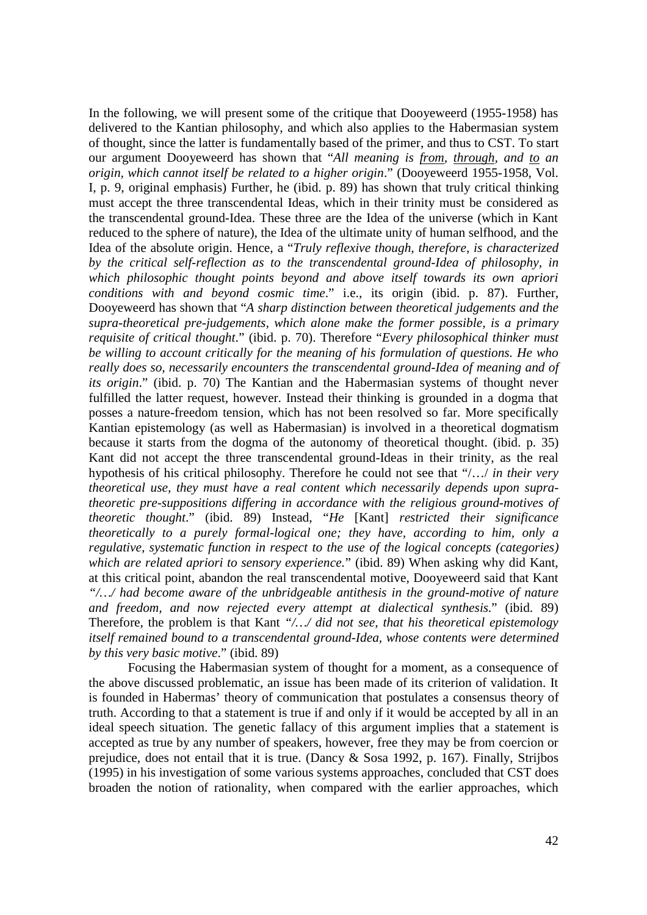In the following, we will present some of the critique that Dooyeweerd (1955-1958) has delivered to the Kantian philosophy, and which also applies to the Habermasian system of thought, since the latter is fundamentally based of the primer, and thus to CST. To start our argument Dooyeweerd has shown that "*All meaning is <u>from</u>, <u>through</u>, and <u>to</u> an origin, which cannot itself be related to a higher origin*." (Dooyeweerd 1955-1958, Vol. I, p. 9, original emphasis) Further, he (ibid. p. 89) has shown that truly critical thinking must accept the three transcendental Ideas, which in their trinity must be considered as the transcendental ground-Idea. These three are the Idea of the universe (which in Kant reduced to the sphere of nature), the Idea of the ultimate unity of human selfhood, and the Idea of the absolute origin. Hence, a "*Truly reflexive though, therefore, is characterized by the critical self-reflection as to the transcendental ground-Idea of philosophy, in which philosophic thought points beyond and above itself towards its own apriori conditions with and beyond cosmic time*." i.e., its origin (ibid. p. 87). Further, Dooyeweerd has shown that "*A sharp distinction between theoretical judgements and the supra-theoretical pre-judgements, which alone make the former possible, is a primary requisite of critical thought*." (ibid. p. 70). Therefore "*Every philosophical thinker must be willing to account critically for the meaning of his formulation of questions. He who really does so, necessarily encounters the transcendental ground-Idea of meaning and of its origin*." (ibid. p. 70) The Kantian and the Habermasian systems of thought never fulfilled the latter request, however. Instead their thinking is grounded in a dogma that posses a nature-freedom tension, which has not been resolved so far. More specifically Kantian epistemology (as well as Habermasian) is involved in a theoretical dogmatism because it starts from the dogma of the autonomy of theoretical thought. (ibid. p. 35) Kant did not accept the three transcendental ground-Ideas in their trinity, as the real hypothesis of his critical philosophy. Therefore he could not see that "/…/ *in their very theoretical use, they must have a real content which necessarily depends upon supra-theoretic pre-suppositions differing in accordance with the religious ground-motives of theoretic thought*." (ibid. 89) Instead, "*He* [Kant] *restricted their significance theoretically to a purely formal-logical one; they have, according to him, only a regulative, systematic function in respect to the use of the logical concepts (categories) which are related apriori to sensory experience.*" (ibid. 89) When asking why did Kant, at this critical point, abandon the real transcendental motive, Dooyeweerd said that Kant *"/…/ had become aware of the unbridgeable antithesis in the ground-motive of nature and freedom, and now rejected every attempt at dialectical synthesis*." (ibid. 89) Therefore, the problem is that Kant *"/…/ did not see, that his theoretical epistemology itself remained bound to a transcendental ground-Idea, whose contents were determined by this very basic motive*." (ibid. 89)

Focusing the Habermasian system of thought for a moment, as a consequence of the above discussed problematic, an issue has been made of its criterion of validation. It is founded in Habermas' theory of communication that postulates a consensus theory of truth. According to that a statement is true if and only if it would be accepted by all in an ideal speech situation. The genetic fallacy of this argument implies that a statement is accepted as true by any number of speakers, however, free they may be from coercion or prejudice, does not entail that it is true. (Dancy & Sosa 1992, p. 167). Finally, Strijbos (1995) in his investigation of some various systems approaches, concluded that CST does broaden the notion of rationality, when compared with the earlier approaches, which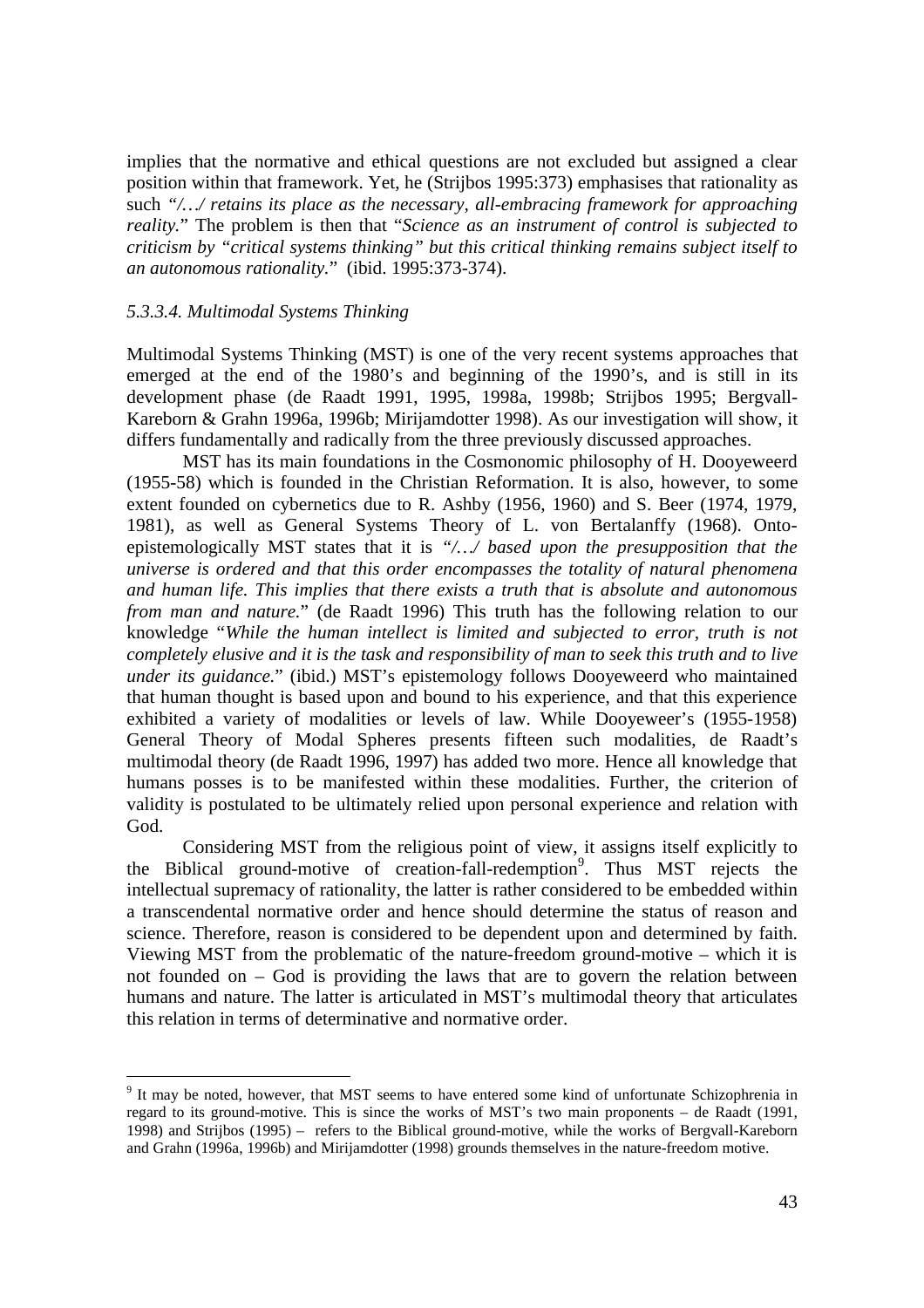implies that the normative and ethical questions are not excluded but assigned a clear position within that framework. Yet, he (Strijbos 1995:373) emphasises that rationality as such *"/…/ retains its place as the necessary, all-embracing framework for approaching reality."* The problem is then that "*Science as an instrument of control is subjected to criticism by "critical systems thinking" but this critical thinking remains subject itself to an autonomous rationality.*" (ibid. 1995:373-374).

*5.3.3.4. Multimodal Systems Thinking*

Multimodal Systems Thinking (MST) is one of the very recent systems approaches that emerged at the end of the 1980's and beginning of the 1990's, and is still in its development phase (de Raadt 1991, 1995, 1998a, 1998b; Strijbos 1995; Bergvall-Kareborn & Grahn 1996a, 1996b; Mirijamdotter 1998). As our investigation will show, it differs fundamentally and radically from the three previously discussed approaches.

MST has its main foundations in the Cosmonomic philosophy of H. Dooyeweerd (1955-58) which is founded in the Christian Reformation. It is also, however, to some extent founded on cybernetics due to R. Ashby (1956, 1960) and S. Beer (1974, 1979, 1981), as well as General Systems Theory of L. von Bertalanffy (1968). Onto-epistemologically MST states that it is *"/…/ based upon the presupposition that the universe is ordered and that this order encompasses the totality of natural phenomena and human life. This implies that there exists a truth that is absolute and autonomous from man and nature.*" (de Raadt 1996) This truth has the following relation to our knowledge "*While the human intellect is limited and subjected to error, truth is not completely elusive and it is the task and responsibility of man to seek this truth and to live under its guidance.*" (ibid.) MST's epistemology follows Dooyeweerd who maintained that human thought is based upon and bound to his experience, and that this experience exhibited a variety of modalities or levels of law. While Dooyeweer's (1955-1958) General Theory of Modal Spheres presents fifteen such modalities, de Raadt's multimodal theory (de Raadt 1996, 1997) has added two more. Hence all knowledge that humans posses is to be manifested within these modalities. Further, the criterion of validity is postulated to be ultimately relied upon personal experience and relation with God.

Considering MST from the religious point of view, it assigns itself explicitly to the Biblical ground-motive of creation-fall-redemption[9]. Thus MST rejects the intellectual supremacy of rationality, the latter is rather considered to be embedded within a transcendental normative order and hence should determine the status of reason and science. Therefore, reason is considered to be dependent upon and determined by faith. Viewing MST from the problematic of the nature-freedom ground-motive – which it is not founded on – God is providing the laws that are to govern the relation between humans and nature. The latter is articulated in MST's multimodal theory that articulates this relation in terms of determinative and normative order.

---

[9] It may be noted, however, that MST seems to have entered some kind of unfortunate Schizophrenia in regard to its ground-motive. This is since the works of MST's two main proponents – de Raadt (1991, 1998) and Strijbos (1995) – refers to the Biblical ground-motive, while the works of Bergvall-Kareborn and Grahn (1996a, 1996b) and Mirijamdotter (1998) grounds themselves in the nature-freedom motive.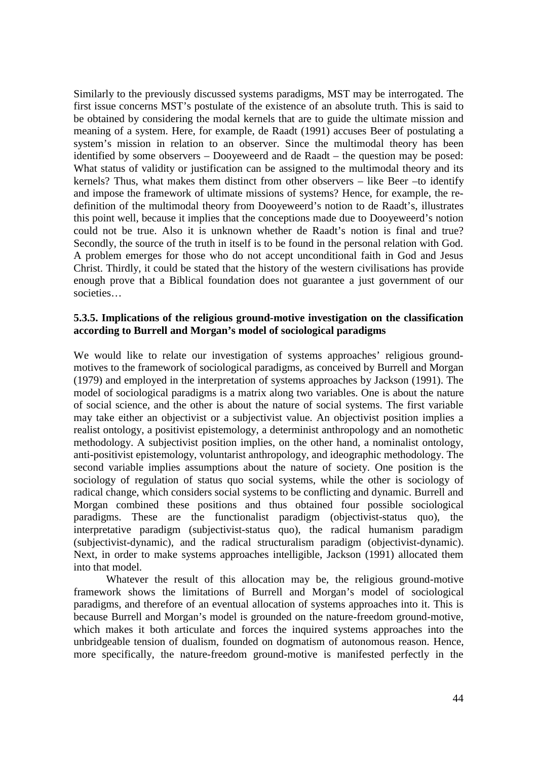Similarly to the previously discussed systems paradigms, MST may be interrogated. The first issue concerns MST's postulate of the existence of an absolute truth. This is said to be obtained by considering the modal kernels that are to guide the ultimate mission and meaning of a system. Here, for example, de Raadt (1991) accuses Beer of postulating a system's mission in relation to an observer. Since the multimodal theory has been identified by some observers – Dooyeweerd and de Raadt – the question may be posed: What status of validity or justification can be assigned to the multimodal theory and its kernels? Thus, what makes them distinct from other observers – like Beer –to identify and impose the framework of ultimate missions of systems? Hence, for example, the re-definition of the multimodal theory from Dooyeweerd's notion to de Raadt's, illustrates this point well, because it implies that the conceptions made due to Dooyeweerd's notion could not be true. Also it is unknown whether de Raadt's notion is final and true? Secondly, the source of the truth in itself is to be found in the personal relation with God. A problem emerges for those who do not accept unconditional faith in God and Jesus Christ. Thirdly, it could be stated that the history of the western civilisations has provide enough prove that a Biblical foundation does not guarantee a just government of our societies…

### 5.3.5. Implications of the religious ground-motive investigation on the classification according to Burrell and Morgan's model of sociological paradigms

We would like to relate our investigation of systems approaches' religious ground-motives to the framework of sociological paradigms, as conceived by Burrell and Morgan (1979) and employed in the interpretation of systems approaches by Jackson (1991). The model of sociological paradigms is a matrix along two variables. One is about the nature of social science, and the other is about the nature of social systems. The first variable may take either an objectivist or a subjectivist value. An objectivist position implies a realist ontology, a positivist epistemology, a determinist anthropology and an nomothetic methodology. A subjectivist position implies, on the other hand, a nominalist ontology, anti-positivist epistemology, voluntarist anthropology, and ideographic methodology. The second variable implies assumptions about the nature of society. One position is the sociology of regulation of status quo social systems, while the other is sociology of radical change, which considers social systems to be conflicting and dynamic. Burrell and Morgan combined these positions and thus obtained four possible sociological paradigms. These are the functionalist paradigm (objectivist-status quo), the interpretative paradigm (subjectivist-status quo), the radical humanism paradigm (subjectivist-dynamic), and the radical structuralism paradigm (objectivist-dynamic). Next, in order to make systems approaches intelligible, Jackson (1991) allocated them into that model.

Whatever the result of this allocation may be, the religious ground-motive framework shows the limitations of Burrell and Morgan's model of sociological paradigms, and therefore of an eventual allocation of systems approaches into it. This is because Burrell and Morgan's model is grounded on the nature-freedom ground-motive, which makes it both articulate and forces the inquired systems approaches into the unbridgeable tension of dualism, founded on dogmatism of autonomous reason. Hence, more specifically, the nature-freedom ground-motive is manifested perfectly in the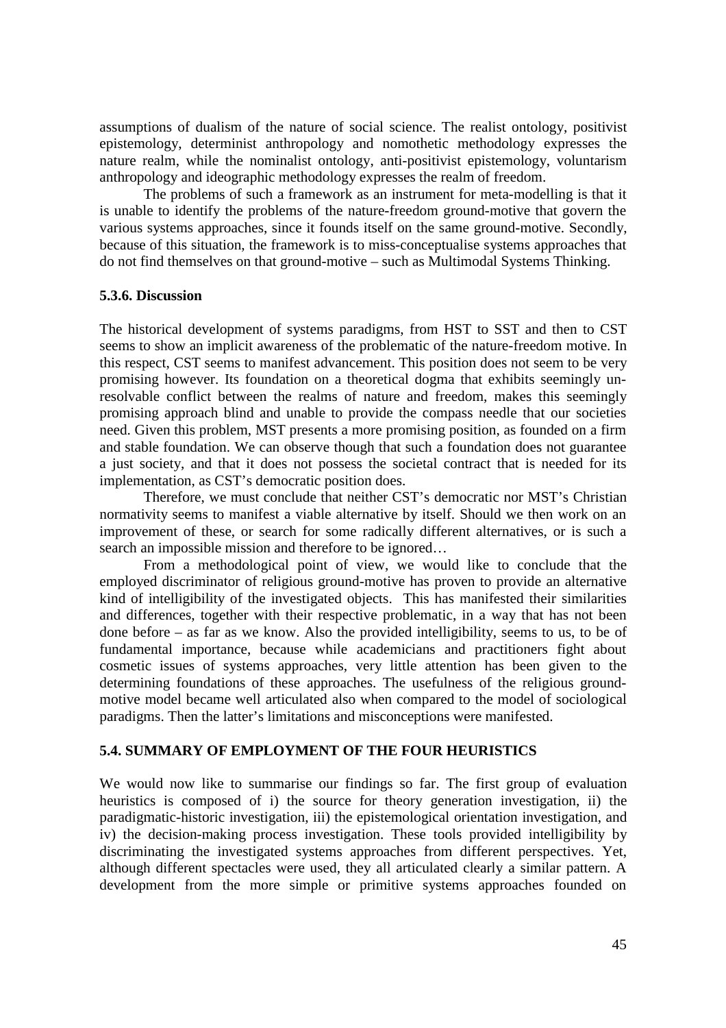assumptions of dualism of the nature of social science. The realist ontology, positivist epistemology, determinist anthropology and nomothetic methodology expresses the nature realm, while the nominalist ontology, anti-positivist epistemology, voluntarism anthropology and ideographic methodology expresses the realm of freedom.

The problems of such a framework as an instrument for meta-modelling is that it is unable to identify the problems of the nature-freedom ground-motive that govern the various systems approaches, since it founds itself on the same ground-motive. Secondly, because of this situation, the framework is to miss-conceptualise systems approaches that do not find themselves on that ground-motive – such as Multimodal Systems Thinking.

### 5.3.6. Discussion

The historical development of systems paradigms, from HST to SST and then to CST seems to show an implicit awareness of the problematic of the nature-freedom motive. In this respect, CST seems to manifest advancement. This position does not seem to be very promising however. Its foundation on a theoretical dogma that exhibits seemingly un-resolvable conflict between the realms of nature and freedom, makes this seemingly promising approach blind and unable to provide the compass needle that our societies need. Given this problem, MST presents a more promising position, as founded on a firm and stable foundation. We can observe though that such a foundation does not guarantee a just society, and that it does not possess the societal contract that is needed for its implementation, as CST's democratic position does.

Therefore, we must conclude that neither CST's democratic nor MST's Christian normativity seems to manifest a viable alternative by itself. Should we then work on an improvement of these, or search for some radically different alternatives, or is such a search an impossible mission and therefore to be ignored…

From a methodological point of view, we would like to conclude that the employed discriminator of religious ground-motive has proven to provide an alternative kind of intelligibility of the investigated objects. This has manifested their similarities and differences, together with their respective problematic, in a way that has not been done before – as far as we know. Also the provided intelligibility, seems to us, to be of fundamental importance, because while academicians and practitioners fight about cosmetic issues of systems approaches, very little attention has been given to the determining foundations of these approaches. The usefulness of the religious ground-motive model became well articulated also when compared to the model of sociological paradigms. Then the latter's limitations and misconceptions were manifested.

### 5.4. SUMMARY OF EMPLOYMENT OF THE FOUR HEURISTICS

We would now like to summarise our findings so far. The first group of evaluation heuristics is composed of i) the source for theory generation investigation, ii) the paradigmatic-historic investigation, iii) the epistemological orientation investigation, and iv) the decision-making process investigation. These tools provided intelligibility by discriminating the investigated systems approaches from different perspectives. Yet, although different spectacles were used, they all articulated clearly a similar pattern. A development from the more simple or primitive systems approaches founded on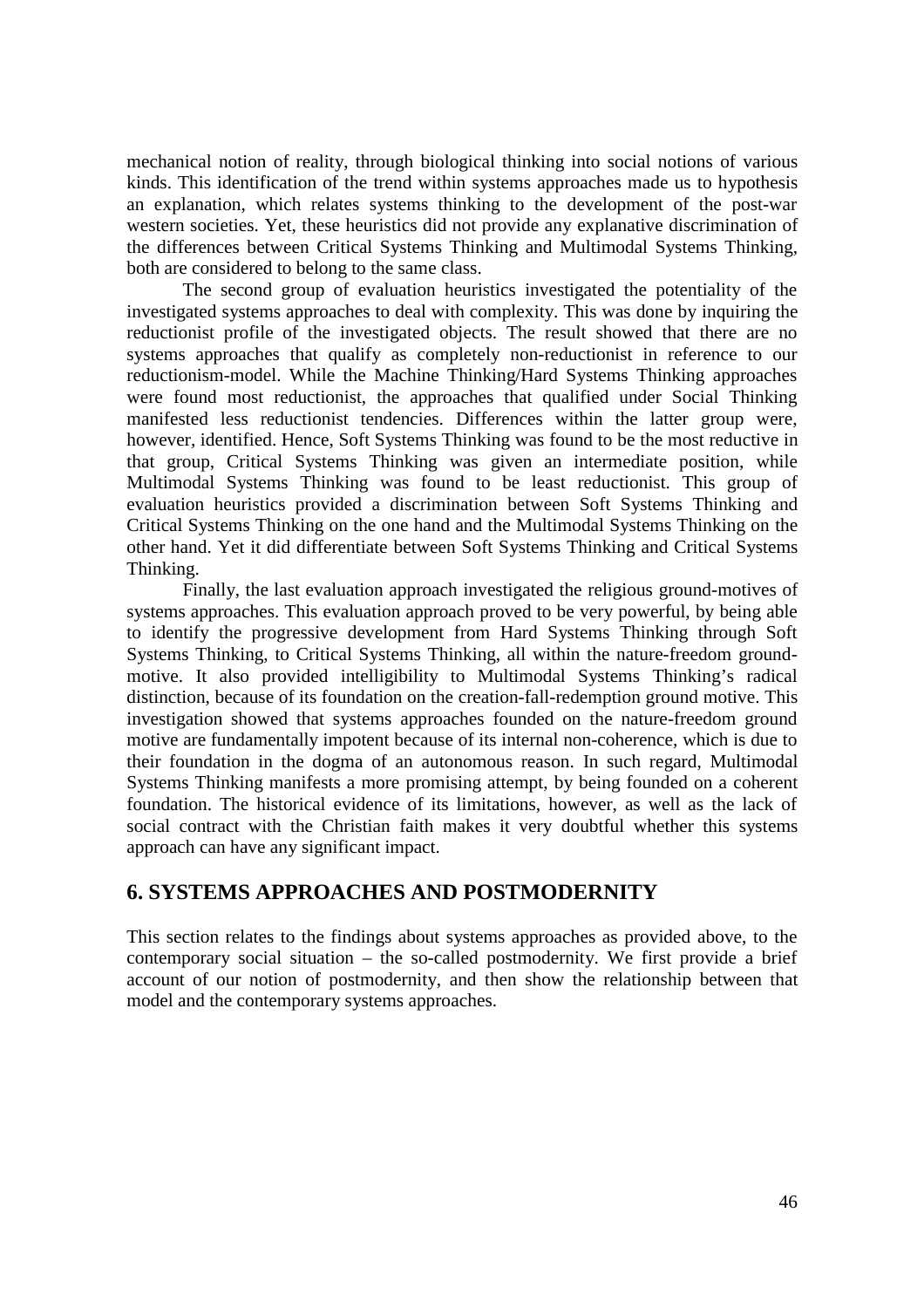mechanical notion of reality, through biological thinking into social notions of various kinds. This identification of the trend within systems approaches made us to hypothesis an explanation, which relates systems thinking to the development of the post-war western societies. Yet, these heuristics did not provide any explanative discrimination of the differences between Critical Systems Thinking and Multimodal Systems Thinking, both are considered to belong to the same class.

The second group of evaluation heuristics investigated the potentiality of the investigated systems approaches to deal with complexity. This was done by inquiring the reductionist profile of the investigated objects. The result showed that there are no systems approaches that qualify as completely non-reductionist in reference to our reductionism-model. While the Machine Thinking/Hard Systems Thinking approaches were found most reductionist, the approaches that qualified under Social Thinking manifested less reductionist tendencies. Differences within the latter group were, however, identified. Hence, Soft Systems Thinking was found to be the most reductive in that group, Critical Systems Thinking was given an intermediate position, while Multimodal Systems Thinking was found to be least reductionist. This group of evaluation heuristics provided a discrimination between Soft Systems Thinking and Critical Systems Thinking on the one hand and the Multimodal Systems Thinking on the other hand. Yet it did differentiate between Soft Systems Thinking and Critical Systems Thinking.

Finally, the last evaluation approach investigated the religious ground-motives of systems approaches. This evaluation approach proved to be very powerful, by being able to identify the progressive development from Hard Systems Thinking through Soft Systems Thinking, to Critical Systems Thinking, all within the nature-freedom ground-motive. It also provided intelligibility to Multimodal Systems Thinking's radical distinction, because of its foundation on the creation-fall-redemption ground motive. This investigation showed that systems approaches founded on the nature-freedom ground motive are fundamentally impotent because of its internal non-coherence, which is due to their foundation in the dogma of an autonomous reason. In such regard, Multimodal Systems Thinking manifests a more promising attempt, by being founded on a coherent foundation. The historical evidence of its limitations, however, as well as the lack of social contract with the Christian faith makes it very doubtful whether this systems approach can have any significant impact.

## 6. SYSTEMS APPROACHES AND POSTMODERNITY

This section relates to the findings about systems approaches as provided above, to the contemporary social situation – the so-called postmodernity. We first provide a brief account of our notion of postmodernity, and then show the relationship between that model and the contemporary systems approaches.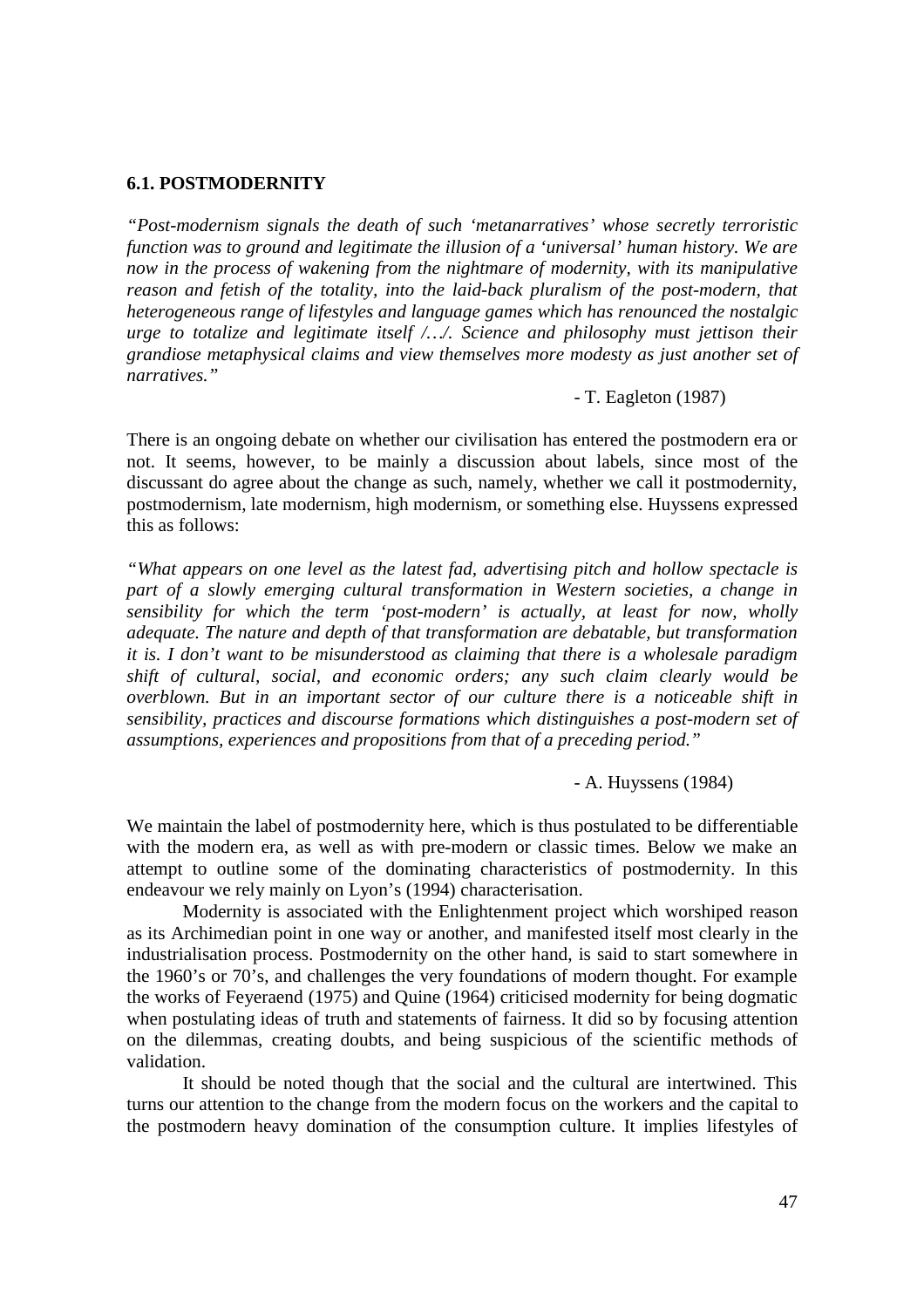### 6.1. POSTMODERNITY

*"Post-modernism signals the death of such 'metanarratives' whose secretly terroristic function was to ground and legitimate the illusion of a 'universal' human history. We are now in the process of wakening from the nightmare of modernity, with its manipulative reason and fetish of the totality, into the laid-back pluralism of the post-modern, that heterogeneous range of lifestyles and language games which has renounced the nostalgic urge to totalize and legitimate itself /…/. Science and philosophy must jettison their grandiose metaphysical claims and view themselves more modesty as just another set of narratives."*

- T. Eagleton (1987)

There is an ongoing debate on whether our civilisation has entered the postmodern era or not. It seems, however, to be mainly a discussion about labels, since most of the discussant do agree about the change as such, namely, whether we call it postmodernity, postmodernism, late modernism, high modernism, or something else. Huyssens expressed this as follows:

*"What appears on one level as the latest fad, advertising pitch and hollow spectacle is part of a slowly emerging cultural transformation in Western societies, a change in sensibility for which the term 'post-modern' is actually, at least for now, wholly adequate. The nature and depth of that transformation are debatable, but transformation it is. I don't want to be misunderstood as claiming that there is a wholesale paradigm shift of cultural, social, and economic orders; any such claim clearly would be overblown. But in an important sector of our culture there is a noticeable shift in sensibility, practices and discourse formations which distinguishes a post-modern set of assumptions, experiences and propositions from that of a preceding period."*

- A. Huyssens (1984)

We maintain the label of postmodernity here, which is thus postulated to be differentiable with the modern era, as well as with pre-modern or classic times. Below we make an attempt to outline some of the dominating characteristics of postmodernity. In this endeavour we rely mainly on Lyon's (1994) characterisation.

Modernity is associated with the Enlightenment project which worshiped reason as its Archimedian point in one way or another, and manifested itself most clearly in the industrialisation process. Postmodernity on the other hand, is said to start somewhere in the 1960's or 70's, and challenges the very foundations of modern thought. For example the works of Feyeraend (1975) and Quine (1964) criticised modernity for being dogmatic when postulating ideas of truth and statements of fairness. It did so by focusing attention on the dilemmas, creating doubts, and being suspicious of the scientific methods of validation.

It should be noted though that the social and the cultural are intertwined. This turns our attention to the change from the modern focus on the workers and the capital to the postmodern heavy domination of the consumption culture. It implies lifestyles of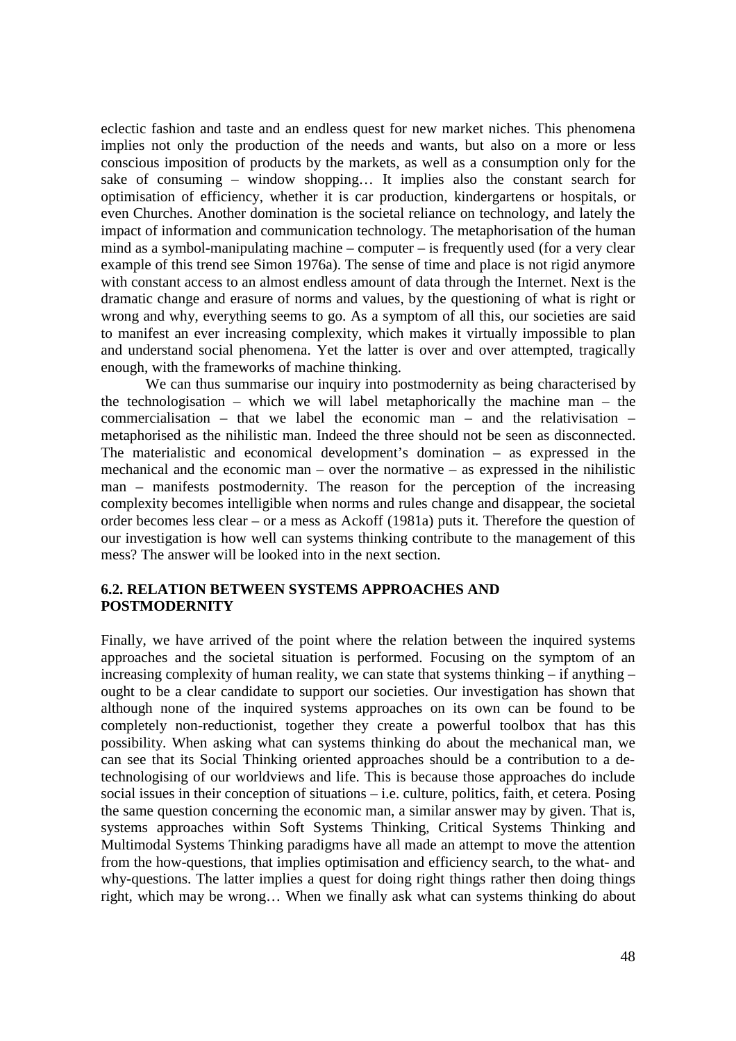eclectic fashion and taste and an endless quest for new market niches. This phenomena implies not only the production of the needs and wants, but also on a more or less conscious imposition of products by the markets, as well as a consumption only for the sake of consuming – window shopping… It implies also the constant search for optimisation of efficiency, whether it is car production, kindergartens or hospitals, or even Churches. Another domination is the societal reliance on technology, and lately the impact of information and communication technology. The metaphorisation of the human mind as a symbol-manipulating machine – computer – is frequently used (for a very clear example of this trend see Simon 1976a). The sense of time and place is not rigid anymore with constant access to an almost endless amount of data through the Internet. Next is the dramatic change and erasure of norms and values, by the questioning of what is right or wrong and why, everything seems to go. As a symptom of all this, our societies are said to manifest an ever increasing complexity, which makes it virtually impossible to plan and understand social phenomena. Yet the latter is over and over attempted, tragically enough, with the frameworks of machine thinking.

We can thus summarise our inquiry into postmodernity as being characterised by the technologisation – which we will label metaphorically the machine man – the commercialisation – that we label the economic man – and the relativisation – metaphorised as the nihilistic man. Indeed the three should not be seen as disconnected. The materialistic and economical development's domination – as expressed in the mechanical and the economic man – over the normative – as expressed in the nihilistic man – manifests postmodernity. The reason for the perception of the increasing complexity becomes intelligible when norms and rules change and disappear, the societal order becomes less clear – or a mess as Ackoff (1981a) puts it. Therefore the question of our investigation is how well can systems thinking contribute to the management of this mess? The answer will be looked into in the next section.

## 6.2. RELATION BETWEEN SYSTEMS APPROACHES AND POSTMODERNITY

Finally, we have arrived of the point where the relation between the inquired systems approaches and the societal situation is performed. Focusing on the symptom of an increasing complexity of human reality, we can state that systems thinking – if anything – ought to be a clear candidate to support our societies. Our investigation has shown that although none of the inquired systems approaches on its own can be found to be completely non-reductionist, together they create a powerful toolbox that has this possibility. When asking what can systems thinking do about the mechanical man, we can see that its Social Thinking oriented approaches should be a contribution to a de-technologising of our worldviews and life. This is because those approaches do include social issues in their conception of situations – i.e. culture, politics, faith, et cetera. Posing the same question concerning the economic man, a similar answer may by given. That is, systems approaches within Soft Systems Thinking, Critical Systems Thinking and Multimodal Systems Thinking paradigms have all made an attempt to move the attention from the how-questions, that implies optimisation and efficiency search, to the what- and why-questions. The latter implies a quest for doing right things rather then doing things right, which may be wrong… When we finally ask what can systems thinking do about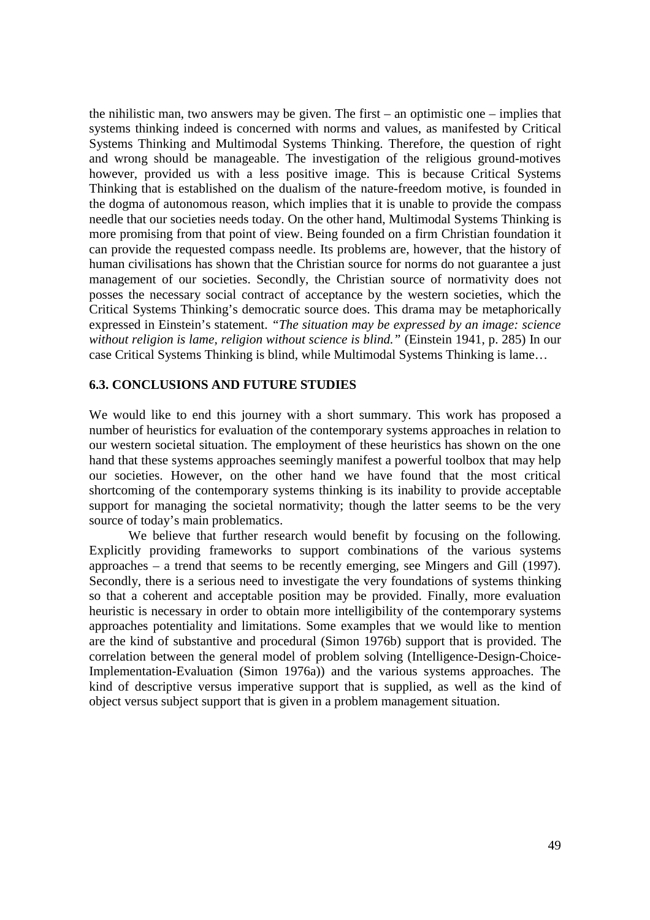the nihilistic man, two answers may be given. The first – an optimistic one – implies that systems thinking indeed is concerned with norms and values, as manifested by Critical Systems Thinking and Multimodal Systems Thinking. Therefore, the question of right and wrong should be manageable. The investigation of the religious ground-motives however, provided us with a less positive image. This is because Critical Systems Thinking that is established on the dualism of the nature-freedom motive, is founded in the dogma of autonomous reason, which implies that it is unable to provide the compass needle that our societies needs today. On the other hand, Multimodal Systems Thinking is more promising from that point of view. Being founded on a firm Christian foundation it can provide the requested compass needle. Its problems are, however, that the history of human civilisations has shown that the Christian source for norms do not guarantee a just management of our societies. Secondly, the Christian source of normativity does not posses the necessary social contract of acceptance by the western societies, which the Critical Systems Thinking's democratic source does. This drama may be metaphorically expressed in Einstein's statement. *"The situation may be expressed by an image: science without religion is lame, religion without science is blind."* (Einstein 1941, p. 285) In our case Critical Systems Thinking is blind, while Multimodal Systems Thinking is lame…

### 6.3. CONCLUSIONS AND FUTURE STUDIES

We would like to end this journey with a short summary. This work has proposed a number of heuristics for evaluation of the contemporary systems approaches in relation to our western societal situation. The employment of these heuristics has shown on the one hand that these systems approaches seemingly manifest a powerful toolbox that may help our societies. However, on the other hand we have found that the most critical shortcoming of the contemporary systems thinking is its inability to provide acceptable support for managing the societal normativity; though the latter seems to be the very source of today's main problematics.

We believe that further research would benefit by focusing on the following. Explicitly providing frameworks to support combinations of the various systems approaches – a trend that seems to be recently emerging, see Mingers and Gill (1997). Secondly, there is a serious need to investigate the very foundations of systems thinking so that a coherent and acceptable position may be provided. Finally, more evaluation heuristic is necessary in order to obtain more intelligibility of the contemporary systems approaches potentiality and limitations. Some examples that we would like to mention are the kind of substantive and procedural (Simon 1976b) support that is provided. The correlation between the general model of problem solving (Intelligence-Design-Choice-Implementation-Evaluation (Simon 1976a)) and the various systems approaches. The kind of descriptive versus imperative support that is supplied, as well as the kind of object versus subject support that is given in a problem management situation.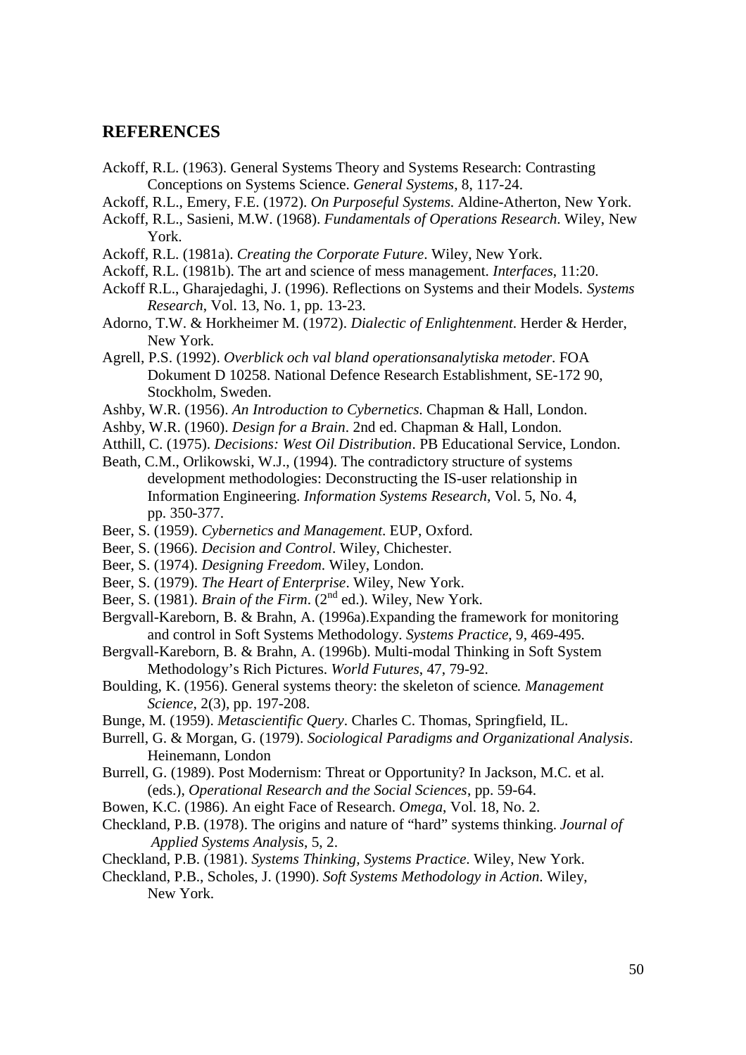## REFERENCES

Ackoff, R.L. (1963). General Systems Theory and Systems Research: Contrasting Conceptions on Systems Science. *General Systems*, 8, 117-24.

Ackoff, R.L., Emery, F.E. (1972). *On Purposeful Systems*. Aldine-Atherton, New York.

Ackoff, R.L., Sasieni, M.W. (1968). *Fundamentals of Operations Research*. Wiley, New York.

Ackoff, R.L. (1981a). *Creating the Corporate Future*. Wiley, New York.

Ackoff, R.L. (1981b). The art and science of mess management. *Interfaces*, 11:20.

Ackoff R.L., Gharajedaghi, J. (1996). Reflections on Systems and their Models. *Systems Research*, Vol. 13, No. 1, pp. 13-23.

Adorno, T.W. & Horkheimer M. (1972). *Dialectic of Enlightenment*. Herder & Herder, New York.

Agrell, P.S. (1992). *Overblick och val bland operationsanalytiska metoder*. FOA Dokument D 10258. National Defence Research Establishment, SE-172 90, Stockholm, Sweden.

Ashby, W.R. (1956). *An Introduction to Cybernetics*. Chapman & Hall, London.

Ashby, W.R. (1960). *Design for a Brain*. 2nd ed. Chapman & Hall, London.

Atthill, C. (1975). *Decisions: West Oil Distribution*. PB Educational Service, London.

Beath, C.M., Orlikowski, W.J., (1994). The contradictory structure of systems development methodologies: Deconstructing the IS-user relationship in Information Engineering. *Information Systems Research*, Vol. 5, No. 4, pp. 350-377.

Beer, S. (1959). *Cybernetics and Management*. EUP, Oxford.

Beer, S. (1966). *Decision and Control*. Wiley, Chichester.

Beer, S. (1974). *Designing Freedom*. Wiley, London.

Beer, S. (1979). *The Heart of Enterprise*. Wiley, New York.

Beer, S. (1981). *Brain of the Firm*. (2nd ed.). Wiley, New York.

Bergvall-Kareborn, B. & Brahn, A. (1996a).Expanding the framework for monitoring and control in Soft Systems Methodology. *Systems Practice*, 9, 469-495.

Bergvall-Kareborn, B. & Brahn, A. (1996b). Multi-modal Thinking in Soft System Methodology's Rich Pictures. *World Futures*, 47, 79-92.

Boulding, K. (1956). General systems theory: the skeleton of science*. Management Science*, 2(3), pp. 197-208.

Bunge, M. (1959). *Metascientific Query*. Charles C. Thomas, Springfield, IL.

Burrell, G. & Morgan, G. (1979). *Sociological Paradigms and Organizational Analysis*. Heinemann, London

Burrell, G. (1989). Post Modernism: Threat or Opportunity? In Jackson, M.C. et al. (eds.), *Operational Research and the Social Sciences*, pp. 59-64.

Bowen, K.C. (1986). An eight Face of Research. *Omega*, Vol. 18, No. 2.

Checkland, P.B. (1978). The origins and nature of "hard" systems thinking. *Journal of Applied Systems Analysis*, 5, 2.

Checkland, P.B. (1981). *Systems Thinking, Systems Practice*. Wiley, New York.

Checkland, P.B., Scholes, J. (1990). *Soft Systems Methodology in Action*. Wiley, New York.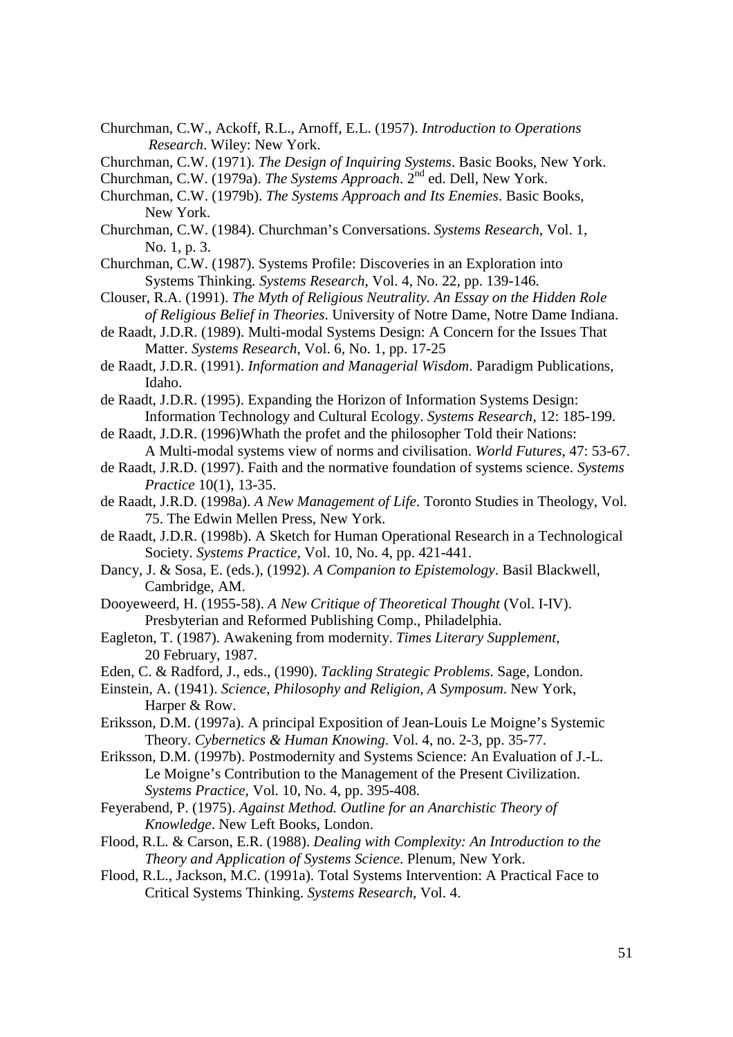Churchman, C.W., Ackoff, R.L., Arnoff, E.L. (1957). *Introduction to Operations Research*. Wiley: New York.

Churchman, C.W. (1971). *The Design of Inquiring Systems*. Basic Books, New York.

Churchman, C.W. (1979a). *The Systems Approach*. 2nd ed. Dell, New York.

Churchman, C.W. (1979b). *The Systems Approach and Its Enemies*. Basic Books, New York.

Churchman, C.W. (1984). Churchman's Conversations. *Systems Research*, Vol. 1, No. 1, p. 3.

Churchman, C.W. (1987). Systems Profile: Discoveries in an Exploration into Systems Thinking. *Systems Research*, Vol. 4, No. 22, pp. 139-146.

Clouser, R.A. (1991). *The Myth of Religious Neutrality. An Essay on the Hidden Role of Religious Belief in Theories*. University of Notre Dame, Notre Dame Indiana.

de Raadt, J.D.R. (1989). Multi-modal Systems Design: A Concern for the Issues That Matter. *Systems Research*, Vol. 6, No. 1, pp. 17-25

de Raadt, J.D.R. (1991). *Information and Managerial Wisdom*. Paradigm Publications, Idaho.

de Raadt, J.D.R. (1995). Expanding the Horizon of Information Systems Design: Information Technology and Cultural Ecology. *Systems Research*, 12: 185-199.

de Raadt, J.D.R. (1996)Whath the profet and the philosopher Told their Nations: A Multi-modal systems view of norms and civilisation. *World Futures*, 47: 53-67.

de Raadt, J.R.D. (1997). Faith and the normative foundation of systems science. *Systems Practice* 10(1), 13-35.

de Raadt, J.R.D. (1998a). *A New Management of Life*. Toronto Studies in Theology, Vol. 75. The Edwin Mellen Press, New York.

de Raadt, J.D.R. (1998b). A Sketch for Human Operational Research in a Technological Society. *Systems Practice*, Vol. 10, No. 4, pp. 421-441.

Dancy, J. & Sosa, E. (eds.), (1992). *A Companion to Epistemology*. Basil Blackwell, Cambridge, AM.

Dooyeweerd, H. (1955-58). *A New Critique of Theoretical Thought* (Vol. I-IV). Presbyterian and Reformed Publishing Comp., Philadelphia.

Eagleton, T. (1987). Awakening from modernity. *Times Literary Supplement*, 20 February, 1987.

Eden, C. & Radford, J., eds., (1990). *Tackling Strategic Problems*. Sage, London.

Einstein, A. (1941). *Science, Philosophy and Religion, A Symposum*. New York, Harper & Row.

Eriksson, D.M. (1997a). A principal Exposition of Jean-Louis Le Moigne's Systemic Theory. *Cybernetics & Human Knowing*. Vol. 4, no. 2-3, pp. 35-77.

Eriksson, D.M. (1997b). Postmodernity and Systems Science: An Evaluation of J.-L. Le Moigne's Contribution to the Management of the Present Civilization. *Systems Practice*, Vol. 10, No. 4, pp. 395-408.

Feyerabend, P. (1975). *Against Method. Outline for an Anarchistic Theory of Knowledge*. New Left Books, London.

Flood, R.L. & Carson, E.R. (1988). *Dealing with Complexity: An Introduction to the Theory and Application of Systems Science*. Plenum, New York.

Flood, R.L., Jackson, M.C. (1991a). Total Systems Intervention: A Practical Face to Critical Systems Thinking. *Systems Research*, Vol. 4.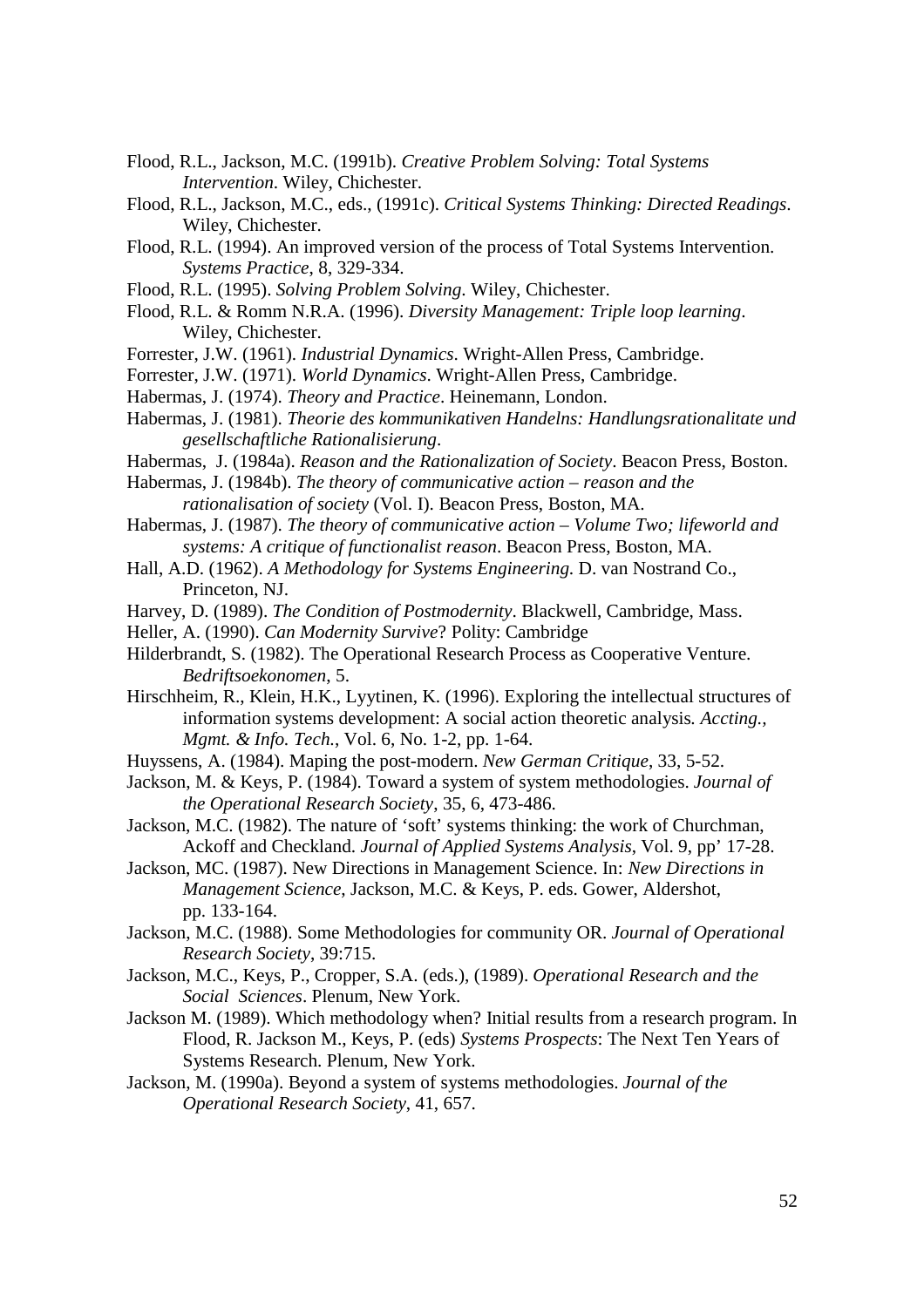Flood, R.L., Jackson, M.C. (1991b). *Creative Problem Solving: Total Systems Intervention*. Wiley, Chichester.

Flood, R.L., Jackson, M.C., eds., (1991c). *Critical Systems Thinking: Directed Readings*. Wiley, Chichester.

Flood, R.L. (1994). An improved version of the process of Total Systems Intervention. *Systems Practice*, 8, 329-334.

Flood, R.L. (1995). *Solving Problem Solving*. Wiley, Chichester.

Flood, R.L. & Romm N.R.A. (1996). *Diversity Management: Triple loop learning*. Wiley, Chichester.

Forrester, J.W. (1961). *Industrial Dynamics*. Wright-Allen Press, Cambridge.

Forrester, J.W. (1971). *World Dynamics*. Wright-Allen Press, Cambridge.

Habermas, J. (1974). *Theory and Practice*. Heinemann, London.

Habermas, J. (1981). *Theorie des kommunikativen Handelns: Handlungsrationalitate und gesellschaftliche Rationalisierung*.

Habermas, J. (1984a). *Reason and the Rationalization of Society*. Beacon Press, Boston.

Habermas, J. (1984b). *The theory of communicative action – reason and the rationalisation of society* (Vol. I). Beacon Press, Boston, MA.

Habermas, J. (1987). *The theory of communicative action – Volume Two; lifeworld and systems: A critique of functionalist reason*. Beacon Press, Boston, MA.

Hall, A.D. (1962). *A Methodology for Systems Engineering.* D. van Nostrand Co., Princeton, NJ.

Harvey, D. (1989). *The Condition of Postmodernity*. Blackwell, Cambridge, Mass.

Heller, A. (1990). *Can Modernity Survive*? Polity: Cambridge

Hilderbrandt, S. (1982). The Operational Research Process as Cooperative Venture. *Bedriftsoekonomen*, 5.

Hirschheim, R., Klein, H.K., Lyytinen, K. (1996). Exploring the intellectual structures of information systems development: A social action theoretic analysis*. Accting., Mgmt. & Info. Tech.*, Vol. 6, No. 1-2, pp. 1-64.

Huyssens, A. (1984). Maping the post-modern. *New German Critique*, 33, 5-52.

Jackson, M. & Keys, P. (1984). Toward a system of system methodologies. *Journal of the Operational Research Society*, 35, 6, 473-486.

Jackson, M.C. (1982). The nature of 'soft' systems thinking: the work of Churchman, Ackoff and Checkland. *Journal of Applied Systems Analysis*, Vol. 9, pp' 17-28.

Jackson, MC. (1987). New Directions in Management Science. In: *New Directions in Management Science*, Jackson, M.C. & Keys, P. eds. Gower, Aldershot, pp. 133-164.

Jackson, M.C. (1988). Some Methodologies for community OR. *Journal of Operational Research Society*, 39:715.

Jackson, M.C., Keys, P., Cropper, S.A. (eds.), (1989). *Operational Research and the Social Sciences*. Plenum, New York.

Jackson M. (1989). Which methodology when? Initial results from a research program. In Flood, R. Jackson M., Keys, P. (eds) *Systems Prospects*: The Next Ten Years of Systems Research. Plenum, New York.

Jackson, M. (1990a). Beyond a system of systems methodologies. *Journal of the Operational Research Society*, 41, 657.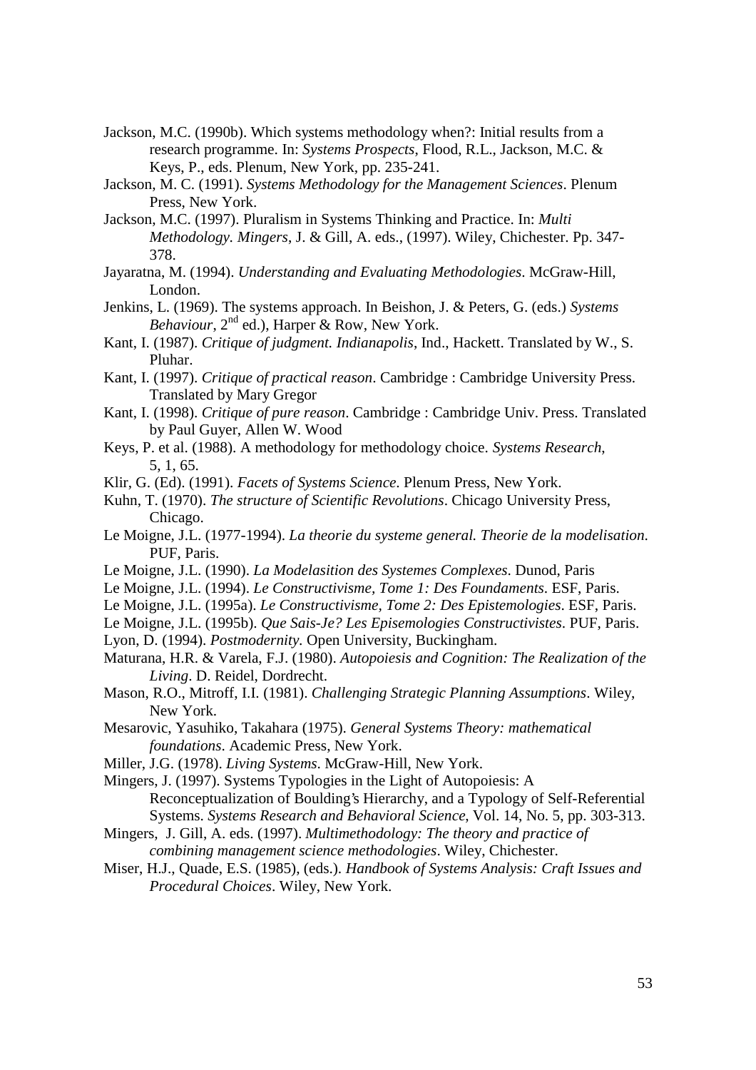Jackson, M.C. (1990b). Which systems methodology when?: Initial results from a research programme. In: *Systems Prospects*, Flood, R.L., Jackson, M.C. & Keys, P., eds. Plenum, New York, pp. 235-241.

Jackson, M. C. (1991). *Systems Methodology for the Management Sciences*. Plenum Press, New York.

Jackson, M.C. (1997). Pluralism in Systems Thinking and Practice. In: *Multi Methodology. Mingers*, J. & Gill, A. eds., (1997). Wiley, Chichester. Pp. 347-378.

Jayaratna, M. (1994). *Understanding and Evaluating Methodologies*. McGraw-Hill, London.

Jenkins, L. (1969). The systems approach. In Beishon, J. & Peters, G. (eds.) *Systems Behaviour*, 2nd ed.), Harper & Row, New York.

Kant, I. (1987). *Critique of judgment. Indianapolis*, Ind., Hackett. Translated by W., S. Pluhar.

Kant, I. (1997). *Critique of practical reason*. Cambridge : Cambridge University Press. Translated by Mary Gregor

Kant, I. (1998). *Critique of pure reason*. Cambridge : Cambridge Univ. Press. Translated by Paul Guyer, Allen W. Wood

Keys, P. et al. (1988). A methodology for methodology choice. *Systems Research*, 5, 1, 65.

Klir, G. (Ed). (1991). *Facets of Systems Science*. Plenum Press, New York.

Kuhn, T. (1970). *The structure of Scientific Revolutions*. Chicago University Press, Chicago.

Le Moigne, J.L. (1977-1994). *La theorie du systeme general. Theorie de la modelisation*. PUF, Paris.

Le Moigne, J.L. (1990). *La Modelasition des Systemes Complexes*. Dunod, Paris

Le Moigne, J.L. (1994). *Le Constructivisme, Tome 1: Des Foundaments*. ESF, Paris.

Le Moigne, J.L. (1995a). *Le Constructivisme, Tome 2: Des Epistemologies*. ESF, Paris.

Le Moigne, J.L. (1995b). *Que Sais-Je? Les Episemologies Constructivistes*. PUF, Paris.

Lyon, D. (1994). *Postmodernity*. Open University, Buckingham.

Maturana, H.R. & Varela, F.J. (1980). *Autopoiesis and Cognition: The Realization of the Living*. D. Reidel, Dordrecht.

Mason, R.O., Mitroff, I.I. (1981). *Challenging Strategic Planning Assumptions*. Wiley, New York.

Mesarovic, Yasuhiko, Takahara (1975). *General Systems Theory: mathematical foundations*. Academic Press, New York.

Miller, J.G. (1978). *Living Systems*. McGraw-Hill, New York.

Mingers, J. (1997). Systems Typologies in the Light of Autopoiesis: A Reconceptualization of Boulding's Hierarchy, and a Typology of Self-Referential Systems. *Systems Research and Behavioral Science*, Vol. 14, No. 5, pp. 303-313.

Mingers, J. Gill, A. eds. (1997). *Multimethodology: The theory and practice of combining management science methodologies*. Wiley, Chichester.

Miser, H.J., Quade, E.S. (1985), (eds.). *Handbook of Systems Analysis: Craft Issues and Procedural Choices*. Wiley, New York.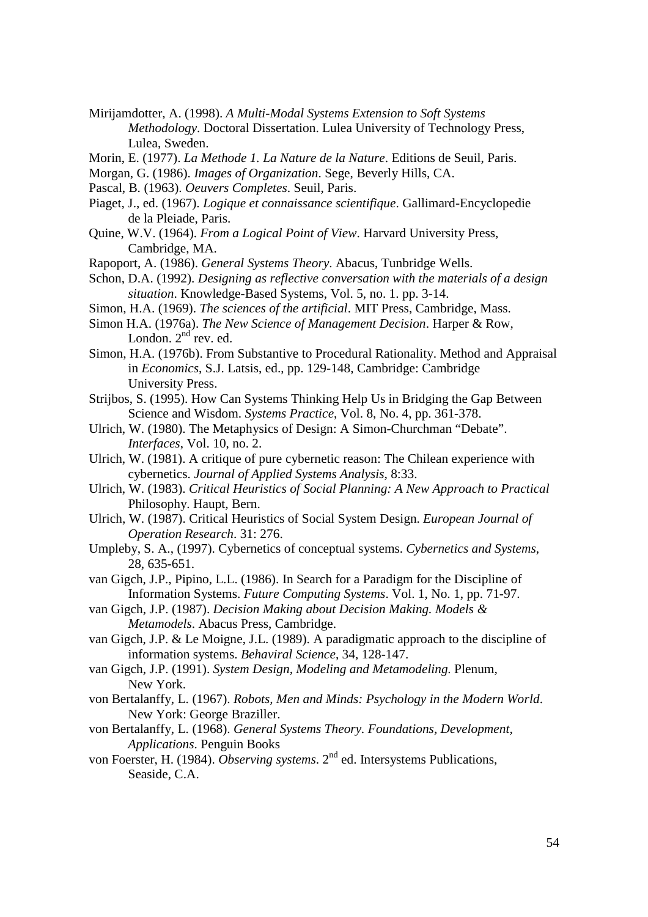Mirijamdotter, A. (1998). *A Multi-Modal Systems Extension to Soft Systems Methodology*. Doctoral Dissertation. Lulea University of Technology Press, Lulea, Sweden.

Morin, E. (1977). *La Methode 1. La Nature de la Nature*. Editions de Seuil, Paris.

Morgan, G. (1986). *Images of Organization*. Sege, Beverly Hills, CA.

Pascal, B. (1963). *Oeuvers Completes*. Seuil, Paris.

Piaget, J., ed. (1967). *Logique et connaissance scientifique*. Gallimard-Encyclopedie de la Pleiade, Paris.

Quine, W.V. (1964). *From a Logical Point of View*. Harvard University Press, Cambridge, MA.

Rapoport, A. (1986). *General Systems Theory*. Abacus, Tunbridge Wells.

Schon, D.A. (1992). *Designing as reflective conversation with the materials of a design situation*. Knowledge-Based Systems, Vol. 5, no. 1. pp. 3-14.

Simon, H.A. (1969). *The sciences of the artificial*. MIT Press, Cambridge, Mass.

Simon H.A. (1976a). *The New Science of Management Decision*. Harper & Row, London. 2nd rev. ed.

Simon, H.A. (1976b). From Substantive to Procedural Rationality. Method and Appraisal in *Economics*, S.J. Latsis, ed., pp. 129-148, Cambridge: Cambridge University Press.

Strijbos, S. (1995). How Can Systems Thinking Help Us in Bridging the Gap Between Science and Wisdom. *Systems Practice*, Vol. 8, No. 4, pp. 361-378.

Ulrich, W. (1980). The Metaphysics of Design: A Simon-Churchman "Debate". *Interfaces*, Vol. 10, no. 2.

Ulrich, W. (1981). A critique of pure cybernetic reason: The Chilean experience with cybernetics. *Journal of Applied Systems Analysis*, 8:33.

Ulrich, W. (1983). *Critical Heuristics of Social Planning: A New Approach to Practical* Philosophy. Haupt, Bern.

Ulrich, W. (1987). Critical Heuristics of Social System Design. *European Journal of Operation Research*. 31: 276.

Umpleby, S. A., (1997). Cybernetics of conceptual systems. *Cybernetics and Systems*, 28, 635-651.

van Gigch, J.P., Pipino, L.L. (1986). In Search for a Paradigm for the Discipline of Information Systems. *Future Computing Systems*. Vol. 1, No. 1, pp. 71-97.

van Gigch, J.P. (1987). *Decision Making about Decision Making. Models & Metamodels*. Abacus Press, Cambridge.

van Gigch, J.P. & Le Moigne, J.L. (1989). A paradigmatic approach to the discipline of information systems. *Behaviral Science*, 34, 128-147.

van Gigch, J.P. (1991). *System Design, Modeling and Metamodeling.* Plenum, New York.

von Bertalanffy, L. (1967). *Robots, Men and Minds: Psychology in the Modern World*. New York: George Braziller.

von Bertalanffy, L. (1968). *General Systems Theory. Foundations, Development, Applications*. Penguin Books

von Foerster, H. (1984). *Observing systems*. 2nd ed. Intersystems Publications, Seaside, C.A.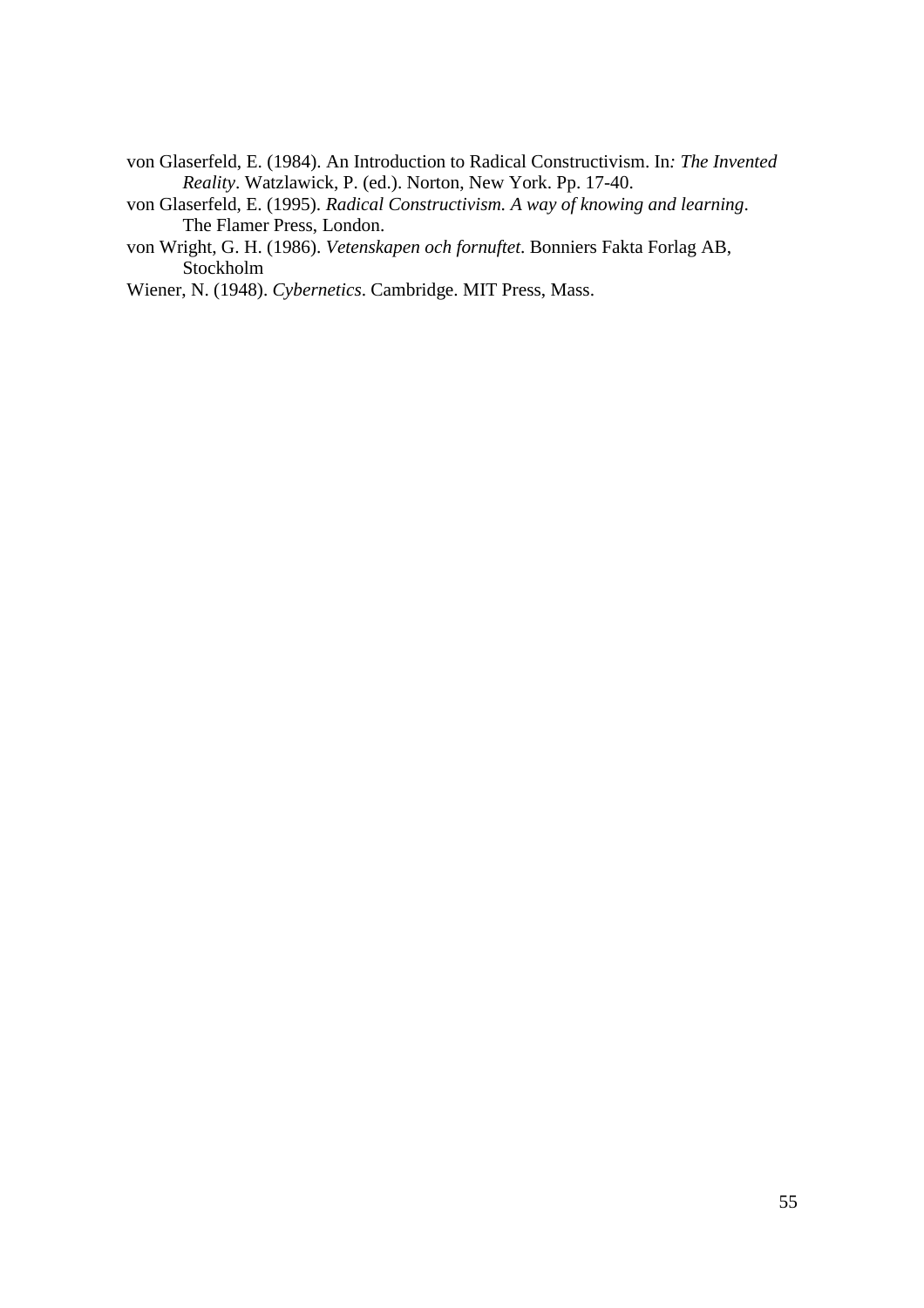von Glaserfeld, E. (1984). An Introduction to Radical Constructivism. In*: The Invented Reality*. Watzlawick, P. (ed.). Norton, New York. Pp. 17-40.

von Glaserfeld, E. (1995). *Radical Constructivism. A way of knowing and learning*. The Flamer Press, London.

von Wright, G. H. (1986). *Vetenskapen och fornuftet*. Bonniers Fakta Forlag AB, Stockholm

Wiener, N. (1948). *Cybernetics*. Cambridge. MIT Press, Mass.